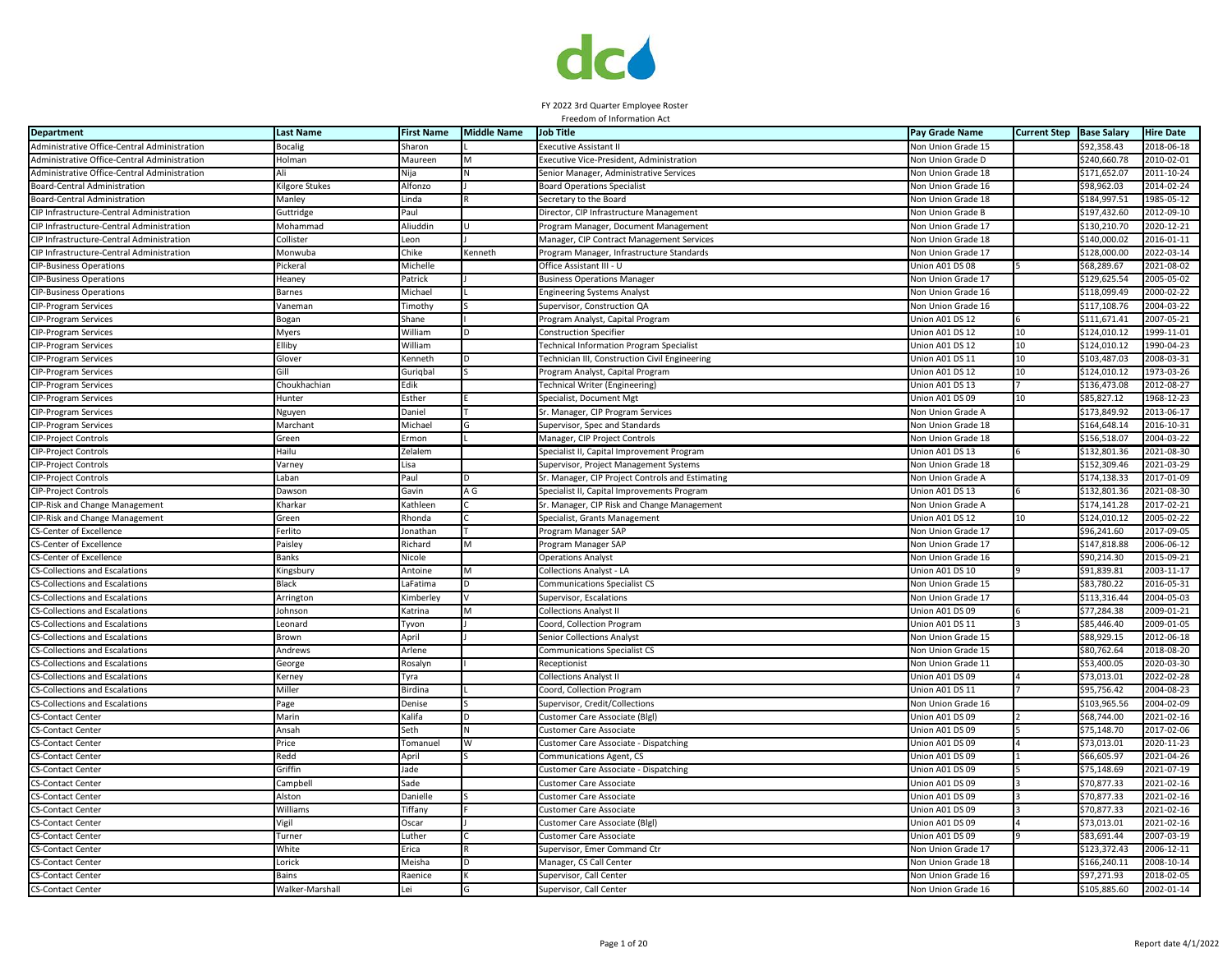FY 2022 3rd Quarter Employee Roster
Freedom of Information Act

| Department | Last Name | First Name | Middle Name | Job Title | Pay Grade Name | Current Step | Base Salary | Hire Date |
|---|---|---|---|---|---|---|---|---|
| Administrative Office-Central Administration | Bocalig | Sharon | L | Executive Assistant II | Non Union Grade 15 | | $92,358.43 | 2018-06-18 |
| Administrative Office-Central Administration | Holman | Maureen | M | Executive Vice-President, Administration | Non Union Grade D | | $240,660.78 | 2010-02-01 |
| Administrative Office-Central Administration | Ali | Nija | N | Senior Manager, Administrative Services | Non Union Grade 18 | | $171,652.07 | 2011-10-24 |
| Board-Central Administration | Kilgore Stukes | Alfonzo | J | Board Operations Specialist | Non Union Grade 16 | | $98,962.03 | 2014-02-24 |
| Board-Central Administration | Manley | Linda | R | Secretary to the Board | Non Union Grade 18 | | $184,997.51 | 1985-05-12 |
| CIP Infrastructure-Central Administration | Guttridge | Paul | | Director, CIP Infrastructure Management | Non Union Grade B | | $197,432.60 | 2012-09-10 |
| CIP Infrastructure-Central Administration | Mohammad | Aliuddin | U | Program Manager, Document Management | Non Union Grade 17 | | $130,210.70 | 2020-12-21 |
| CIP Infrastructure-Central Administration | Collister | Leon | J | Manager, CIP Contract Management Services | Non Union Grade 18 | | $140,000.02 | 2016-01-11 |
| CIP Infrastructure-Central Administration | Monwuba | Chike | Kenneth | Program Manager, Infrastructure Standards | Non Union Grade 17 | | $128,000.00 | 2022-03-14 |
| CIP-Business Operations | Pickeral | Michelle | | Office Assistant III - U | Union A01 DS 08 | 5 | $68,289.67 | 2021-08-02 |
| CIP-Business Operations | Heaney | Patrick | J | Business Operations Manager | Non Union Grade 17 | | $129,625.54 | 2005-05-02 |
| CIP-Business Operations | Barnes | Michael | L | Engineering Systems Analyst | Non Union Grade 16 | | $118,099.49 | 2000-02-22 |
| CIP-Program Services | Vaneman | Timothy | S | Supervisor, Construction QA | Non Union Grade 16 | | $117,108.76 | 2004-03-22 |
| CIP-Program Services | Bogan | Shane | I | Program Analyst, Capital Program | Union A01 DS 12 | 6 | $111,671.41 | 2007-05-21 |
| CIP-Program Services | Myers | William | D | Construction Specifier | Union A01 DS 12 | 10 | $124,010.12 | 1999-11-01 |
| CIP-Program Services | Elliby | William | | Technical Information Program Specialist | Union A01 DS 12 | 10 | $124,010.12 | 1990-04-23 |
| CIP-Program Services | Glover | Kenneth | D | Technician III, Construction Civil Engineering | Union A01 DS 11 | 10 | $103,487.03 | 2008-03-31 |
| CIP-Program Services | Gill | Guriqbal | S | Program Analyst, Capital Program | Union A01 DS 12 | 10 | $124,010.12 | 1973-03-26 |
| CIP-Program Services | Choukhachian | Edik | | Technical Writer (Engineering) | Union A01 DS 13 | 7 | $136,473.08 | 2012-08-27 |
| CIP-Program Services | Hunter | Esther | E | Specialist, Document Mgt | Union A01 DS 09 | 10 | $85,827.12 | 1968-12-23 |
| CIP-Program Services | Nguyen | Daniel | T | Sr. Manager, CIP Program Services | Non Union Grade A | | $173,849.92 | 2013-06-17 |
| CIP-Program Services | Marchant | Michael | G | Supervisor, Spec and Standards | Non Union Grade 18 | | $164,648.14 | 2016-10-31 |
| CIP-Project Controls | Green | Ermon | L | Manager, CIP Project Controls | Non Union Grade 18 | | $156,518.07 | 2004-03-22 |
| CIP-Project Controls | Hailu | Zelalem | | Specialist II, Capital Improvement Program | Union A01 DS 13 | 6 | $132,801.36 | 2021-08-30 |
| CIP-Project Controls | Varney | Lisa | | Supervisor, Project Management Systems | Non Union Grade 18 | | $152,309.46 | 2021-03-29 |
| CIP-Project Controls | Laban | Paul | D | Sr. Manager, CIP Project Controls and Estimating | Non Union Grade A | | $174,138.33 | 2017-01-09 |
| CIP-Project Controls | Dawson | Gavin | A G | Specialist II, Capital Improvements Program | Union A01 DS 13 | 6 | $132,801.36 | 2021-08-30 |
| CIP-Risk and Change Management | Kharkar | Kathleen | C | Sr. Manager, CIP Risk and Change Management | Non Union Grade A | | $174,141.28 | 2017-02-21 |
| CIP-Risk and Change Management | Green | Rhonda | C | Specialist, Grants Management | Union A01 DS 12 | 10 | $124,010.12 | 2005-02-22 |
| CS-Center of Excellence | Ferlito | Jonathan | T | Program Manager SAP | Non Union Grade 17 | | $96,241.60 | 2017-09-05 |
| CS-Center of Excellence | Paisley | Richard | M | Program Manager SAP | Non Union Grade 17 | | $147,818.88 | 2006-06-12 |
| CS-Center of Excellence | Banks | Nicole | | Operations Analyst | Non Union Grade 16 | | $90,214.30 | 2015-09-21 |
| CS-Collections and Escalations | Kingsbury | Antoine | M | Collections Analyst - LA | Union A01 DS 10 | 9 | $91,839.81 | 2003-11-17 |
| CS-Collections and Escalations | Black | LaFatima | D | Communications Specialist CS | Non Union Grade 15 | | $83,780.22 | 2016-05-31 |
| CS-Collections and Escalations | Arrington | Kimberley | V | Supervisor, Escalations | Non Union Grade 17 | | $113,316.44 | 2004-05-03 |
| CS-Collections and Escalations | Johnson | Katrina | M | Collections Analyst II | Union A01 DS 09 | 6 | $77,284.38 | 2009-01-21 |
| CS-Collections and Escalations | Leonard | Tyvon | J | Coord, Collection Program | Union A01 DS 11 | 3 | $85,446.40 | 2009-01-05 |
| CS-Collections and Escalations | Brown | April | J | Senior Collections Analyst | Non Union Grade 15 | | $88,929.15 | 2012-06-18 |
| CS-Collections and Escalations | Andrews | Arlene | | Communications Specialist CS | Non Union Grade 15 | | $80,762.64 | 2018-08-20 |
| CS-Collections and Escalations | George | Rosalyn | I | Receptionist | Non Union Grade 11 | | $53,400.05 | 2020-03-30 |
| CS-Collections and Escalations | Kerney | Tyra | | Collections Analyst II | Union A01 DS 09 | 4 | $73,013.01 | 2022-02-28 |
| CS-Collections and Escalations | Miller | Birdina | L | Coord, Collection Program | Union A01 DS 11 | 7 | $95,756.42 | 2004-08-23 |
| CS-Collections and Escalations | Page | Denise | S | Supervisor, Credit/Collections | Non Union Grade 16 | | $103,965.56 | 2004-02-09 |
| CS-Contact Center | Marin | Kalifa | D | Customer Care Associate (Blgl) | Union A01 DS 09 | 2 | $68,744.00 | 2021-02-16 |
| CS-Contact Center | Ansah | Seth | N | Customer Care Associate | Union A01 DS 09 | 5 | $75,148.70 | 2017-02-06 |
| CS-Contact Center | Price | Tomanuel | W | Customer Care Associate - Dispatching | Union A01 DS 09 | 4 | $73,013.01 | 2020-11-23 |
| CS-Contact Center | Redd | April | S | Communications Agent, CS | Union A01 DS 09 | 1 | $66,605.97 | 2021-04-26 |
| CS-Contact Center | Griffin | Jade | | Customer Care Associate - Dispatching | Union A01 DS 09 | 5 | $75,148.69 | 2021-07-19 |
| CS-Contact Center | Campbell | Sade | | Customer Care Associate | Union A01 DS 09 | 3 | $70,877.33 | 2021-02-16 |
| CS-Contact Center | Alston | Danielle | S | Customer Care Associate | Union A01 DS 09 | 3 | $70,877.33 | 2021-02-16 |
| CS-Contact Center | Williams | Tiffany | F | Customer Care Associate | Union A01 DS 09 | 3 | $70,877.33 | 2021-02-16 |
| CS-Contact Center | Vigil | Oscar | J | Customer Care Associate (Blgl) | Union A01 DS 09 | 4 | $73,013.01 | 2021-02-16 |
| CS-Contact Center | Turner | Luther | C | Customer Care Associate | Union A01 DS 09 | 9 | $83,691.44 | 2007-03-19 |
| CS-Contact Center | White | Erica | R | Supervisor, Emer Command Ctr | Non Union Grade 17 | | $123,372.43 | 2006-12-11 |
| CS-Contact Center | Lorick | Meisha | D | Manager, CS Call Center | Non Union Grade 18 | | $166,240.11 | 2008-10-14 |
| CS-Contact Center | Bains | Raenice | K | Supervisor, Call Center | Non Union Grade 16 | | $97,271.93 | 2018-02-05 |
| CS-Contact Center | Walker-Marshall | Lei | G | Supervisor, Call Center | Non Union Grade 16 | | $105,885.60 | 2002-01-14 |

Report date 4/1/2022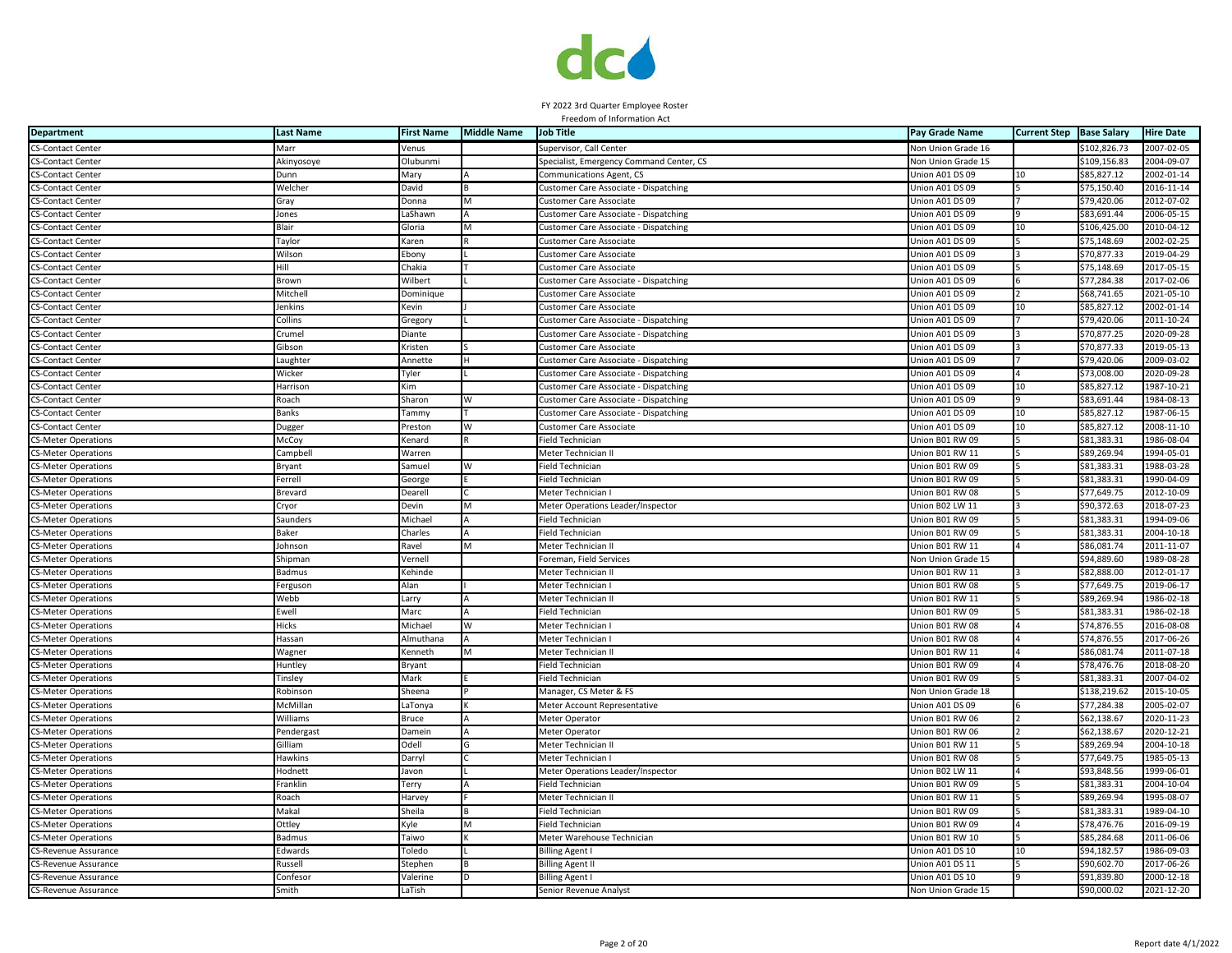FY 2022 3rd Quarter Employee Roster

Freedom of Information Act

| Department | Last Name | First Name | Middle Name | Job Title | Pay Grade Name | Current Step | Base Salary | Hire Date |
|---|---|---|---|---|---|---|---|---|
| CS-Contact Center | Marr | Venus | | Supervisor, Call Center | Non Union Grade 16 | | $102,826.73 | 2007-02-05 |
| CS-Contact Center | Akinyosoye | Olubunmi | | Specialist, Emergency Command Center, CS | Non Union Grade 15 | | $109,156.83 | 2004-09-07 |
| CS-Contact Center | Dunn | Mary | A | Communications Agent, CS | Union A01 DS 09 | 10 | $85,827.12 | 2002-01-14 |
| CS-Contact Center | Welcher | David | B | Customer Care Associate - Dispatching | Union A01 DS 09 | 5 | $75,150.40 | 2016-11-14 |
| CS-Contact Center | Gray | Donna | M | Customer Care Associate | Union A01 DS 09 | 7 | $79,420.06 | 2012-07-02 |
| CS-Contact Center | Jones | LaShawn | A | Customer Care Associate - Dispatching | Union A01 DS 09 | 9 | $83,691.44 | 2006-05-15 |
| CS-Contact Center | Blair | Gloria | M | Customer Care Associate - Dispatching | Union A01 DS 09 | 10 | $106,425.00 | 2010-04-12 |
| CS-Contact Center | Taylor | Karen | R | Customer Care Associate | Union A01 DS 09 | 5 | $75,148.69 | 2002-02-25 |
| CS-Contact Center | Wilson | Ebony | L | Customer Care Associate | Union A01 DS 09 | 3 | $70,877.33 | 2019-04-29 |
| CS-Contact Center | Hill | Chakia | T | Customer Care Associate | Union A01 DS 09 | 5 | $75,148.69 | 2017-05-15 |
| CS-Contact Center | Brown | Wilbert | L | Customer Care Associate - Dispatching | Union A01 DS 09 | 6 | $77,284.38 | 2017-02-06 |
| CS-Contact Center | Mitchell | Dominique | | Customer Care Associate | Union A01 DS 09 | 2 | $68,741.65 | 2021-05-10 |
| CS-Contact Center | Jenkins | Kevin | J | Customer Care Associate | Union A01 DS 09 | 10 | $85,827.12 | 2002-01-14 |
| CS-Contact Center | Collins | Gregory | L | Customer Care Associate - Dispatching | Union A01 DS 09 | 7 | $79,420.06 | 2011-10-24 |
| CS-Contact Center | Crumel | Diante | | Customer Care Associate - Dispatching | Union A01 DS 09 | 3 | $70,877.25 | 2020-09-28 |
| CS-Contact Center | Gibson | Kristen | S | Customer Care Associate | Union A01 DS 09 | 3 | $70,877.33 | 2019-05-13 |
| CS-Contact Center | Laughter | Annette | H | Customer Care Associate - Dispatching | Union A01 DS 09 | 7 | $79,420.06 | 2009-03-02 |
| CS-Contact Center | Wicker | Tyler | L | Customer Care Associate - Dispatching | Union A01 DS 09 | 4 | $73,008.00 | 2020-09-28 |
| CS-Contact Center | Harrison | Kim | | Customer Care Associate - Dispatching | Union A01 DS 09 | 10 | $85,827.12 | 1987-10-21 |
| CS-Contact Center | Roach | Sharon | W | Customer Care Associate - Dispatching | Union A01 DS 09 | 9 | $83,691.44 | 1984-08-13 |
| CS-Contact Center | Banks | Tammy | T | Customer Care Associate - Dispatching | Union A01 DS 09 | 10 | $85,827.12 | 1987-06-15 |
| CS-Contact Center | Dugger | Preston | W | Customer Care Associate | Union A01 DS 09 | 10 | $85,827.12 | 2008-11-10 |
| CS-Meter Operations | McCoy | Kenard | R | Field Technician | Union B01 RW 09 | 5 | $81,383.31 | 1986-08-04 |
| CS-Meter Operations | Campbell | Warren | | Meter Technician II | Union B01 RW 11 | 5 | $89,269.94 | 1994-05-01 |
| CS-Meter Operations | Bryant | Samuel | W | Field Technician | Union B01 RW 09 | 5 | $81,383.31 | 1988-03-28 |
| CS-Meter Operations | Ferrell | George | E | Field Technician | Union B01 RW 09 | 5 | $81,383.31 | 1990-04-09 |
| CS-Meter Operations | Brevard | Dearell | C | Meter Technician I | Union B01 RW 08 | 5 | $77,649.75 | 2012-10-09 |
| CS-Meter Operations | Cryor | Devin | M | Meter Operations Leader/Inspector | Union B02 LW 11 | 3 | $90,372.63 | 2018-07-23 |
| CS-Meter Operations | Saunders | Michael | A | Field Technician | Union B01 RW 09 | 5 | $81,383.31 | 1994-09-06 |
| CS-Meter Operations | Baker | Charles | A | Field Technician | Union B01 RW 09 | 5 | $81,383.31 | 2004-10-18 |
| CS-Meter Operations | Johnson | Ravel | M | Meter Technician II | Union B01 RW 11 | 4 | $86,081.74 | 2011-11-07 |
| CS-Meter Operations | Shipman | Vernell | | Foreman, Field Services | Non Union Grade 15 | | $94,889.60 | 1989-08-28 |
| CS-Meter Operations | Badmus | Kehinde | | Meter Technician II | Union B01 RW 11 | 3 | $82,888.00 | 2012-01-17 |
| CS-Meter Operations | Ferguson | Alan | I | Meter Technician I | Union B01 RW 08 | 5 | $77,649.75 | 2019-06-17 |
| CS-Meter Operations | Webb | Larry | A | Meter Technician II | Union B01 RW 11 | 5 | $89,269.94 | 1986-02-18 |
| CS-Meter Operations | Ewell | Marc | A | Field Technician | Union B01 RW 09 | 5 | $81,383.31 | 1986-02-18 |
| CS-Meter Operations | Hicks | Michael | W | Meter Technician I | Union B01 RW 08 | 4 | $74,876.55 | 2016-08-08 |
| CS-Meter Operations | Hassan | Almuthana | A | Meter Technician I | Union B01 RW 08 | 4 | $74,876.55 | 2017-06-26 |
| CS-Meter Operations | Wagner | Kenneth | M | Meter Technician II | Union B01 RW 11 | 4 | $86,081.74 | 2011-07-18 |
| CS-Meter Operations | Huntley | Bryant | | Field Technician | Union B01 RW 09 | 4 | $78,476.76 | 2018-08-20 |
| CS-Meter Operations | Tinsley | Mark | E | Field Technician | Union B01 RW 09 | 5 | $81,383.31 | 2007-04-02 |
| CS-Meter Operations | Robinson | Sheena | P | Manager, CS Meter & FS | Non Union Grade 18 | | $138,219.62 | 2015-10-05 |
| CS-Meter Operations | McMillan | LaTonya | K | Meter Account Representative | Union A01 DS 09 | 6 | $77,284.38 | 2005-02-07 |
| CS-Meter Operations | Williams | Bruce | A | Meter Operator | Union B01 RW 06 | 2 | $62,138.67 | 2020-11-23 |
| CS-Meter Operations | Pendergast | Damein | A | Meter Operator | Union B01 RW 06 | 2 | $62,138.67 | 2020-12-21 |
| CS-Meter Operations | Gilliam | Odell | G | Meter Technician II | Union B01 RW 11 | 5 | $89,269.94 | 2004-10-18 |
| CS-Meter Operations | Hawkins | Darryl | C | Meter Technician I | Union B01 RW 08 | 5 | $77,649.75 | 1985-05-13 |
| CS-Meter Operations | Hodnett | Javon | L | Meter Operations Leader/Inspector | Union B02 LW 11 | 4 | $93,848.56 | 1999-06-01 |
| CS-Meter Operations | Franklin | Terry | A | Field Technician | Union B01 RW 09 | 5 | $81,383.31 | 2004-10-04 |
| CS-Meter Operations | Roach | Harvey | F | Meter Technician II | Union B01 RW 11 | 5 | $89,269.94 | 1995-08-07 |
| CS-Meter Operations | Makal | Sheila | B | Field Technician | Union B01 RW 09 | 5 | $81,383.31 | 1989-04-10 |
| CS-Meter Operations | Ottley | Kyle | M | Field Technician | Union B01 RW 09 | 4 | $78,476.76 | 2016-09-19 |
| CS-Meter Operations | Badmus | Taiwo | K | Meter Warehouse Technician | Union B01 RW 10 | 5 | $85,284.68 | 2011-06-06 |
| CS-Revenue Assurance | Edwards | Toledo | L | Billing Agent I | Union A01 DS 10 | 10 | $94,182.57 | 1986-09-03 |
| CS-Revenue Assurance | Russell | Stephen | B | Billing Agent II | Union A01 DS 11 | 5 | $90,602.70 | 2017-06-26 |
| CS-Revenue Assurance | Confesor | Valerine | D | Billing Agent I | Union A01 DS 10 | 9 | $91,839.80 | 2000-12-18 |
| CS-Revenue Assurance | Smith | LaTish | | Senior Revenue Analyst | Non Union Grade 15 | | $90,000.02 | 2021-12-20 |

Report date 4/1/2022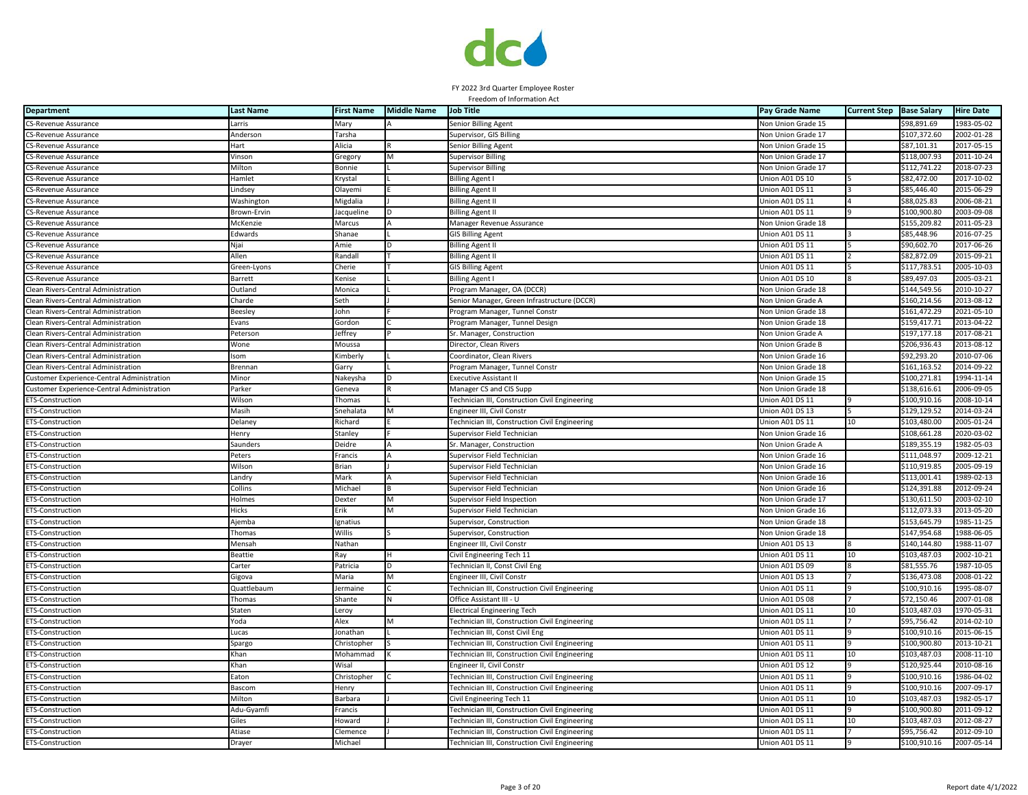FY 2022 3rd Quarter Employee Roster
Freedom of Information Act

| Department | Last Name | First Name | Middle Name | Job Title | Pay Grade Name | Current Step | Base Salary | Hire Date |
|---|---|---|---|---|---|---|---|---|
| CS-Revenue Assurance | Larris | Mary | A | Senior Billing Agent | Non Union Grade 15 | | $98,891.69 | 1983-05-02 |
| CS-Revenue Assurance | Anderson | Tarsha | | Supervisor, GIS Billing | Non Union Grade 17 | | $107,372.60 | 2002-01-28 |
| CS-Revenue Assurance | Hart | Alicia | R | Senior Billing Agent | Non Union Grade 15 | | $87,101.31 | 2017-05-15 |
| CS-Revenue Assurance | Vinson | Gregory | M | Supervisor Billing | Non Union Grade 17 | | $118,007.93 | 2011-10-24 |
| CS-Revenue Assurance | Milton | Bonnie | L | Supervisor Billing | Non Union Grade 17 | | $112,741.22 | 2018-07-23 |
| CS-Revenue Assurance | Hamlet | Krystal | L | Billing Agent I | Union A01 DS 10 | 5 | $82,472.00 | 2017-10-02 |
| CS-Revenue Assurance | Lindsey | Olayemi | E | Billing Agent II | Union A01 DS 11 | 3 | $85,446.40 | 2015-06-29 |
| CS-Revenue Assurance | Washington | Migdalia | J | Billing Agent II | Union A01 DS 11 | 4 | $88,025.83 | 2006-08-21 |
| CS-Revenue Assurance | Brown-Ervin | Jacqueline | D | Billing Agent II | Union A01 DS 11 | 9 | $100,900.80 | 2003-09-08 |
| CS-Revenue Assurance | McKenzie | Marcus | A | Manager Revenue Assurance | Non Union Grade 18 | | $155,209.82 | 2011-05-23 |
| CS-Revenue Assurance | Edwards | Shanae | L | GIS Billing Agent | Union A01 DS 11 | 3 | $85,448.96 | 2016-07-25 |
| CS-Revenue Assurance | Njai | Amie | D | Billing Agent II | Union A01 DS 11 | 5 | $90,602.70 | 2017-06-26 |
| CS-Revenue Assurance | Allen | Randall | T | Billing Agent II | Union A01 DS 11 | 2 | $82,872.09 | 2015-09-21 |
| CS-Revenue Assurance | Green-Lyons | Cherie | T | GIS Billing Agent | Union A01 DS 11 | 5 | $117,783.51 | 2005-10-03 |
| CS-Revenue Assurance | Barrett | Kenise | L | Billing Agent I | Union A01 DS 10 | 8 | $89,497.03 | 2005-03-21 |
| Clean Rivers-Central Administration | Outland | Monica | L | Program Manager, OA (DCCR) | Non Union Grade 18 | | $144,549.56 | 2010-10-27 |
| Clean Rivers-Central Administration | Charde | Seth | J | Senior Manager, Green Infrastructure (DCCR) | Non Union Grade A | | $160,214.56 | 2013-08-12 |
| Clean Rivers-Central Administration | Beesley | John | F | Program Manager, Tunnel Constr | Non Union Grade 18 | | $161,472.29 | 2021-05-10 |
| Clean Rivers-Central Administration | Evans | Gordon | C | Program Manager, Tunnel Design | Non Union Grade 18 | | $159,417.71 | 2013-04-22 |
| Clean Rivers-Central Administration | Peterson | Jeffrey | P | Sr. Manager, Construction | Non Union Grade A | | $197,177.18 | 2017-08-21 |
| Clean Rivers-Central Administration | Wone | Moussa | | Director, Clean Rivers | Non Union Grade B | | $206,936.43 | 2013-08-12 |
| Clean Rivers-Central Administration | Isom | Kimberly | L | Coordinator, Clean Rivers | Non Union Grade 16 | | $92,293.20 | 2010-07-06 |
| Clean Rivers-Central Administration | Brennan | Garry | L | Program Manager, Tunnel Constr | Non Union Grade 18 | | $161,163.52 | 2014-09-22 |
| Customer Experience-Central Administration | Minor | Nakeysha | D | Executive Assistant II | Non Union Grade 15 | | $100,271.81 | 1994-11-14 |
| Customer Experience-Central Administration | Parker | Geneva | R | Manager CS and CIS Supp | Non Union Grade 18 | | $138,616.61 | 2006-09-05 |
| ETS-Construction | Wilson | Thomas | L | Technician III, Construction Civil Engineering | Union A01 DS 11 | 9 | $100,910.16 | 2008-10-14 |
| ETS-Construction | Masih | Snehalata | M | Engineer III, Civil Constr | Union A01 DS 13 | 5 | $129,129.52 | 2014-03-24 |
| ETS-Construction | Delaney | Richard | E | Technician III, Construction Civil Engineering | Union A01 DS 11 | 10 | $103,480.00 | 2005-01-24 |
| ETS-Construction | Henry | Stanley | F | Supervisor Field Technician | Non Union Grade 16 | | $108,661.28 | 2020-03-02 |
| ETS-Construction | Saunders | Deidre | A | Sr. Manager, Construction | Non Union Grade A | | $189,355.19 | 1982-05-03 |
| ETS-Construction | Peters | Francis | A | Supervisor Field Technician | Non Union Grade 16 | | $111,048.97 | 2009-12-21 |
| ETS-Construction | Wilson | Brian | J | Supervisor Field Technician | Non Union Grade 16 | | $110,919.85 | 2005-09-19 |
| ETS-Construction | Landry | Mark | A | Supervisor Field Technician | Non Union Grade 16 | | $113,001.41 | 1989-02-13 |
| ETS-Construction | Collins | Michael | B | Supervisor Field Technician | Non Union Grade 16 | | $124,391.88 | 2012-09-24 |
| ETS-Construction | Holmes | Dexter | M | Supervisor Field Inspection | Non Union Grade 17 | | $130,611.50 | 2003-02-10 |
| ETS-Construction | Hicks | Erik | M | Supervisor Field Technician | Non Union Grade 16 | | $112,073.33 | 2013-05-20 |
| ETS-Construction | Ajemba | Ignatius | | Supervisor, Construction | Non Union Grade 18 | | $153,645.79 | 1985-11-25 |
| ETS-Construction | Thomas | Willis | S | Supervisor, Construction | Non Union Grade 18 | | $147,954.68 | 1988-06-05 |
| ETS-Construction | Mensah | Nathan | | Engineer III, Civil Constr | Union A01 DS 13 | 8 | $140,144.80 | 1988-11-07 |
| ETS-Construction | Beattie | Ray | H | Civil Engineering Tech 11 | Union A01 DS 11 | 10 | $103,487.03 | 2002-10-21 |
| ETS-Construction | Carter | Patricia | D | Technician II, Const Civil Eng | Union A01 DS 09 | 8 | $81,555.76 | 1987-10-05 |
| ETS-Construction | Gigova | Maria | M | Engineer III, Civil Constr | Union A01 DS 13 | 7 | $136,473.08 | 2008-01-22 |
| ETS-Construction | Quattlebaum | Jermaine | C | Technician III, Construction Civil Engineering | Union A01 DS 11 | 9 | $100,910.16 | 1995-08-07 |
| ETS-Construction | Thomas | Shante | N | Office Assistant III - U | Union A01 DS 08 | 7 | $72,150.46 | 2007-01-08 |
| ETS-Construction | Staten | Leroy | | Electrical Engineering Tech | Union A01 DS 11 | 10 | $103,487.03 | 1970-05-31 |
| ETS-Construction | Yoda | Alex | M | Technician III, Construction Civil Engineering | Union A01 DS 11 | 7 | $95,756.42 | 2014-02-10 |
| ETS-Construction | Lucas | Jonathan | L | Technician III, Const Civil Eng | Union A01 DS 11 | 9 | $100,910.16 | 2015-06-15 |
| ETS-Construction | Spargo | Christopher | S | Technician III, Construction Civil Engineering | Union A01 DS 11 | 9 | $100,900.80 | 2013-10-21 |
| ETS-Construction | Khan | Mohammad | K | Technician III, Construction Civil Engineering | Union A01 DS 11 | 10 | $103,487.03 | 2008-11-10 |
| ETS-Construction | Khan | Wisal | | Engineer II, Civil Constr | Union A01 DS 12 | 9 | $120,925.44 | 2010-08-16 |
| ETS-Construction | Eaton | Christopher | C | Technician III, Construction Civil Engineering | Union A01 DS 11 | 9 | $100,910.16 | 1986-04-02 |
| ETS-Construction | Bascom | Henry | | Technician III, Construction Civil Engineering | Union A01 DS 11 | 9 | $100,910.16 | 2007-09-17 |
| ETS-Construction | Milton | Barbara | J | Civil Engineering Tech 11 | Union A01 DS 11 | 10 | $103,487.03 | 1982-05-17 |
| ETS-Construction | Adu-Gyamfi | Francis | | Technician III, Construction Civil Engineering | Union A01 DS 11 | 9 | $100,900.80 | 2011-09-12 |
| ETS-Construction | Giles | Howard | J | Technician III, Construction Civil Engineering | Union A01 DS 11 | 10 | $103,487.03 | 2012-08-27 |
| ETS-Construction | Atiase | Clemence | J | Technician III, Construction Civil Engineering | Union A01 DS 11 | 7 | $95,756.42 | 2012-09-10 |
| ETS-Construction | Drayer | Michael | | Technician III, Construction Civil Engineering | Union A01 DS 11 | 9 | $100,910.16 | 2007-05-14 |

Report date 4/1/2022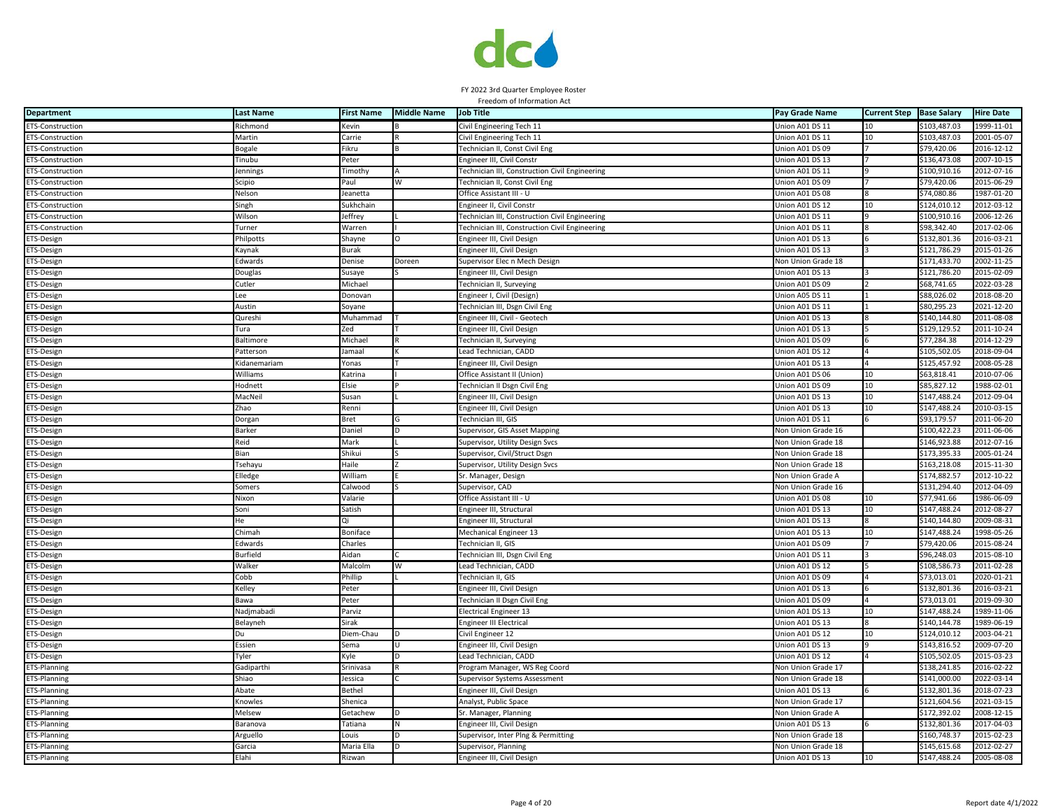FY 2022 3rd Quarter Employee Roster

Freedom of Information Act

| Department | Last Name | First Name | Middle Name | Job Title | Pay Grade Name | Current Step | Base Salary | Hire Date |
|---|---|---|---|---|---|---|---|---|
| ETS-Construction | Richmond | Kevin | B | Civil Engineering Tech 11 | Union A01 DS 11 | 10 | $103,487.03 | 1999-11-01 |
| ETS-Construction | Martin | Carrie | R | Civil Engineering Tech 11 | Union A01 DS 11 | 10 | $103,487.03 | 2001-05-07 |
| ETS-Construction | Bogale | Fikru | B | Technician II, Const Civil Eng | Union A01 DS 09 | 7 | $79,420.06 | 2016-12-12 |
| ETS-Construction | Tinubu | Peter | | Engineer III, Civil Constr | Union A01 DS 13 | 7 | $136,473.08 | 2007-10-15 |
| ETS-Construction | Jennings | Timothy | A | Technician III, Construction Civil Engineering | Union A01 DS 11 | 9 | $100,910.16 | 2012-07-16 |
| ETS-Construction | Scipio | Paul | W | Technician II, Const Civil Eng | Union A01 DS 09 | 7 | $79,420.06 | 2015-06-29 |
| ETS-Construction | Nelson | Jeanetta | | Office Assistant III - U | Union A01 DS 08 | 8 | $74,080.86 | 1987-01-20 |
| ETS-Construction | Singh | Sukhchain | | Engineer II, Civil Constr | Union A01 DS 12 | 10 | $124,010.12 | 2012-03-12 |
| ETS-Construction | Wilson | Jeffrey | L | Technician III, Construction Civil Engineering | Union A01 DS 11 | 9 | $100,910.16 | 2006-12-26 |
| ETS-Construction | Turner | Warren | I | Technician III, Construction Civil Engineering | Union A01 DS 11 | 8 | $98,342.40 | 2017-02-06 |
| ETS-Design | Philpotts | Shayne | O | Engineer III, Civil Design | Union A01 DS 13 | 6 | $132,801.36 | 2016-03-21 |
| ETS-Design | Kaynak | Burak | | Engineer III, Civil Design | Union A01 DS 13 | 3 | $121,786.29 | 2015-01-26 |
| ETS-Design | Edwards | Denise | Doreen | Supervisor Elec n Mech Design | Non Union Grade 18 | | $171,433.70 | 2002-11-25 |
| ETS-Design | Douglas | Susaye | S | Engineer III, Civil Design | Union A01 DS 13 | 3 | $121,786.20 | 2015-02-09 |
| ETS-Design | Cutler | Michael | | Technician II, Surveying | Union A01 DS 09 | 2 | $68,741.65 | 2022-03-28 |
| ETS-Design | Lee | Donovan | | Engineer I, Civil (Design) | Union A05 DS 11 | 1 | $88,026.02 | 2018-08-20 |
| ETS-Design | Austin | Soyane | | Technician III, Dsgn Civil Eng | Union A01 DS 11 | 1 | $80,295.23 | 2021-12-20 |
| ETS-Design | Qureshi | Muhammad | T | Engineer III, Civil - Geotech | Union A01 DS 13 | 8 | $140,144.80 | 2011-08-08 |
| ETS-Design | Tura | Zed | T | Engineer III, Civil Design | Union A01 DS 13 | 5 | $129,129.52 | 2011-10-24 |
| ETS-Design | Baltimore | Michael | R | Technician II, Surveying | Union A01 DS 09 | 6 | $77,284.38 | 2014-12-29 |
| ETS-Design | Patterson | Jamaal | K | Lead Technician, CADD | Union A01 DS 12 | 4 | $105,502.05 | 2018-09-04 |
| ETS-Design | Kidanemariam | Yonas | T | Engineer III, Civil Design | Union A01 DS 13 | 4 | $125,457.92 | 2008-05-28 |
| ETS-Design | Williams | Katrina | I | Office Assistant II (Union) | Union A01 DS 06 | 10 | $63,818.41 | 2010-07-06 |
| ETS-Design | Hodnett | Elsie | P | Technician II Dsgn Civil Eng | Union A01 DS 09 | 10 | $85,827.12 | 1988-02-01 |
| ETS-Design | MacNeil | Susan | L | Engineer III, Civil Design | Union A01 DS 13 | 10 | $147,488.24 | 2012-09-04 |
| ETS-Design | Zhao | Renni | | Engineer III, Civil Design | Union A01 DS 13 | 10 | $147,488.24 | 2010-03-15 |
| ETS-Design | Dorgan | Bret | G | Technician III, GIS | Union A01 DS 11 | 6 | $93,179.57 | 2011-06-20 |
| ETS-Design | Barker | Daniel | D | Supervisor, GIS Asset Mapping | Non Union Grade 16 | | $100,422.23 | 2011-06-06 |
| ETS-Design | Reid | Mark | L | Supervisor, Utility Design Svcs | Non Union Grade 18 | | $146,923.88 | 2012-07-16 |
| ETS-Design | Bian | Shikui | S | Supervisor, Civil/Struct Dsgn | Non Union Grade 18 | | $173,395.33 | 2005-01-24 |
| ETS-Design | Tsehayu | Haile | Z | Supervisor, Utility Design Svcs | Non Union Grade 18 | | $163,218.08 | 2015-11-30 |
| ETS-Design | Elledge | William | E | Sr. Manager, Design | Non Union Grade A | | $174,882.57 | 2012-10-22 |
| ETS-Design | Somers | Calwood | S | Supervisor, CAD | Non Union Grade 16 | | $131,294.40 | 2012-04-09 |
| ETS-Design | Nixon | Valarie | | Office Assistant III - U | Union A01 DS 08 | 10 | $77,941.66 | 1986-06-09 |
| ETS-Design | Soni | Satish | | Engineer III, Structural | Union A01 DS 13 | 10 | $147,488.24 | 2012-08-27 |
| ETS-Design | He | Qi | | Engineer III, Structural | Union A01 DS 13 | 8 | $140,144.80 | 2009-08-31 |
| ETS-Design | Chimah | Boniface | | Mechanical Engineer 13 | Union A01 DS 13 | 10 | $147,488.24 | 1998-05-26 |
| ETS-Design | Edwards | Charles | | Technician II, GIS | Union A01 DS 09 | 7 | $79,420.06 | 2015-08-24 |
| ETS-Design | Burfield | Aidan | C | Technician III, Dsgn Civil Eng | Union A01 DS 11 | 3 | $96,248.03 | 2015-08-10 |
| ETS-Design | Walker | Malcolm | W | Lead Technician, CADD | Union A01 DS 12 | 5 | $108,586.73 | 2011-02-28 |
| ETS-Design | Cobb | Phillip | L | Technician II, GIS | Union A01 DS 09 | 4 | $73,013.01 | 2020-01-21 |
| ETS-Design | Kelley | Peter | | Engineer III, Civil Design | Union A01 DS 13 | 6 | $132,801.36 | 2016-03-21 |
| ETS-Design | Bawa | Peter | | Technician II Dsgn Civil Eng | Union A01 DS 09 | 4 | $73,013.01 | 2019-09-30 |
| ETS-Design | Nadjmabadi | Parviz | | Electrical Engineer 13 | Union A01 DS 13 | 10 | $147,488.24 | 1989-11-06 |
| ETS-Design | Belayneh | Sirak | | Engineer III Electrical | Union A01 DS 13 | 8 | $140,144.78 | 1989-06-19 |
| ETS-Design | Du | Diem-Chau | D | Civil Engineer 12 | Union A01 DS 12 | 10 | $124,010.12 | 2003-04-21 |
| ETS-Design | Essien | Sema | U | Engineer III, Civil Design | Union A01 DS 13 | 9 | $143,816.52 | 2009-07-20 |
| ETS-Design | Tyler | Kyle | D | Lead Technician, CADD | Union A01 DS 12 | 4 | $105,502.05 | 2015-03-23 |
| ETS-Planning | Gadiparthi | Srinivasa | R | Program Manager, WS Reg Coord | Non Union Grade 17 | | $138,241.85 | 2016-02-22 |
| ETS-Planning | Shiao | Jessica | C | Supervisor Systems Assessment | Non Union Grade 18 | | $141,000.00 | 2022-03-14 |
| ETS-Planning | Abate | Bethel | | Engineer III, Civil Design | Union A01 DS 13 | 6 | $132,801.36 | 2018-07-23 |
| ETS-Planning | Knowles | Shenica | | Analyst, Public Space | Non Union Grade 17 | | $121,604.56 | 2021-03-15 |
| ETS-Planning | Melsew | Getachew | D | Sr. Manager, Planning | Non Union Grade A | | $172,392.02 | 2008-12-15 |
| ETS-Planning | Baranova | Tatiana | N | Engineer III, Civil Design | Union A01 DS 13 | 6 | $132,801.36 | 2017-04-03 |
| ETS-Planning | Arguello | Louis | D | Supervisor, Inter Plng & Permitting | Non Union Grade 18 | | $160,748.37 | 2015-02-23 |
| ETS-Planning | Garcia | Maria Ella | D | Supervisor, Planning | Non Union Grade 18 | | $145,615.68 | 2012-02-27 |
| ETS-Planning | Elahi | Rizwan | | Engineer III, Civil Design | Union A01 DS 13 | 10 | $147,488.24 | 2005-08-08 |

Report date 4/1/2022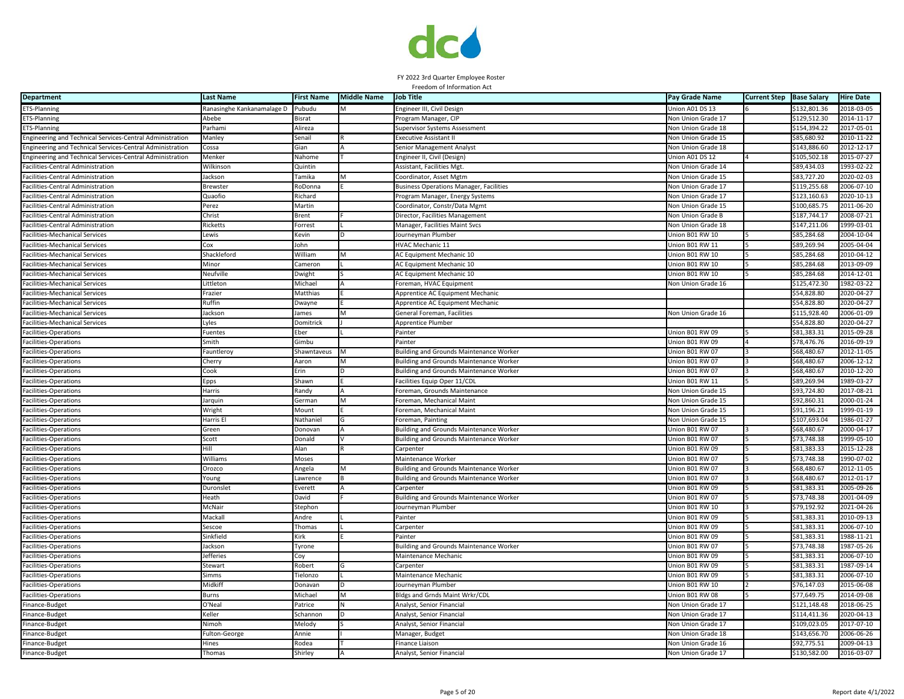FY 2022 3rd Quarter Employee Roster

Freedom of Information Act

| Department | Last Name | First Name | Middle Name | Job Title | Pay Grade Name | Current Step | Base Salary | Hire Date |
|---|---|---|---|---|---|---|---|---|
| ETS-Planning | Ranasinghe Kankanamalage D | Pubudu | M | Engineer III, Civil Design | Union A01 DS 13 | 6 | $132,801.36 | 2018-03-05 |
| ETS-Planning | Abebe | Bisrat | | Program Manager, CIP | Non Union Grade 17 | | $129,512.30 | 2014-11-17 |
| ETS-Planning | Parhami | Alireza | | Supervisor Systems Assessment | Non Union Grade 18 | | $154,394.22 | 2017-05-01 |
| Engineering and Technical Services-Central Administration | Manley | Senail | R | Executive Assistant II | Non Union Grade 15 | | $85,680.92 | 2010-11-22 |
| Engineering and Technical Services-Central Administration | Cossa | Gian | A | Senior Management Analyst | Non Union Grade 18 | | $143,886.60 | 2012-12-17 |
| Engineering and Technical Services-Central Administration | Menker | Nahome | T | Engineer II, Civil (Design) | Union A01 DS 12 | 4 | $105,502.18 | 2015-07-27 |
| Facilities-Central Administration | Wilkinson | Quintin | | Assistant, Facilities Mgt. | Non Union Grade 14 | | $89,434.03 | 1993-02-22 |
| Facilities-Central Administration | Jackson | Tamika | M | Coordinator, Asset Mgtm | Non Union Grade 15 | | $83,727.20 | 2020-02-03 |
| Facilities-Central Administration | Brewster | RoDonna | E | Business Operations Manager, Facilities | Non Union Grade 17 | | $119,255.68 | 2006-07-10 |
| Facilities-Central Administration | Quaofio | Richard | | Program Manager, Energy Systems | Non Union Grade 17 | | $123,160.63 | 2020-10-13 |
| Facilities-Central Administration | Perez | Martin | | Coordinator, Constr/Data Mgmt | Non Union Grade 15 | | $100,685.75 | 2011-06-20 |
| Facilities-Central Administration | Christ | Brent | F | Director, Facilities Management | Non Union Grade B | | $187,744.17 | 2008-07-21 |
| Facilities-Central Administration | Ricketts | Forrest | L | Manager, Facilities Maint Svcs | Non Union Grade 18 | | $147,211.06 | 1999-03-01 |
| Facilities-Mechanical Services | Lewis | Kevin | D | Journeyman Plumber | Union B01 RW 10 | 5 | $85,284.68 | 2004-10-04 |
| Facilities-Mechanical Services | Cox | John | | HVAC Mechanic 11 | Union B01 RW 11 | 5 | $89,269.94 | 2005-04-04 |
| Facilities-Mechanical Services | Shackleford | William | M | AC Equipment Mechanic 10 | Union B01 RW 10 | 5 | $85,284.68 | 2010-04-12 |
| Facilities-Mechanical Services | Minor | Cameron | L | AC Equipment Mechanic 10 | Union B01 RW 10 | 5 | $85,284.68 | 2013-09-09 |
| Facilities-Mechanical Services | Neufville | Dwight | S | AC Equipment Mechanic 10 | Union B01 RW 10 | 5 | $85,284.68 | 2014-12-01 |
| Facilities-Mechanical Services | Littleton | Michael | A | Foreman, HVAC Equipment | Non Union Grade 16 | | $125,472.30 | 1982-03-22 |
| Facilities-Mechanical Services | Frazier | Matthias | E | Apprentice AC Equipment Mechanic | | | $54,828.80 | 2020-04-27 |
| Facilities-Mechanical Services | Ruffin | Dwayne | E | Apprentice AC Equipment Mechanic | | | $54,828.80 | 2020-04-27 |
| Facilities-Mechanical Services | Jackson | James | M | General Foreman, Facilities | Non Union Grade 16 | | $115,928.40 | 2006-01-09 |
| Facilities-Mechanical Services | Lyles | Domitrick | J | Apprentice Plumber | | | $54,828.80 | 2020-04-27 |
| Facilities-Operations | Fuentes | Eber | L | Painter | Union B01 RW 09 | 5 | $81,383.31 | 2015-09-28 |
| Facilities-Operations | Smith | Gimbu | | Painter | Union B01 RW 09 | 4 | $78,476.76 | 2016-09-19 |
| Facilities-Operations | Fauntleroy | Shawntaveus | M | Building and Grounds Maintenance Worker | Union B01 RW 07 | 3 | $68,480.67 | 2012-11-05 |
| Facilities-Operations | Cherry | Aaron | M | Building and Grounds Maintenance Worker | Union B01 RW 07 | 3 | $68,480.67 | 2006-12-12 |
| Facilities-Operations | Cook | Erin | D | Building and Grounds Maintenance Worker | Union B01 RW 07 | 3 | $68,480.67 | 2010-12-20 |
| Facilities-Operations | Epps | Shawn | E | Facilities Equip Oper 11/CDL | Union B01 RW 11 | 5 | $89,269.94 | 1989-03-27 |
| Facilities-Operations | Harris | Randy | A | Foreman, Grounds Maintenance | Non Union Grade 15 | | $93,724.80 | 2017-08-21 |
| Facilities-Operations | Jarquin | German | M | Foreman, Mechanical Maint | Non Union Grade 15 | | $92,860.31 | 2000-01-24 |
| Facilities-Operations | Wright | Mount | E | Foreman, Mechanical Maint | Non Union Grade 15 | | $91,196.21 | 1999-01-19 |
| Facilities-Operations | Harris El | Nathaniel | G | Foreman, Painting | Non Union Grade 15 | | $107,693.04 | 1986-01-27 |
| Facilities-Operations | Green | Donovan | A | Building and Grounds Maintenance Worker | Union B01 RW 07 | 3 | $68,480.67 | 2000-04-17 |
| Facilities-Operations | Scott | Donald | V | Building and Grounds Maintenance Worker | Union B01 RW 07 | 5 | $73,748.38 | 1999-05-10 |
| Facilities-Operations | Hill | Alan | R | Carpenter | Union B01 RW 09 | 5 | $81,383.33 | 2015-12-28 |
| Facilities-Operations | Williams | Moses | | Maintenance Worker | Union B01 RW 07 | 5 | $73,748.38 | 1990-07-02 |
| Facilities-Operations | Orozco | Angela | M | Building and Grounds Maintenance Worker | Union B01 RW 07 | 3 | $68,480.67 | 2012-11-05 |
| Facilities-Operations | Young | Lawrence | B | Building and Grounds Maintenance Worker | Union B01 RW 07 | 3 | $68,480.67 | 2012-01-17 |
| Facilities-Operations | Duronslet | Everett | A | Carpenter | Union B01 RW 09 | 5 | $81,383.31 | 2005-09-26 |
| Facilities-Operations | Heath | David | F | Building and Grounds Maintenance Worker | Union B01 RW 07 | 5 | $73,748.38 | 2001-04-09 |
| Facilities-Operations | McNair | Stephon | | Journeyman Plumber | Union B01 RW 10 | 3 | $79,192.92 | 2021-04-26 |
| Facilities-Operations | Mackall | Andre | L | Painter | Union B01 RW 09 | 5 | $81,383.31 | 2010-09-13 |
| Facilities-Operations | Sescoe | Thomas | L | Carpenter | Union B01 RW 09 | 5 | $81,383.31 | 2006-07-10 |
| Facilities-Operations | Sinkfield | Kirk | E | Painter | Union B01 RW 09 | 5 | $81,383.31 | 1988-11-21 |
| Facilities-Operations | Jackson | Tyrone | | Building and Grounds Maintenance Worker | Union B01 RW 07 | 5 | $73,748.38 | 1987-05-26 |
| Facilities-Operations | Jefferies | Coy | | Maintenance Mechanic | Union B01 RW 09 | 5 | $81,383.31 | 2006-07-10 |
| Facilities-Operations | Stewart | Robert | G | Carpenter | Union B01 RW 09 | 5 | $81,383.31 | 1987-09-14 |
| Facilities-Operations | Simms | Tielonzo | L | Maintenance Mechanic | Union B01 RW 09 | 5 | $81,383.31 | 2006-07-10 |
| Facilities-Operations | Midkiff | Donavan | D | Journeyman Plumber | Union B01 RW 10 | 2 | $76,147.03 | 2015-06-08 |
| Facilities-Operations | Burns | Michael | M | Bldgs and Grnds Maint Wrkr/CDL | Union B01 RW 08 | 5 | $77,649.75 | 2014-09-08 |
| Finance-Budget | O'Neal | Patrice | N | Analyst, Senior Financial | Non Union Grade 17 | | $121,148.48 | 2018-06-25 |
| Finance-Budget | Keller | Schannon | D | Analyst, Senior Financial | Non Union Grade 17 | | $114,411.36 | 2020-04-13 |
| Finance-Budget | Nimoh | Melody | S | Analyst, Senior Financial | Non Union Grade 17 | | $109,023.05 | 2017-07-10 |
| Finance-Budget | Fulton-George | Annie | I | Manager, Budget | Non Union Grade 18 | | $143,656.70 | 2006-06-26 |
| Finance-Budget | Hines | Rodea | T | Finance Liaison | Non Union Grade 16 | | $92,775.51 | 2009-04-13 |
| Finance-Budget | Thomas | Shirley | A | Analyst, Senior Financial | Non Union Grade 17 | | $130,582.00 | 2016-03-07 |

Report date 4/1/2022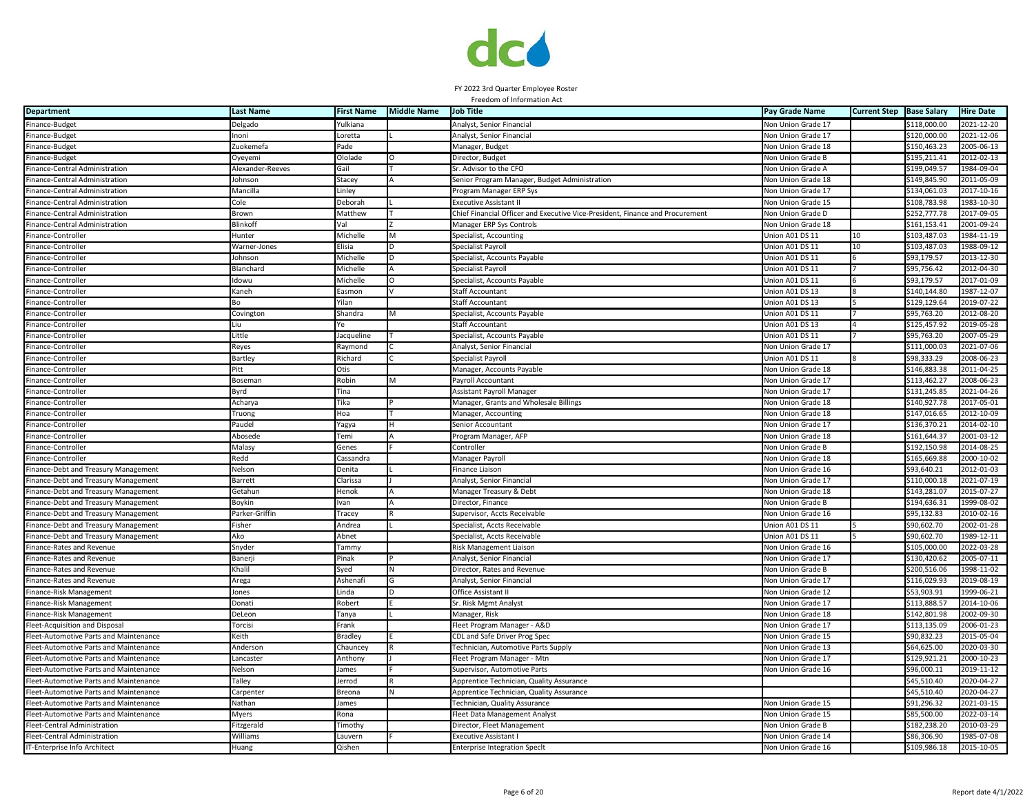FY 2022 3rd Quarter Employee Roster
Freedom of Information Act

| Department | Last Name | First Name | Middle Name | Job Title | Pay Grade Name | Current Step | Base Salary | Hire Date |
|---|---|---|---|---|---|---|---|---|
| Finance-Budget | Delgado | Yulkiana | | Analyst, Senior Financial | Non Union Grade 17 | | $118,000.00 | 2021-12-20 |
| Finance-Budget | Inoni | Loretta | L | Analyst, Senior Financial | Non Union Grade 17 | | $120,000.00 | 2021-12-06 |
| Finance-Budget | Zuokemefa | Pade | | Manager, Budget | Non Union Grade 18 | | $150,463.23 | 2005-06-13 |
| Finance-Budget | Oyeyemi | Ololade | O | Director, Budget | Non Union Grade B | | $195,211.41 | 2012-02-13 |
| Finance-Central Administration | Alexander-Reeves | Gail | T | Sr. Advisor to the CFO | Non Union Grade A | | $199,049.57 | 1984-09-04 |
| Finance-Central Administration | Johnson | Stacey | A | Senior Program Manager, Budget Administration | Non Union Grade 18 | | $149,845.90 | 2011-05-09 |
| Finance-Central Administration | Mancilla | Linley | | Program Manager ERP Sys | Non Union Grade 17 | | $134,061.03 | 2017-10-16 |
| Finance-Central Administration | Cole | Deborah | L | Executive Assistant II | Non Union Grade 15 | | $108,783.98 | 1983-10-30 |
| Finance-Central Administration | Brown | Matthew | T | Chief Financial Officer and Executive Vice-President, Finance and Procurement | Non Union Grade D | | $252,777.78 | 2017-09-05 |
| Finance-Central Administration | Blinkoff | Val | Z | Manager ERP Sys Controls | Non Union Grade 18 | | $161,153.41 | 2001-09-24 |
| Finance-Controller | Hunter | Michelle | M | Specialist, Accounting | Union A01 DS 11 | 10 | $103,487.03 | 1984-11-19 |
| Finance-Controller | Warner-Jones | Elisia | D | Specialist Payroll | Union A01 DS 11 | 10 | $103,487.03 | 1988-09-12 |
| Finance-Controller | Johnson | Michelle | D | Specialist, Accounts Payable | Union A01 DS 11 | 6 | $93,179.57 | 2013-12-30 |
| Finance-Controller | Blanchard | Michelle | A | Specialist Payroll | Union A01 DS 11 | 7 | $95,756.42 | 2012-04-30 |
| Finance-Controller | Idowu | Michelle | O | Specialist, Accounts Payable | Union A01 DS 11 | 6 | $93,179.57 | 2017-01-09 |
| Finance-Controller | Kaneh | Easmon | V | Staff Accountant | Union A01 DS 13 | 8 | $140,144.80 | 1987-12-07 |
| Finance-Controller | Bo | Yilan | | Staff Accountant | Union A01 DS 13 | 5 | $129,129.64 | 2019-07-22 |
| Finance-Controller | Covington | Shandra | M | Specialist, Accounts Payable | Union A01 DS 11 | 7 | $95,763.20 | 2012-08-20 |
| Finance-Controller | Liu | Ye | | Staff Accountant | Union A01 DS 13 | 4 | $125,457.92 | 2019-05-28 |
| Finance-Controller | Little | Jacqueline | T | Specialist, Accounts Payable | Union A01 DS 11 | 7 | $95,763.20 | 2007-05-29 |
| Finance-Controller | Reyes | Raymond | C | Analyst, Senior Financial | Non Union Grade 17 | | $111,000.03 | 2021-07-06 |
| Finance-Controller | Bartley | Richard | C | Specialist Payroll | Union A01 DS 11 | 8 | $98,333.29 | 2008-06-23 |
| Finance-Controller | Pitt | Otis | | Manager, Accounts Payable | Non Union Grade 18 | | $146,883.38 | 2011-04-25 |
| Finance-Controller | Boseman | Robin | M | Payroll Accountant | Non Union Grade 17 | | $113,462.27 | 2008-06-23 |
| Finance-Controller | Byrd | Tina | | Assistant Payroll Manager | Non Union Grade 17 | | $131,245.85 | 2021-04-26 |
| Finance-Controller | Acharya | Tika | P | Manager, Grants and Wholesale Billings | Non Union Grade 18 | | $140,927.78 | 2017-05-01 |
| Finance-Controller | Truong | Hoa | T | Manager, Accounting | Non Union Grade 18 | | $147,016.65 | 2012-10-09 |
| Finance-Controller | Paudel | Yagya | H | Senior Accountant | Non Union Grade 17 | | $136,370.21 | 2014-02-10 |
| Finance-Controller | Abosede | Temi | A | Program Manager, AFP | Non Union Grade 18 | | $161,644.37 | 2001-03-12 |
| Finance-Controller | Malasy | Genes | F | Controller | Non Union Grade B | | $192,150.98 | 2014-08-25 |
| Finance-Controller | Redd | Cassandra | | Manager Payroll | Non Union Grade 18 | | $165,669.88 | 2000-10-02 |
| Finance-Debt and Treasury Management | Nelson | Denita | L | Finance Liaison | Non Union Grade 16 | | $93,640.21 | 2012-01-03 |
| Finance-Debt and Treasury Management | Barrett | Clarissa | J | Analyst, Senior Financial | Non Union Grade 17 | | $110,000.18 | 2021-07-19 |
| Finance-Debt and Treasury Management | Getahun | Henok | A | Manager Treasury & Debt | Non Union Grade 18 | | $143,281.07 | 2015-07-27 |
| Finance-Debt and Treasury Management | Boykin | Ivan | A | Director, Finance | Non Union Grade B | | $194,636.31 | 1999-08-02 |
| Finance-Debt and Treasury Management | Parker-Griffin | Tracey | R | Supervisor, Accts Receivable | Non Union Grade 16 | | $95,132.83 | 2010-02-16 |
| Finance-Debt and Treasury Management | Fisher | Andrea | L | Specialist, Accts Receivable | Union A01 DS 11 | 5 | $90,602.70 | 2002-01-28 |
| Finance-Debt and Treasury Management | Ako | Abnet | | Specialist, Accts Receivable | Union A01 DS 11 | 5 | $90,602.70 | 1989-12-11 |
| Finance-Rates and Revenue | Snyder | Tammy | | Risk Management Liaison | Non Union Grade 16 | | $105,000.00 | 2022-03-28 |
| Finance-Rates and Revenue | Banerji | Pinak | P | Analyst, Senior Financial | Non Union Grade 17 | | $130,420.62 | 2005-07-11 |
| Finance-Rates and Revenue | Khalil | Syed | N | Director, Rates and Revenue | Non Union Grade B | | $200,516.06 | 1998-11-02 |
| Finance-Rates and Revenue | Arega | Ashenafi | G | Analyst, Senior Financial | Non Union Grade 17 | | $116,029.93 | 2019-08-19 |
| Finance-Risk Management | Jones | Linda | D | Office Assistant II | Non Union Grade 12 | | $53,903.91 | 1999-06-21 |
| Finance-Risk Management | Donati | Robert | E | Sr. Risk Mgmt Analyst | Non Union Grade 17 | | $113,888.57 | 2014-10-06 |
| Finance-Risk Management | DeLeon | Tanya | L | Manager, Risk | Non Union Grade 18 | | $142,801.98 | 2002-09-30 |
| Fleet-Acquisition and Disposal | Torcisi | Frank | | Fleet Program Manager - A&D | Non Union Grade 17 | | $113,135.09 | 2006-01-23 |
| Fleet-Automotive Parts and Maintenance | Keith | Bradley | E | CDL and Safe Driver Prog Spec | Non Union Grade 15 | | $90,832.23 | 2015-05-04 |
| Fleet-Automotive Parts and Maintenance | Anderson | Chauncey | R | Technician, Automotive Parts Supply | Non Union Grade 13 | | $64,625.00 | 2020-03-30 |
| Fleet-Automotive Parts and Maintenance | Lancaster | Anthony | J | Fleet Program Manager - Mtn | Non Union Grade 17 | | $129,921.21 | 2000-10-23 |
| Fleet-Automotive Parts and Maintenance | Nelson | James | F | Supervisor, Automotive Parts | Non Union Grade 16 | | $96,000.11 | 2019-11-12 |
| Fleet-Automotive Parts and Maintenance | Talley | Jerrod | R | Apprentice Technician, Quality Assurance | | | $45,510.40 | 2020-04-27 |
| Fleet-Automotive Parts and Maintenance | Carpenter | Breona | N | Apprentice Technician, Quality Assurance | | | $45,510.40 | 2020-04-27 |
| Fleet-Automotive Parts and Maintenance | Nathan | James | | Technician, Quality Assurance | Non Union Grade 15 | | $91,296.32 | 2021-03-15 |
| Fleet-Automotive Parts and Maintenance | Myers | Rona | | Fleet Data Management Analyst | Non Union Grade 15 | | $85,500.00 | 2022-03-14 |
| Fleet-Central Administration | Fitzgerald | Timothy | | Director, Fleet Management | Non Union Grade B | | $182,238.20 | 2010-03-29 |
| Fleet-Central Administration | Williams | Lauvern | F | Executive Assistant I | Non Union Grade 14 | | $86,306.90 | 1985-07-08 |
| IT-Enterprise Info Architect | Huang | Qishen | | Enterprise Integration Speclt | Non Union Grade 16 | | $109,986.18 | 2015-10-05 |

Report date 4/1/2022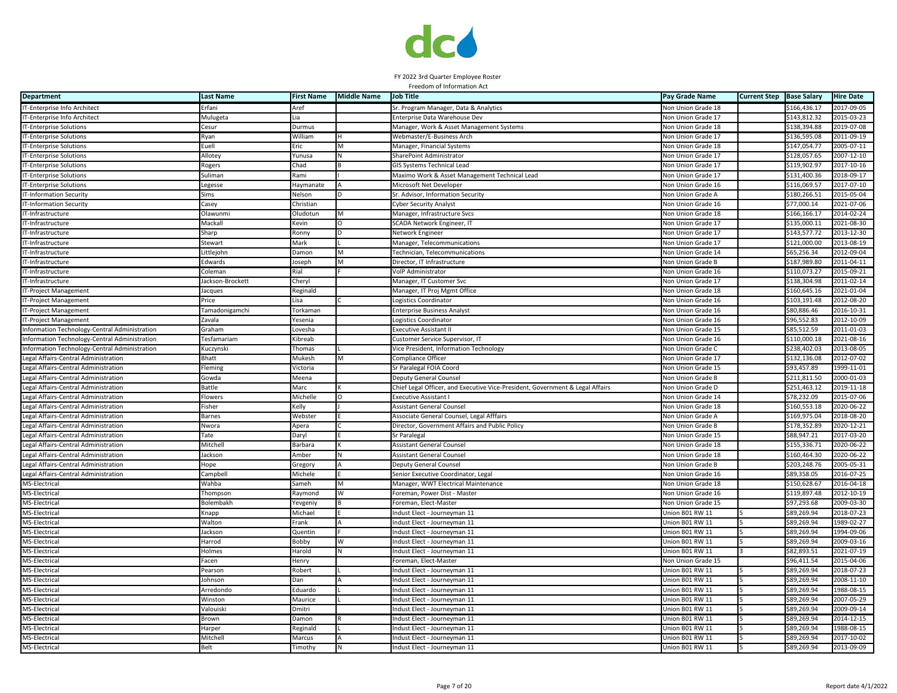FY 2022 3rd Quarter Employee Roster
Freedom of Information Act

| Department | Last Name | First Name | Middle Name | Job Title | Pay Grade Name | Current Step | Base Salary | Hire Date |
|---|---|---|---|---|---|---|---|---|
| IT-Enterprise Info Architect | Erfani | Aref | | Sr. Program Manager, Data & Analytics | Non Union Grade 18 | | $166,436.17 | 2017-09-05 |
| IT-Enterprise Info Architect | Mulugeta | Lia | | Enterprise Data Warehouse Dev | Non Union Grade 17 | | $143,812.32 | 2015-03-23 |
| IT-Enterprise Solutions | Cesur | Durmus | | Manager, Work & Asset Management Systems | Non Union Grade 18 | | $138,394.88 | 2019-07-08 |
| IT-Enterprise Solutions | Ryan | William | H | Webmaster/E-Business Arch | Non Union Grade 17 | | $136,595.08 | 2011-09-19 |
| IT-Enterprise Solutions | Euell | Eric | M | Manager, Financial Systems | Non Union Grade 18 | | $147,054.77 | 2005-07-11 |
| IT-Enterprise Solutions | Allotey | Yunusa | N | SharePoint Administrator | Non Union Grade 17 | | $128,057.65 | 2007-12-10 |
| IT-Enterprise Solutions | Rogers | Chad | B | GIS Systems Technical Lead | Non Union Grade 17 | | $119,902.97 | 2017-10-16 |
| IT-Enterprise Solutions | Suliman | Rami | I | Maximo Work & Asset Management Technical Lead | Non Union Grade 17 | | $131,400.36 | 2018-09-17 |
| IT-Enterprise Solutions | Legesse | Haymanate | A | Microsoft Net Developer | Non Union Grade 16 | | $116,069.57 | 2017-07-10 |
| IT-Information Security | Sims | Nelson | D | Sr. Advisor, Information Security | Non Union Grade A | | $180,266.51 | 2015-05-04 |
| IT-Information Security | Casey | Christian | | Cyber Security Analyst | Non Union Grade 16 | | $77,000.14 | 2021-07-06 |
| IT-Infrastructure | Olawunmi | Oludotun | M | Manager, Infrastructure Svcs | Non Union Grade 18 | | $166,166.17 | 2014-02-24 |
| IT-Infrastructure | Mackall | Kevin | O | SCADA Network Engineer, IT | Non Union Grade 17 | | $135,000.11 | 2021-08-30 |
| IT-Infrastructure | Sharp | Ronny | D | Network Engineer | Non Union Grade 17 | | $143,577.72 | 2013-12-30 |
| IT-Infrastructure | Stewart | Mark | L | Manager, Telecommunications | Non Union Grade 17 | | $121,000.00 | 2013-08-19 |
| IT-Infrastructure | Littlejohn | Damon | M | Technician, Telecommunications | Non Union Grade 14 | | $65,256.34 | 2012-09-04 |
| IT-Infrastructure | Edwards | Joseph | M | Director, IT Infrastructure | Non Union Grade B | | $187,989.80 | 2011-04-11 |
| IT-Infrastructure | Coleman | Rial | F | VoIP Administrator | Non Union Grade 16 | | $110,073.27 | 2015-09-21 |
| IT-Infrastructure | Jackson-Brockett | Cheryl | | Manager, IT Customer Svc | Non Union Grade 17 | | $138,304.98 | 2011-02-14 |
| IT-Project Management | Jacques | Reginald | | Manager, IT Proj Mgmt Office | Non Union Grade 18 | | $160,645.16 | 2021-01-04 |
| IT-Project Management | Price | Lisa | C | Logistics Coordinator | Non Union Grade 16 | | $103,191.48 | 2012-08-20 |
| IT-Project Management | Tamadonigamchi | Torkaman | | Enterprise Business Analyst | Non Union Grade 16 | | $80,886.46 | 2016-10-31 |
| IT-Project Management | Zavala | Yesenia | | Logistics Coordinator | Non Union Grade 16 | | $96,552.83 | 2012-10-09 |
| Information Technology-Central Administration | Graham | Lovesha | | Executive Assistant II | Non Union Grade 15 | | $85,512.59 | 2011-01-03 |
| Information Technology-Central Administration | Tesfamariam | Kibreab | | Customer Service Supervisor, IT | Non Union Grade 16 | | $110,000.18 | 2021-08-16 |
| Information Technology-Central Administration | Kuczynski | Thomas | L | Vice President, Information Technology | Non Union Grade C | | $238,402.03 | 2013-08-05 |
| Legal Affairs-Central Administration | Bhatt | Mukesh | M | Compliance Officer | Non Union Grade 17 | | $132,136.08 | 2012-07-02 |
| Legal Affairs-Central Administration | Fleming | Victoria | | Sr Paralegal FOIA Coord | Non Union Grade 15 | | $93,457.89 | 1999-11-01 |
| Legal Affairs-Central Administration | Gowda | Meena | | Deputy General Counsel | Non Union Grade B | | $211,811.50 | 2000-01-03 |
| Legal Affairs-Central Administration | Battle | Marc | K | Chief Legal Officer, and Executive Vice-President, Government & Legal Affairs | Non Union Grade D | | $251,463.12 | 2019-11-18 |
| Legal Affairs-Central Administration | Flowers | Michelle | O | Executive Assistant I | Non Union Grade 14 | | $78,232.09 | 2015-07-06 |
| Legal Affairs-Central Administration | Fisher | Kelly | J | Assistant General Counsel | Non Union Grade 18 | | $160,553.18 | 2020-06-22 |
| Legal Affairs-Central Administration | Barnes | Webster | E | Associate General Counsel, Legal Afffairs | Non Union Grade A | | $169,975.04 | 2018-08-20 |
| Legal Affairs-Central Administration | Nwora | Apera | C | Director, Government Affairs and Public Policy | Non Union Grade B | | $178,352.89 | 2020-12-21 |
| Legal Affairs-Central Administration | Tate | Daryl | E | Sr Paralegal | Non Union Grade 15 | | $88,947.21 | 2017-03-20 |
| Legal Affairs-Central Administration | Mitchell | Barbara | K | Assistant General Counsel | Non Union Grade 18 | | $155,336.71 | 2020-06-22 |
| Legal Affairs-Central Administration | Jackson | Amber | N | Assistant General Counsel | Non Union Grade 18 | | $160,464.30 | 2020-06-22 |
| Legal Affairs-Central Administration | Hope | Gregory | A | Deputy General Counsel | Non Union Grade B | | $203,248.76 | 2005-05-31 |
| Legal Affairs-Central Administration | Campbell | Michele | E | Senior Executive Coordinator, Legal | Non Union Grade 16 | | $89,358.05 | 2016-07-25 |
| MS-Electrical | Wahba | Sameh | M | Manager, WWT Electrical Maintenance | Non Union Grade 18 | | $150,628.67 | 2016-04-18 |
| MS-Electrical | Thompson | Raymond | W | Foreman, Power Dist - Master | Non Union Grade 16 | | $119,897.48 | 2012-10-19 |
| MS-Electrical | Bolembakh | Yevgeniy | B | Foreman, Elect-Master | Non Union Grade 15 | | $97,293.68 | 2009-03-30 |
| MS-Electrical | Knapp | Michael | E | Indust Elect - Journeyman 11 | Union B01 RW 11 | 5 | $89,269.94 | 2018-07-23 |
| MS-Electrical | Walton | Frank | A | Indust Elect - Journeyman 11 | Union B01 RW 11 | 5 | $89,269.94 | 1989-02-27 |
| MS-Electrical | Jackson | Quentin | F | Indust Elect - Journeyman 11 | Union B01 RW 11 | 5 | $89,269.94 | 1994-09-06 |
| MS-Electrical | Harrod | Bobby | W | Indust Elect - Journeyman 11 | Union B01 RW 11 | 5 | $89,269.94 | 2009-03-16 |
| MS-Electrical | Holmes | Harold | N | Indust Elect - Journeyman 11 | Union B01 RW 11 | 3 | $82,893.51 | 2021-07-19 |
| MS-Electrical | Facen | Henry | | Foreman, Elect-Master | Non Union Grade 15 | | $96,411.54 | 2015-04-06 |
| MS-Electrical | Pearson | Robert | L | Indust Elect - Journeyman 11 | Union B01 RW 11 | 5 | $89,269.94 | 2018-07-23 |
| MS-Electrical | Johnson | Dan | A | Indust Elect - Journeyman 11 | Union B01 RW 11 | 5 | $89,269.94 | 2008-11-10 |
| MS-Electrical | Arredondo | Eduardo | L | Indust Elect - Journeyman 11 | Union B01 RW 11 | 5 | $89,269.94 | 1988-08-15 |
| MS-Electrical | Winston | Maurice | L | Indust Elect - Journeyman 11 | Union B01 RW 11 | 5 | $89,269.94 | 2007-05-29 |
| MS-Electrical | Valouiski | Dmitri | | Indust Elect - Journeyman 11 | Union B01 RW 11 | 5 | $89,269.94 | 2009-09-14 |
| MS-Electrical | Brown | Damon | R | Indust Elect - Journeyman 11 | Union B01 RW 11 | 5 | $89,269.94 | 2014-12-15 |
| MS-Electrical | Harper | Reginald | L | Indust Elect - Journeyman 11 | Union B01 RW 11 | 5 | $89,269.94 | 1988-08-15 |
| MS-Electrical | Mitchell | Marcus | A | Indust Elect - Journeyman 11 | Union B01 RW 11 | 5 | $89,269.94 | 2017-10-02 |
| MS-Electrical | Belt | Timothy | N | Indust Elect - Journeyman 11 | Union B01 RW 11 | 5 | $89,269.94 | 2013-09-09 |

Report date 4/1/2022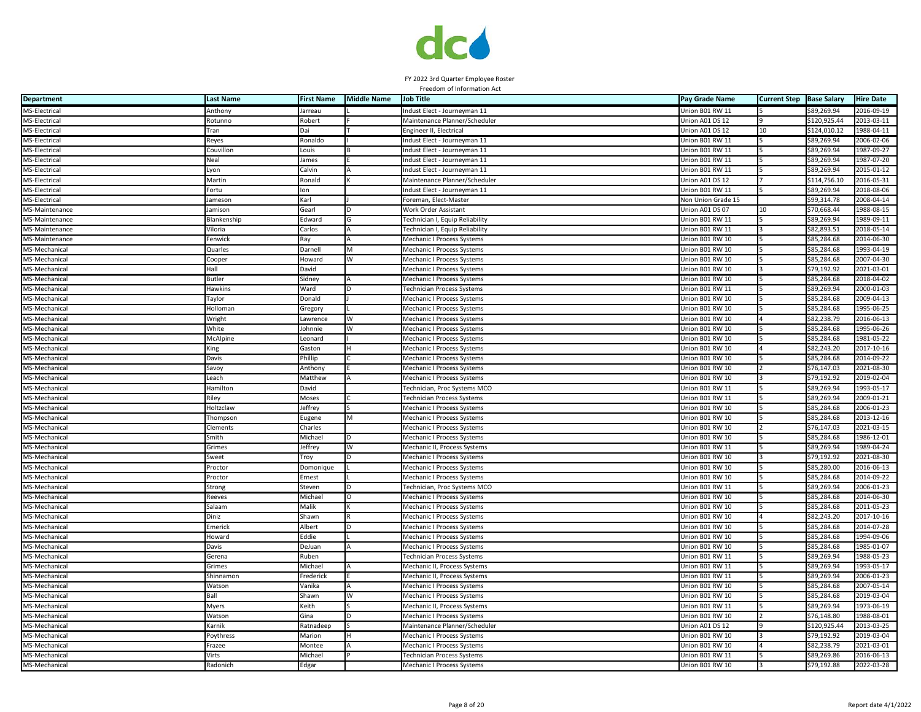FY 2022 3rd Quarter Employee Roster

Freedom of Information Act

| Department | Last Name | First Name | Middle Name | Job Title | Pay Grade Name | Current Step | Base Salary | Hire Date |
|---|---|---|---|---|---|---|---|---|
| MS-Electrical | Anthony | Jarreau | L | Indust Elect - Journeyman 11 | Union B01 RW 11 | 5 | $89,269.94 | 2016-09-19 |
| MS-Electrical | Rotunno | Robert | F | Maintenance Planner/Scheduler | Union A01 DS 12 | 9 | $120,925.44 | 2013-03-11 |
| MS-Electrical | Tran | Dai | T | Engineer II, Electrical | Union A01 DS 12 | 10 | $124,010.12 | 1988-04-11 |
| MS-Electrical | Reyes | Ronaldo | I | Indust Elect - Journeyman 11 | Union B01 RW 11 | 5 | $89,269.94 | 2006-02-06 |
| MS-Electrical | Couvillon | Louis | B | Indust Elect - Journeyman 11 | Union B01 RW 11 | 5 | $89,269.94 | 1987-09-27 |
| MS-Electrical | Neal | James | E | Indust Elect - Journeyman 11 | Union B01 RW 11 | 5 | $89,269.94 | 1987-07-20 |
| MS-Electrical | Lyon | Calvin | A | Indust Elect - Journeyman 11 | Union B01 RW 11 | 5 | $89,269.94 | 2015-01-12 |
| MS-Electrical | Martin | Ronald | K | Maintenance Planner/Scheduler | Union A01 DS 12 | 7 | $114,756.10 | 2016-05-31 |
| MS-Electrical | Fortu | Ion | | Indust Elect - Journeyman 11 | Union B01 RW 11 | 5 | $89,269.94 | 2018-08-06 |
| MS-Electrical | Jameson | Karl | J | Foreman, Elect-Master | Non Union Grade 15 | | $99,314.78 | 2008-04-14 |
| MS-Maintenance | Jamison | Gearl | D | Work Order Assistant | Union A01 DS 07 | 10 | $70,668.44 | 1988-08-15 |
| MS-Maintenance | Blankenship | Edward | G | Technician I, Equip Reliability | Union B01 RW 11 | 5 | $89,269.94 | 1989-09-11 |
| MS-Maintenance | Viloria | Carlos | A | Technician I, Equip Reliability | Union B01 RW 11 | 3 | $82,893.51 | 2018-05-14 |
| MS-Maintenance | Fenwick | Ray | A | Mechanic I Process Systems | Union B01 RW 10 | 5 | $85,284.68 | 2014-06-30 |
| MS-Mechanical | Quarles | Darnell | M | Mechanic I Process Systems | Union B01 RW 10 | 5 | $85,284.68 | 1993-04-19 |
| MS-Mechanical | Cooper | Howard | W | Mechanic I Process Systems | Union B01 RW 10 | 5 | $85,284.68 | 2007-04-30 |
| MS-Mechanical | Hall | David | | Mechanic I Process Systems | Union B01 RW 10 | 3 | $79,192.92 | 2021-03-01 |
| MS-Mechanical | Butler | Sidney | A | Mechanic I Process Systems | Union B01 RW 10 | 5 | $85,284.68 | 2018-04-02 |
| MS-Mechanical | Hawkins | Ward | D | Technician Process Systems | Union B01 RW 11 | 5 | $89,269.94 | 2000-01-03 |
| MS-Mechanical | Taylor | Donald | J | Mechanic I Process Systems | Union B01 RW 10 | 5 | $85,284.68 | 2009-04-13 |
| MS-Mechanical | Holloman | Gregory | L | Mechanic I Process Systems | Union B01 RW 10 | 5 | $85,284.68 | 1995-06-25 |
| MS-Mechanical | Wright | Lawrence | W | Mechanic I Process Systems | Union B01 RW 10 | 4 | $82,238.79 | 2016-06-13 |
| MS-Mechanical | White | Johnnie | W | Mechanic I Process Systems | Union B01 RW 10 | 5 | $85,284.68 | 1995-06-26 |
| MS-Mechanical | McAlpine | Leonard | I | Mechanic I Process Systems | Union B01 RW 10 | 5 | $85,284.68 | 1981-05-22 |
| MS-Mechanical | King | Gaston | H | Mechanic I Process Systems | Union B01 RW 10 | 4 | $82,243.20 | 2017-10-16 |
| MS-Mechanical | Davis | Phillip | C | Mechanic I Process Systems | Union B01 RW 10 | 5 | $85,284.68 | 2014-09-22 |
| MS-Mechanical | Savoy | Anthony | E | Mechanic I Process Systems | Union B01 RW 10 | 2 | $76,147.03 | 2021-08-30 |
| MS-Mechanical | Leach | Matthew | A | Mechanic I Process Systems | Union B01 RW 10 | 3 | $79,192.92 | 2019-02-04 |
| MS-Mechanical | Hamilton | David | | Technician, Proc Systems MCO | Union B01 RW 11 | 5 | $89,269.94 | 1993-05-17 |
| MS-Mechanical | Riley | Moses | C | Technician Process Systems | Union B01 RW 11 | 5 | $89,269.94 | 2009-01-21 |
| MS-Mechanical | Holtzclaw | Jeffrey | S | Mechanic I Process Systems | Union B01 RW 10 | 5 | $85,284.68 | 2006-01-23 |
| MS-Mechanical | Thompson | Eugene | M | Mechanic I Process Systems | Union B01 RW 10 | 5 | $85,284.68 | 2013-12-16 |
| MS-Mechanical | Clements | Charles | | Mechanic I Process Systems | Union B01 RW 10 | 2 | $76,147.03 | 2021-03-15 |
| MS-Mechanical | Smith | Michael | D | Mechanic I Process Systems | Union B01 RW 10 | 5 | $85,284.68 | 1986-12-01 |
| MS-Mechanical | Grimes | Jeffrey | W | Mechanic II, Process Systems | Union B01 RW 11 | 5 | $89,269.94 | 1989-04-24 |
| MS-Mechanical | Sweet | Troy | D | Mechanic I Process Systems | Union B01 RW 10 | 3 | $79,192.92 | 2021-08-30 |
| MS-Mechanical | Proctor | Domonique | L | Mechanic I Process Systems | Union B01 RW 10 | 5 | $85,280.00 | 2016-06-13 |
| MS-Mechanical | Proctor | Ernest | L | Mechanic I Process Systems | Union B01 RW 10 | 5 | $85,284.68 | 2014-09-22 |
| MS-Mechanical | Strong | Steven | D | Technician, Proc Systems MCO | Union B01 RW 11 | 5 | $89,269.94 | 2006-01-23 |
| MS-Mechanical | Reeves | Michael | O | Mechanic I Process Systems | Union B01 RW 10 | 5 | $85,284.68 | 2014-06-30 |
| MS-Mechanical | Salaam | Malik | K | Mechanic I Process Systems | Union B01 RW 10 | 5 | $85,284.68 | 2011-05-23 |
| MS-Mechanical | Diniz | Shawn | R | Mechanic I Process Systems | Union B01 RW 10 | 4 | $82,243.20 | 2017-10-16 |
| MS-Mechanical | Emerick | Albert | D | Mechanic I Process Systems | Union B01 RW 10 | 5 | $85,284.68 | 2014-07-28 |
| MS-Mechanical | Howard | Eddie | L | Mechanic I Process Systems | Union B01 RW 10 | 5 | $85,284.68 | 1994-09-06 |
| MS-Mechanical | Davis | DeJuan | A | Mechanic I Process Systems | Union B01 RW 10 | 5 | $85,284.68 | 1985-01-07 |
| MS-Mechanical | Gerena | Ruben | | Technician Process Systems | Union B01 RW 11 | 5 | $89,269.94 | 1988-05-23 |
| MS-Mechanical | Grimes | Michael | A | Mechanic II, Process Systems | Union B01 RW 11 | 5 | $89,269.94 | 1993-05-17 |
| MS-Mechanical | Shinnamon | Frederick | E | Mechanic II, Process Systems | Union B01 RW 11 | 5 | $89,269.94 | 2006-01-23 |
| MS-Mechanical | Watson | Vanika | A | Mechanic I Process Systems | Union B01 RW 10 | 5 | $85,284.68 | 2007-05-14 |
| MS-Mechanical | Ball | Shawn | W | Mechanic I Process Systems | Union B01 RW 10 | 5 | $85,284.68 | 2019-03-04 |
| MS-Mechanical | Myers | Keith | S | Mechanic II, Process Systems | Union B01 RW 11 | 5 | $89,269.94 | 1973-06-19 |
| MS-Mechanical | Watson | Gina | D | Mechanic I Process Systems | Union B01 RW 10 | 2 | $76,148.80 | 1988-08-01 |
| MS-Mechanical | Karnik | Ratnadeep | S | Maintenance Planner/Scheduler | Union A01 DS 12 | 9 | $120,925.44 | 2013-03-25 |
| MS-Mechanical | Poythress | Marion | H | Mechanic I Process Systems | Union B01 RW 10 | 3 | $79,192.92 | 2019-03-04 |
| MS-Mechanical | Frazee | Montee | A | Mechanic I Process Systems | Union B01 RW 10 | 4 | $82,238.79 | 2021-03-01 |
| MS-Mechanical | Virts | Michael | P | Technician Process Systems | Union B01 RW 11 | 5 | $89,269.86 | 2016-06-13 |
| MS-Mechanical | Radonich | Edgar | | Mechanic I Process Systems | Union B01 RW 10 | 3 | $79,192.88 | 2022-03-28 |

Report date 4/1/2022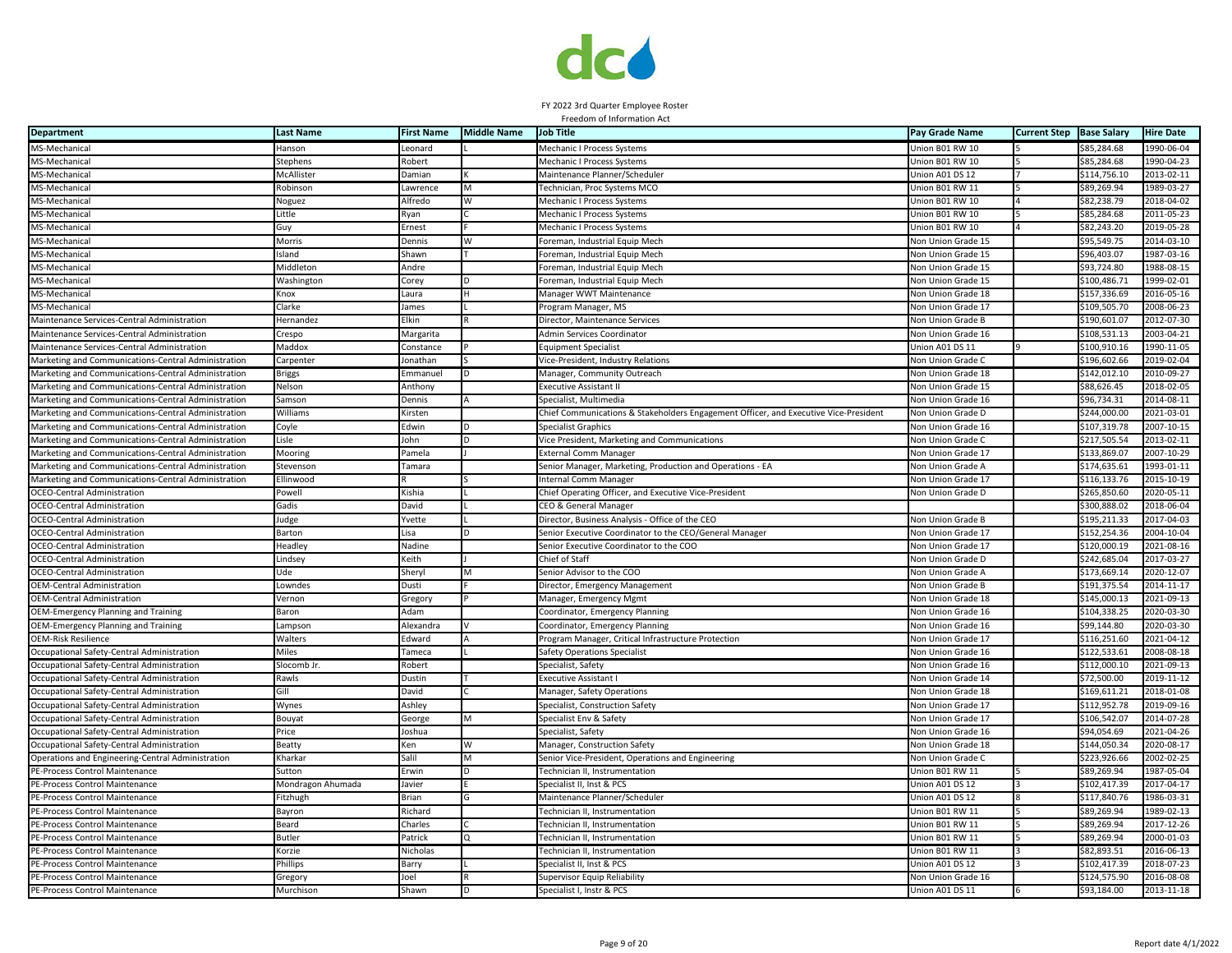FY 2022 3rd Quarter Employee Roster
Freedom of Information Act

| Department | Last Name | First Name | Middle Name | Job Title | Pay Grade Name | Current Step | Base Salary | Hire Date |
|---|---|---|---|---|---|---|---|---|
| MS-Mechanical | Hanson | Leonard | L | Mechanic I Process Systems | Union B01 RW 10 | 5 | $85,284.68 | 1990-06-04 |
| MS-Mechanical | Stephens | Robert | | Mechanic I Process Systems | Union B01 RW 10 | 5 | $85,284.68 | 1990-04-23 |
| MS-Mechanical | McAllister | Damian | K | Maintenance Planner/Scheduler | Union A01 DS 12 | 7 | $114,756.10 | 2013-02-11 |
| MS-Mechanical | Robinson | Lawrence | M | Technician, Proc Systems MCO | Union B01 RW 11 | 5 | $89,269.94 | 1989-03-27 |
| MS-Mechanical | Noguez | Alfredo | W | Mechanic I Process Systems | Union B01 RW 10 | 4 | $82,238.79 | 2018-04-02 |
| MS-Mechanical | Little | Ryan | C | Mechanic I Process Systems | Union B01 RW 10 | 5 | $85,284.68 | 2011-05-23 |
| MS-Mechanical | Guy | Ernest | F | Mechanic I Process Systems | Union B01 RW 10 | 4 | $82,243.20 | 2019-05-28 |
| MS-Mechanical | Morris | Dennis | W | Foreman, Industrial Equip Mech | Non Union Grade 15 | | $95,549.75 | 2014-03-10 |
| MS-Mechanical | Island | Shawn | T | Foreman, Industrial Equip Mech | Non Union Grade 15 | | $96,403.07 | 1987-03-16 |
| MS-Mechanical | Middleton | Andre | | Foreman, Industrial Equip Mech | Non Union Grade 15 | | $93,724.80 | 1988-08-15 |
| MS-Mechanical | Washington | Corey | D | Foreman, Industrial Equip Mech | Non Union Grade 15 | | $100,486.71 | 1999-02-01 |
| MS-Mechanical | Knox | Laura | H | Manager WWT Maintenance | Non Union Grade 18 | | $157,336.69 | 2016-05-16 |
| MS-Mechanical | Clarke | James | L | Program Manager, MS | Non Union Grade 17 | | $109,505.70 | 2008-06-23 |
| Maintenance Services-Central Administration | Hernandez | Elkin | R | Director, Maintenance Services | Non Union Grade B | | $190,601.07 | 2012-07-30 |
| Maintenance Services-Central Administration | Crespo | Margarita | | Admin Services Coordinator | Non Union Grade 16 | | $108,531.13 | 2003-04-21 |
| Maintenance Services-Central Administration | Maddox | Constance | P | Equipment Specialist | Union A01 DS 11 | 9 | $100,910.16 | 1990-11-05 |
| Marketing and Communications-Central Administration | Carpenter | Jonathan | S | Vice-President, Industry Relations | Non Union Grade C | | $196,602.66 | 2019-02-04 |
| Marketing and Communications-Central Administration | Briggs | Emmanuel | D | Manager, Community Outreach | Non Union Grade 18 | | $142,012.10 | 2010-09-27 |
| Marketing and Communications-Central Administration | Nelson | Anthony | | Executive Assistant II | Non Union Grade 15 | | $88,626.45 | 2018-02-05 |
| Marketing and Communications-Central Administration | Samson | Dennis | A | Specialist, Multimedia | Non Union Grade 16 | | $96,734.31 | 2014-08-11 |
| Marketing and Communications-Central Administration | Williams | Kirsten | | Chief Communications & Stakeholders Engagement Officer, and Executive Vice-President | Non Union Grade D | | $244,000.00 | 2021-03-01 |
| Marketing and Communications-Central Administration | Coyle | Edwin | D | Specialist Graphics | Non Union Grade 16 | | $107,319.78 | 2007-10-15 |
| Marketing and Communications-Central Administration | Lisle | John | D | Vice President, Marketing and Communications | Non Union Grade C | | $217,505.54 | 2013-02-11 |
| Marketing and Communications-Central Administration | Mooring | Pamela | J | External Comm Manager | Non Union Grade 17 | | $133,869.07 | 2007-10-29 |
| Marketing and Communications-Central Administration | Stevenson | Tamara | | Senior Manager, Marketing, Production and Operations - EA | Non Union Grade A | | $174,635.61 | 1993-01-11 |
| Marketing and Communications-Central Administration | Ellinwood | R | S | Internal Comm Manager | Non Union Grade 17 | | $116,133.76 | 2015-10-19 |
| OCEO-Central Administration | Powell | Kishia | L | Chief Operating Officer, and Executive Vice-President | Non Union Grade D | | $265,850.60 | 2020-05-11 |
| OCEO-Central Administration | Gadis | David | L | CEO & General Manager | | | $300,888.02 | 2018-06-04 |
| OCEO-Central Administration | Judge | Yvette | L | Director, Business Analysis - Office of the CEO | Non Union Grade B | | $195,211.33 | 2017-04-03 |
| OCEO-Central Administration | Barton | Lisa | D | Senior Executive Coordinator to the CEO/General Manager | Non Union Grade 17 | | $152,254.36 | 2004-10-04 |
| OCEO-Central Administration | Headley | Nadine | | Senior Executive Coordinator to the COO | Non Union Grade 17 | | $120,000.19 | 2021-08-16 |
| OCEO-Central Administration | Lindsey | Keith | J | Chief of Staff | Non Union Grade D | | $242,685.04 | 2017-03-27 |
| OCEO-Central Administration | Ude | Sheryl | M | Senior Advisor to the COO | Non Union Grade A | | $173,669.14 | 2020-12-07 |
| OEM-Central Administration | Lowndes | Dusti | F | Director, Emergency Management | Non Union Grade B | | $191,375.54 | 2014-11-17 |
| OEM-Central Administration | Vernon | Gregory | P | Manager, Emergency Mgmt | Non Union Grade 18 | | $145,000.13 | 2021-09-13 |
| OEM-Emergency Planning and Training | Baron | Adam | | Coordinator, Emergency Planning | Non Union Grade 16 | | $104,338.25 | 2020-03-30 |
| OEM-Emergency Planning and Training | Lampson | Alexandra | V | Coordinator, Emergency Planning | Non Union Grade 16 | | $99,144.80 | 2020-03-30 |
| OEM-Risk Resilience | Walters | Edward | A | Program Manager, Critical Infrastructure Protection | Non Union Grade 17 | | $116,251.60 | 2021-04-12 |
| Occupational Safety-Central Administration | Miles | Tameca | L | Safety Operations Specialist | Non Union Grade 16 | | $122,533.61 | 2008-08-18 |
| Occupational Safety-Central Administration | Slocomb Jr. | Robert | | Specialist, Safety | Non Union Grade 16 | | $112,000.10 | 2021-09-13 |
| Occupational Safety-Central Administration | Rawls | Dustin | T | Executive Assistant I | Non Union Grade 14 | | $72,500.00 | 2019-11-12 |
| Occupational Safety-Central Administration | Gill | David | C | Manager, Safety Operations | Non Union Grade 18 | | $169,611.21 | 2018-01-08 |
| Occupational Safety-Central Administration | Wynes | Ashley | | Specialist, Construction Safety | Non Union Grade 17 | | $112,952.78 | 2019-09-16 |
| Occupational Safety-Central Administration | Bouyat | George | M | Specialist Env & Safety | Non Union Grade 17 | | $106,542.07 | 2014-07-28 |
| Occupational Safety-Central Administration | Price | Joshua | | Specialist, Safety | Non Union Grade 16 | | $94,054.69 | 2021-04-26 |
| Occupational Safety-Central Administration | Beatty | Ken | W | Manager, Construction Safety | Non Union Grade 18 | | $144,050.34 | 2020-08-17 |
| Operations and Engineering-Central Administration | Kharkar | Salil | M | Senior Vice-President, Operations and Engineering | Non Union Grade C | | $223,926.66 | 2002-02-25 |
| PE-Process Control Maintenance | Sutton | Erwin | D | Technician II, Instrumentation | Union B01 RW 11 | 5 | $89,269.94 | 1987-05-04 |
| PE-Process Control Maintenance | Mondragon Ahumada | Javier | E | Specialist II, Inst & PCS | Union A01 DS 12 | 3 | $102,417.39 | 2017-04-17 |
| PE-Process Control Maintenance | Fitzhugh | Brian | G | Maintenance Planner/Scheduler | Union A01 DS 12 | 8 | $117,840.76 | 1986-03-31 |
| PE-Process Control Maintenance | Bayron | Richard | | Technician II, Instrumentation | Union B01 RW 11 | 5 | $89,269.94 | 1989-02-13 |
| PE-Process Control Maintenance | Beard | Charles | C | Technician II, Instrumentation | Union B01 RW 11 | 5 | $89,269.94 | 2017-12-26 |
| PE-Process Control Maintenance | Butler | Patrick | Q | Technician II, Instrumentation | Union B01 RW 11 | 5 | $89,269.94 | 2000-01-03 |
| PE-Process Control Maintenance | Korzie | Nicholas | | Technician II, Instrumentation | Union B01 RW 11 | 3 | $82,893.51 | 2016-06-13 |
| PE-Process Control Maintenance | Phillips | Barry | L | Specialist II, Inst & PCS | Union A01 DS 12 | 3 | $102,417.39 | 2018-07-23 |
| PE-Process Control Maintenance | Gregory | Joel | R | Supervisor Equip Reliability | Non Union Grade 16 | | $124,575.90 | 2016-08-08 |
| PE-Process Control Maintenance | Murchison | Shawn | D | Specialist I, Instr & PCS | Union A01 DS 11 | 6 | $93,184.00 | 2013-11-18 |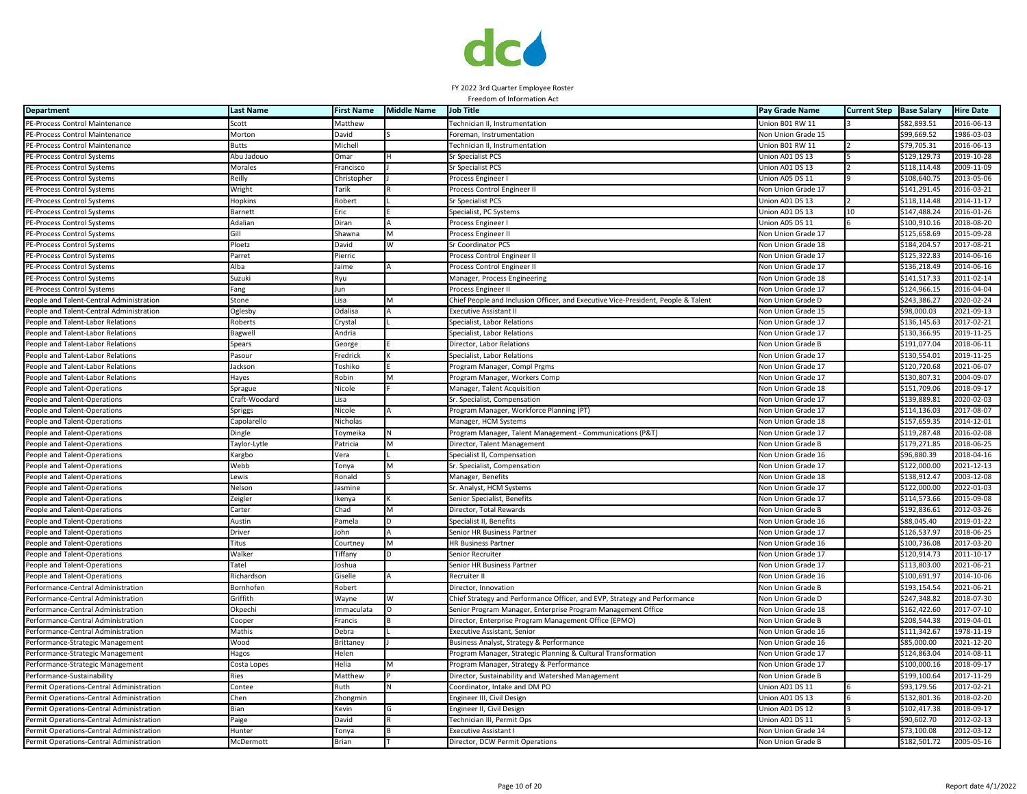FY 2022 3rd Quarter Employee Roster
Freedom of Information Act

| Department | Last Name | First Name | Middle Name | Job Title | Pay Grade Name | Current Step | Base Salary | Hire Date |
|---|---|---|---|---|---|---|---|---|
| PE-Process Control Maintenance | Scott | Matthew | | Technician II, Instrumentation | Union B01 RW 11 | 3 | $82,893.51 | 2016-06-13 |
| PE-Process Control Maintenance | Morton | David | S | Foreman, Instrumentation | Non Union Grade 15 | | $99,669.52 | 1986-03-03 |
| PE-Process Control Maintenance | Butts | Michell | | Technician II, Instrumentation | Union B01 RW 11 | 2 | $79,705.31 | 2016-06-13 |
| PE-Process Control Systems | Abu Jadouo | Omar | H | Sr Specialist PCS | Union A01 DS 13 | 5 | $129,129.73 | 2019-10-28 |
| PE-Process Control Systems | Morales | Francisco | J | Sr Specialist PCS | Union A01 DS 13 | 2 | $118,114.48 | 2009-11-09 |
| PE-Process Control Systems | Reilly | Christopher | J | Process Engineer I | Union A05 DS 11 | 9 | $108,640.75 | 2013-05-06 |
| PE-Process Control Systems | Wright | Tarik | R | Process Control Engineer II | Non Union Grade 17 | | $141,291.45 | 2016-03-21 |
| PE-Process Control Systems | Hopkins | Robert | L | Sr Specialist PCS | Union A01 DS 13 | 2 | $118,114.48 | 2014-11-17 |
| PE-Process Control Systems | Barnett | Eric | E | Specialist, PC Systems | Union A01 DS 13 | 10 | $147,488.24 | 2016-01-26 |
| PE-Process Control Systems | Adalian | Diran | A | Process Engineer I | Union A05 DS 11 | 6 | $100,910.16 | 2018-08-20 |
| PE-Process Control Systems | Gill | Shawna | M | Process Engineer II | Non Union Grade 17 | | $125,658.69 | 2015-09-28 |
| PE-Process Control Systems | Ploetz | David | W | Sr Coordinator PCS | Non Union Grade 18 | | $184,204.57 | 2017-08-21 |
| PE-Process Control Systems | Parret | Pierric | | Process Control Engineer II | Non Union Grade 17 | | $125,322.83 | 2014-06-16 |
| PE-Process Control Systems | Alba | Jaime | A | Process Control Engineer II | Non Union Grade 17 | | $136,218.49 | 2014-06-16 |
| PE-Process Control Systems | Suzuki | Ryu | | Manager, Process Engineering | Non Union Grade 18 | | $141,517.33 | 2011-02-14 |
| PE-Process Control Systems | Fang | Jun | | Process Engineer II | Non Union Grade 17 | | $124,966.15 | 2016-04-04 |
| People and Talent-Central Administration | Stone | Lisa | M | Chief People and Inclusion Officer, and Executive Vice-President, People & Talent | Non Union Grade D | | $243,386.27 | 2020-02-24 |
| People and Talent-Central Administration | Oglesby | Odalisa | A | Executive Assistant II | Non Union Grade 15 | | $98,000.03 | 2021-09-13 |
| People and Talent-Labor Relations | Roberts | Crystal | L | Specialist, Labor Relations | Non Union Grade 17 | | $136,145.63 | 2017-02-21 |
| People and Talent-Labor Relations | Bagwell | Andria | | Specialist, Labor Relations | Non Union Grade 17 | | $130,366.95 | 2019-11-25 |
| People and Talent-Labor Relations | Spears | George | E | Director, Labor Relations | Non Union Grade B | | $191,077.04 | 2018-06-11 |
| People and Talent-Labor Relations | Pasour | Fredrick | K | Specialist, Labor Relations | Non Union Grade 17 | | $130,554.01 | 2019-11-25 |
| People and Talent-Labor Relations | Jackson | Toshiko | E | Program Manager, Compl Prgms | Non Union Grade 17 | | $120,720.68 | 2021-06-07 |
| People and Talent-Labor Relations | Hayes | Robin | M | Program Manager, Workers Comp | Non Union Grade 17 | | $130,807.31 | 2004-09-07 |
| People and Talent-Operations | Sprague | Nicole | F | Manager, Talent Acquisition | Non Union Grade 18 | | $151,709.06 | 2018-09-17 |
| People and Talent-Operations | Craft-Woodard | Lisa | | Sr. Specialist, Compensation | Non Union Grade 17 | | $139,889.81 | 2020-02-03 |
| People and Talent-Operations | Spriggs | Nicole | A | Program Manager, Workforce Planning (PT) | Non Union Grade 17 | | $114,136.03 | 2017-08-07 |
| People and Talent-Operations | Capolarello | Nicholas | | Manager, HCM Systems | Non Union Grade 18 | | $157,659.35 | 2014-12-01 |
| People and Talent-Operations | Dingle | Toymeika | N | Program Manager, Talent Management - Communications (P&T) | Non Union Grade 17 | | $119,287.48 | 2016-02-08 |
| People and Talent-Operations | Taylor-Lytle | Patricia | M | Director, Talent Management | Non Union Grade B | | $179,271.85 | 2018-06-25 |
| People and Talent-Operations | Kargbo | Vera | L | Specialist II, Compensation | Non Union Grade 16 | | $96,880.39 | 2018-04-16 |
| People and Talent-Operations | Webb | Tonya | M | Sr. Specialist, Compensation | Non Union Grade 17 | | $122,000.00 | 2021-12-13 |
| People and Talent-Operations | Lewis | Ronald | S | Manager, Benefits | Non Union Grade 18 | | $138,912.47 | 2003-12-08 |
| People and Talent-Operations | Nelson | Jasmine | | Sr. Analyst, HCM Systems | Non Union Grade 17 | | $122,000.00 | 2022-01-03 |
| People and Talent-Operations | Zeigler | Ikenya | K | Senior Specialist, Benefits | Non Union Grade 17 | | $114,573.66 | 2015-09-08 |
| People and Talent-Operations | Carter | Chad | M | Director, Total Rewards | Non Union Grade B | | $192,836.61 | 2012-03-26 |
| People and Talent-Operations | Austin | Pamela | D | Specialist II, Benefits | Non Union Grade 16 | | $88,045.40 | 2019-01-22 |
| People and Talent-Operations | Driver | John | A | Senior HR Business Partner | Non Union Grade 17 | | $126,537.97 | 2018-06-25 |
| People and Talent-Operations | Titus | Courtney | M | HR Business Partner | Non Union Grade 16 | | $100,736.08 | 2017-03-20 |
| People and Talent-Operations | Walker | Tiffany | D | Senior Recruiter | Non Union Grade 17 | | $120,914.73 | 2011-10-17 |
| People and Talent-Operations | Tatel | Joshua | | Senior HR Business Partner | Non Union Grade 17 | | $113,803.00 | 2021-06-21 |
| People and Talent-Operations | Richardson | Giselle | A | Recruiter II | Non Union Grade 16 | | $100,691.97 | 2014-10-06 |
| Performance-Central Administration | Bornhofen | Robert | | Director, Innovation | Non Union Grade B | | $193,154.54 | 2021-06-21 |
| Performance-Central Administration | Griffith | Wayne | W | Chief Strategy and Performance Officer, and EVP, Strategy and Performance | Non Union Grade D | | $247,348.82 | 2018-07-30 |
| Performance-Central Administration | Okpechi | Immaculata | O | Senior Program Manager, Enterprise Program Management Office | Non Union Grade 18 | | $162,422.60 | 2017-07-10 |
| Performance-Central Administration | Cooper | Francis | B | Director, Enterprise Program Management Office (EPMO) | Non Union Grade B | | $208,544.38 | 2019-04-01 |
| Performance-Central Administration | Mathis | Debra | L | Executive Assistant, Senior | Non Union Grade 16 | | $111,342.67 | 1978-11-19 |
| Performance-Strategic Management | Wood | Brittaney | J | Business Analyst, Strategy & Performance | Non Union Grade 16 | | $85,000.00 | 2021-12-20 |
| Performance-Strategic Management | Hagos | Helen | | Program Manager, Strategic Planning & Cultural Transformation | Non Union Grade 17 | | $124,863.04 | 2014-08-11 |
| Performance-Strategic Management | Costa Lopes | Helia | M | Program Manager, Strategy & Performance | Non Union Grade 17 | | $100,000.16 | 2018-09-17 |
| Performance-Sustainability | Ries | Matthew | P | Director, Sustainability and Watershed Management | Non Union Grade B | | $199,100.64 | 2017-11-29 |
| Permit Operations-Central Administration | Contee | Ruth | N | Coordinator, Intake and DM PO | Union A01 DS 11 | 6 | $93,179.56 | 2017-02-21 |
| Permit Operations-Central Administration | Chen | Zhongmin | | Engineer III, Civil Design | Union A01 DS 13 | 6 | $132,801.36 | 2018-02-20 |
| Permit Operations-Central Administration | Bian | Kevin | G | Engineer II, Civil Design | Union A01 DS 12 | 3 | $102,417.38 | 2018-09-17 |
| Permit Operations-Central Administration | Paige | David | R | Technician III, Permit Ops | Union A01 DS 11 | 5 | $90,602.70 | 2012-02-13 |
| Permit Operations-Central Administration | Hunter | Tonya | B | Executive Assistant I | Non Union Grade 14 | | $73,100.08 | 2012-03-12 |
| Permit Operations-Central Administration | McDermott | Brian | T | Director, DCW Permit Operations | Non Union Grade B | | $182,501.72 | 2005-05-16 |

Report date 4/1/2022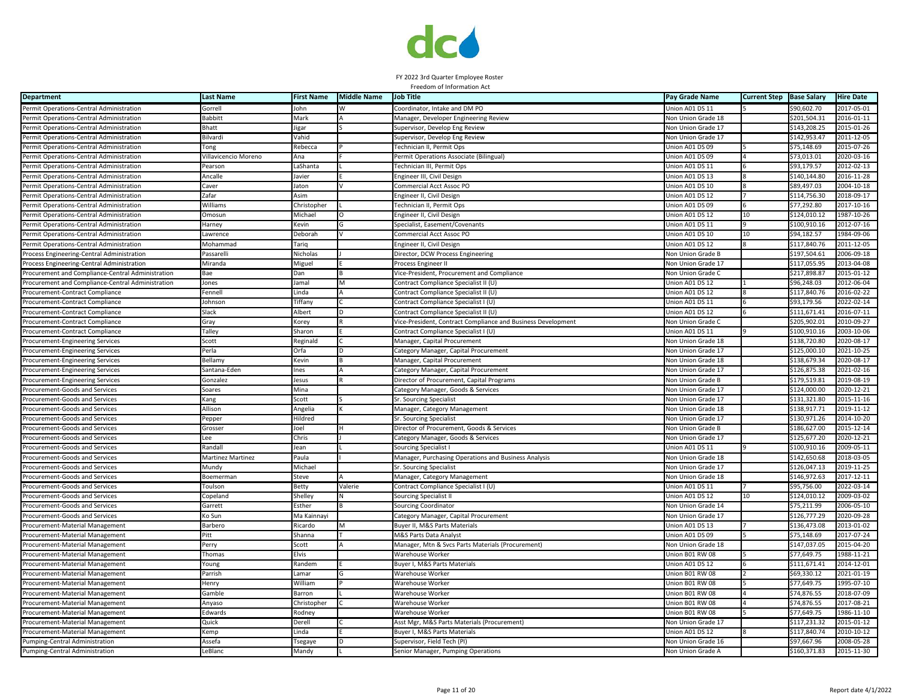FY 2022 3rd Quarter Employee Roster
Freedom of Information Act

| Department | Last Name | First Name | Middle Name | Job Title | Pay Grade Name | Current Step | Base Salary | Hire Date |
|---|---|---|---|---|---|---|---|---|
| Permit Operations-Central Administration | Gorrell | John | W | Coordinator, Intake and DM PO | Union A01 DS 11 | 5 | $90,602.70 | 2017-05-01 |
| Permit Operations-Central Administration | Babbitt | Mark | A | Manager, Developer Engineering Review | Non Union Grade 18 | | $201,504.31 | 2016-01-11 |
| Permit Operations-Central Administration | Bhatt | Jigar | S | Supervisor, Develop Eng Review | Non Union Grade 17 | | $143,208.25 | 2015-01-26 |
| Permit Operations-Central Administration | Bilvardi | Vahid | | Supervisor, Develop Eng Review | Non Union Grade 17 | | $142,953.47 | 2011-12-05 |
| Permit Operations-Central Administration | Tong | Rebecca | P | Technician II, Permit Ops | Union A01 DS 09 | 5 | $75,148.69 | 2015-07-26 |
| Permit Operations-Central Administration | Villavicencio Moreno | Ana | F | Permit Operations Associate (Bilingual) | Union A01 DS 09 | 4 | $73,013.01 | 2020-03-16 |
| Permit Operations-Central Administration | Pearson | LaShanta | L | Technician III, Permit Ops | Union A01 DS 11 | 6 | $93,179.57 | 2012-02-13 |
| Permit Operations-Central Administration | Ancalle | Javier | E | Engineer III, Civil Design | Union A01 DS 13 | 8 | $140,144.80 | 2016-11-28 |
| Permit Operations-Central Administration | Caver | Jaton | V | Commercial Acct Assoc PO | Union A01 DS 10 | 8 | $89,497.03 | 2004-10-18 |
| Permit Operations-Central Administration | Zafar | Asim | | Engineer II, Civil Design | Union A01 DS 12 | 7 | $114,756.30 | 2018-09-17 |
| Permit Operations-Central Administration | Williams | Christopher | L | Technician II, Permit Ops | Union A01 DS 09 | 6 | $77,292.80 | 2017-10-16 |
| Permit Operations-Central Administration | Omosun | Michael | O | Engineer II, Civil Design | Union A01 DS 12 | 10 | $124,010.12 | 1987-10-26 |
| Permit Operations-Central Administration | Harney | Kevin | G | Specialist, Easement/Covenants | Union A01 DS 11 | 9 | $100,910.16 | 2012-07-16 |
| Permit Operations-Central Administration | Lawrence | Deborah | V | Commercial Acct Assoc PO | Union A01 DS 10 | 10 | $94,182.57 | 1984-09-06 |
| Permit Operations-Central Administration | Mohammad | Tariq | | Engineer II, Civil Design | Union A01 DS 12 | 8 | $117,840.76 | 2011-12-05 |
| Process Engineering-Central Administration | Passarelli | Nicholas | J | Director, DCW Process Engineering | Non Union Grade B | | $197,504.61 | 2006-09-18 |
| Process Engineering-Central Administration | Miranda | Miguel | E | Process Engineer II | Non Union Grade 17 | | $117,055.95 | 2013-04-08 |
| Procurement and Compliance-Central Administration | Bae | Dan | B | Vice-President, Procurement and Compliance | Non Union Grade C | | $217,898.87 | 2015-01-12 |
| Procurement and Compliance-Central Administration | Jones | Jamal | M | Contract Compliance Specialist II (U) | Union A01 DS 12 | 1 | $96,248.03 | 2012-06-04 |
| Procurement-Contract Compliance | Fennell | Linda | A | Contract Compliance Specialist II (U) | Union A01 DS 12 | 8 | $117,840.76 | 2016-02-22 |
| Procurement-Contract Compliance | Johnson | Tiffany | C | Contract Compliance Specialist I (U) | Union A01 DS 11 | 6 | $93,179.56 | 2022-02-14 |
| Procurement-Contract Compliance | Slack | Albert | D | Contract Compliance Specialist II (U) | Union A01 DS 12 | 6 | $111,671.41 | 2016-07-11 |
| Procurement-Contract Compliance | Gray | Korey | R | Vice-President, Contract Compliance and Business Development | Non Union Grade C | | $205,902.01 | 2010-09-27 |
| Procurement-Contract Compliance | Talley | Sharon | E | Contract Compliance Specialist I (U) | Union A01 DS 11 | 9 | $100,910.16 | 2003-10-06 |
| Procurement-Engineering Services | Scott | Reginald | C | Manager, Capital Procurement | Non Union Grade 18 | | $138,720.80 | 2020-08-17 |
| Procurement-Engineering Services | Perla | Orfa | D | Category Manager, Capital Procurement | Non Union Grade 17 | | $125,000.10 | 2021-10-25 |
| Procurement-Engineering Services | Bellamy | Kevin | B | Manager, Capital Procurement | Non Union Grade 18 | | $138,679.34 | 2020-08-17 |
| Procurement-Engineering Services | Santana-Eden | Ines | A | Category Manager, Capital Procurement | Non Union Grade 17 | | $126,875.38 | 2021-02-16 |
| Procurement-Engineering Services | Gonzalez | Jesus | R | Director of Procurement, Capital Programs | Non Union Grade B | | $179,519.81 | 2019-08-19 |
| Procurement-Goods and Services | Soares | Mina | | Category Manager, Goods & Services | Non Union Grade 17 | | $124,000.00 | 2020-12-21 |
| Procurement-Goods and Services | Kang | Scott | S | Sr. Sourcing Specialist | Non Union Grade 17 | | $131,321.80 | 2015-11-16 |
| Procurement-Goods and Services | Allison | Angelia | K | Manager, Category Management | Non Union Grade 18 | | $138,917.71 | 2019-11-12 |
| Procurement-Goods and Services | Pepper | Hildred | | Sr. Sourcing Specialist | Non Union Grade 17 | | $130,971.26 | 2014-10-20 |
| Procurement-Goods and Services | Grosser | Joel | H | Director of Procurement, Goods & Services | Non Union Grade B | | $186,627.00 | 2015-12-14 |
| Procurement-Goods and Services | Lee | Chris | J | Category Manager, Goods & Services | Non Union Grade 17 | | $125,677.20 | 2020-12-21 |
| Procurement-Goods and Services | Randall | Jean | L | Sourcing Specialist I | Union A01 DS 11 | 9 | $100,910.16 | 2009-05-11 |
| Procurement-Goods and Services | Martinez Martinez | Paula | I | Manager, Purchasing Operations and Business Analysis | Non Union Grade 18 | | $142,650.68 | 2018-03-05 |
| Procurement-Goods and Services | Mundy | Michael | | Sr. Sourcing Specialist | Non Union Grade 17 | | $126,047.13 | 2019-11-25 |
| Procurement-Goods and Services | Boemerman | Steve | A | Manager, Category Management | Non Union Grade 18 | | $146,972.63 | 2017-12-11 |
| Procurement-Goods and Services | Toulson | Betty | Valerie | Contract Compliance Specialist I (U) | Union A01 DS 11 | 7 | $95,756.00 | 2022-03-14 |
| Procurement-Goods and Services | Copeland | Shelley | N | Sourcing Specialist II | Union A01 DS 12 | 10 | $124,010.12 | 2009-03-02 |
| Procurement-Goods and Services | Garrett | Esther | B | Sourcing Coordinator | Non Union Grade 14 | | $75,211.99 | 2006-05-10 |
| Procurement-Goods and Services | Ko Sun | Ma Kainnayi | | Category Manager, Capital Procurement | Non Union Grade 17 | | $126,777.29 | 2020-09-28 |
| Procurement-Material Management | Barbero | Ricardo | M | Buyer II, M&S Parts Materials | Union A01 DS 13 | 7 | $136,473.08 | 2013-01-02 |
| Procurement-Material Management | Pitt | Shanna | T | M&S Parts Data Analyst | Union A01 DS 09 | 5 | $75,148.69 | 2017-07-24 |
| Procurement-Material Management | Perry | Scott | A | Manager, Mtn & Svcs Parts Materials (Procurement) | Non Union Grade 18 | | $147,037.05 | 2015-04-20 |
| Procurement-Material Management | Thomas | Elvis | | Warehouse Worker | Union B01 RW 08 | 5 | $77,649.75 | 1988-11-21 |
| Procurement-Material Management | Young | Randem | E | Buyer I, M&S Parts Materials | Union A01 DS 12 | 6 | $111,671.41 | 2014-12-01 |
| Procurement-Material Management | Parrish | Lamar | G | Warehouse Worker | Union B01 RW 08 | 2 | $69,330.12 | 2021-01-19 |
| Procurement-Material Management | Henry | William | P | Warehouse Worker | Union B01 RW 08 | 5 | $77,649.75 | 1995-07-10 |
| Procurement-Material Management | Gamble | Barron | L | Warehouse Worker | Union B01 RW 08 | 4 | $74,876.55 | 2018-07-09 |
| Procurement-Material Management | Anyaso | Christopher | C | Warehouse Worker | Union B01 RW 08 | 4 | $74,876.55 | 2017-08-21 |
| Procurement-Material Management | Edwards | Rodney | | Warehouse Worker | Union B01 RW 08 | 5 | $77,649.75 | 1986-11-10 |
| Procurement-Material Management | Quick | Derell | C | Asst Mgr, M&S Parts Materials (Procurement) | Non Union Grade 17 | | $117,231.32 | 2015-01-12 |
| Procurement-Material Management | Kemp | Linda | E | Buyer I, M&S Parts Materials | Union A01 DS 12 | 8 | $117,840.74 | 2010-10-12 |
| Pumping-Central Administration | Assefa | Tsegaye | D | Supervisor, Field Tech (PI) | Non Union Grade 16 | | $97,667.96 | 2008-05-28 |
| Pumping-Central Administration | LeBlanc | Mandy | L | Senior Manager, Pumping Operations | Non Union Grade A | | $160,371.83 | 2015-11-30 |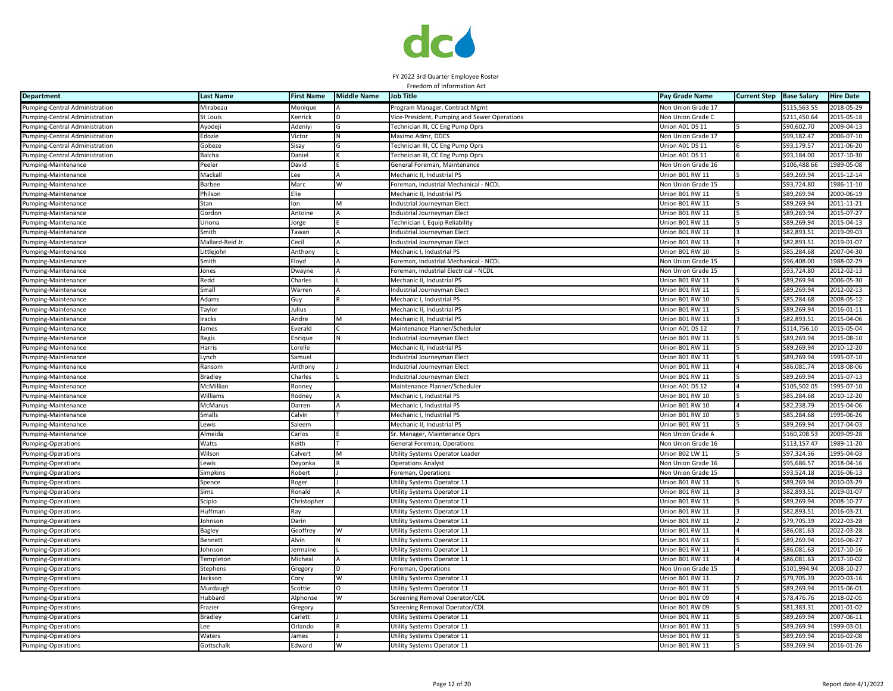FY 2022 3rd Quarter Employee Roster

Freedom of Information Act

| Department | Last Name | First Name | Middle Name | Job Title | Pay Grade Name | Current Step | Base Salary | Hire Date |
|---|---|---|---|---|---|---|---|---|
| Pumping-Central Administration | Mirabeau | Monique | A | Program Manager, Contract Mgmt | Non Union Grade 17 | | $115,563.55 | 2018-05-29 |
| Pumping-Central Administration | St Louis | Kenrick | D | Vice-President, Pumping and Sewer Operations | Non Union Grade C | | $211,450.64 | 2015-05-18 |
| Pumping-Central Administration | Ayodeji | Adeniyi | G | Technician III, CC Eng Pump Oprs | Union A01 DS 11 | 5 | $90,602.70 | 2009-04-13 |
| Pumping-Central Administration | Edozie | Victor | N | Maximo Admr, DDCS | Non Union Grade 17 | | $99,182.47 | 2006-07-10 |
| Pumping-Central Administration | Gobeze | Sisay | G | Technician III, CC Eng Pump Oprs | Union A01 DS 11 | 6 | $93,179.57 | 2011-06-20 |
| Pumping-Central Administration | Balcha | Daniel | K | Technician III, CC Eng Pump Oprs | Union A01 DS 11 | 6 | $93,184.00 | 2017-10-30 |
| Pumping-Maintenance | Peeler | David | E | General Foreman, Maintenance | Non Union Grade 16 | | $106,488.66 | 1989-05-08 |
| Pumping-Maintenance | Mackall | Lee | A | Mechanic II, Industrial PS | Union B01 RW 11 | 5 | $89,269.94 | 2015-12-14 |
| Pumping-Maintenance | Barbee | Marc | W | Foreman, Industrial Mechanical - NCDL | Non Union Grade 15 | | $93,724.80 | 1986-11-10 |
| Pumping-Maintenance | Philson | Elie | | Mechanic II, Industrial PS | Union B01 RW 11 | 5 | $89,269.94 | 2000-06-19 |
| Pumping-Maintenance | Stan | Ion | M | Industrial Journeyman Elect | Union B01 RW 11 | 5 | $89,269.94 | 2011-11-21 |
| Pumping-Maintenance | Gordon | Antoine | A | Industrial Journeyman Elect | Union B01 RW 11 | 5 | $89,269.94 | 2015-07-27 |
| Pumping-Maintenance | Uriona | Jorge | E | Technician I, Equip Reliability | Union B01 RW 11 | 5 | $89,269.94 | 2015-04-13 |
| Pumping-Maintenance | Smith | Tawan | A | Industrial Journeyman Elect | Union B01 RW 11 | 3 | $82,893.51 | 2019-09-03 |
| Pumping-Maintenance | Mallard-Reid Jr. | Cecil | A | Industrial Journeyman Elect | Union B01 RW 11 | 3 | $82,893.51 | 2019-01-07 |
| Pumping-Maintenance | Littlejohn | Anthony | L | Mechanic I, Industrial PS | Union B01 RW 10 | 5 | $85,284.68 | 2007-04-30 |
| Pumping-Maintenance | Smith | Floyd | A | Foreman, Industrial Mechanical - NCDL | Non Union Grade 15 | | $96,408.00 | 1988-02-29 |
| Pumping-Maintenance | Jones | Dwayne | A | Foreman, Industrial Electrical - NCDL | Non Union Grade 15 | | $93,724.80 | 2012-02-13 |
| Pumping-Maintenance | Redd | Charles | L | Mechanic II, Industrial PS | Union B01 RW 11 | 5 | $89,269.94 | 2006-05-30 |
| Pumping-Maintenance | Small | Warren | A | Industrial Journeyman Elect | Union B01 RW 11 | 5 | $89,269.94 | 2012-02-13 |
| Pumping-Maintenance | Adams | Guy | R | Mechanic I, Industrial PS | Union B01 RW 10 | 5 | $85,284.68 | 2008-05-12 |
| Pumping-Maintenance | Taylor | Julius | | Mechanic II, Industrial PS | Union B01 RW 11 | 5 | $89,269.94 | 2016-01-11 |
| Pumping-Maintenance | Iracks | Andre | M | Mechanic II, Industrial PS | Union B01 RW 11 | 3 | $82,893.51 | 2015-04-06 |
| Pumping-Maintenance | James | Everald | C | Maintenance Planner/Scheduler | Union A01 DS 12 | 7 | $114,756.10 | 2015-05-04 |
| Pumping-Maintenance | Regis | Enrique | N | Industrial Journeyman Elect | Union B01 RW 11 | 5 | $89,269.94 | 2015-08-10 |
| Pumping-Maintenance | Harris | Lorelle | | Mechanic II, Industrial PS | Union B01 RW 11 | 5 | $89,269.94 | 2010-12-20 |
| Pumping-Maintenance | Lynch | Samuel | | Industrial Journeyman Elect | Union B01 RW 11 | 5 | $89,269.94 | 1995-07-10 |
| Pumping-Maintenance | Ransom | Anthony | J | Industrial Journeyman Elect | Union B01 RW 11 | 4 | $86,081.74 | 2018-08-06 |
| Pumping-Maintenance | Bradley | Charles | L | Industrial Journeyman Elect | Union B01 RW 11 | 5 | $89,269.94 | 2015-07-13 |
| Pumping-Maintenance | McMillian | Ronney | | Maintenance Planner/Scheduler | Union A01 DS 12 | 4 | $105,502.05 | 1995-07-10 |
| Pumping-Maintenance | Williams | Rodney | A | Mechanic I, Industrial PS | Union B01 RW 10 | 5 | $85,284.68 | 2010-12-20 |
| Pumping-Maintenance | McManus | Darren | A | Mechanic I, Industrial PS | Union B01 RW 10 | 4 | $82,238.79 | 2015-04-06 |
| Pumping-Maintenance | Smalls | Calvin | T | Mechanic I, Industrial PS | Union B01 RW 10 | 5 | $85,284.68 | 1995-06-26 |
| Pumping-Maintenance | Lewis | Saleem | | Mechanic II, Industrial PS | Union B01 RW 11 | 5 | $89,269.94 | 2017-04-03 |
| Pumping-Maintenance | Almeida | Carlos | E | Sr. Manager, Maintenance Oprs | Non Union Grade A | | $160,208.53 | 2009-09-28 |
| Pumping-Operations | Watts | Keith | T | General Foreman, Operations | Non Union Grade 16 | | $113,157.47 | 1989-11-20 |
| Pumping-Operations | Wilson | Calvert | M | Utility Systems Operator Leader | Union B02 LW 11 | 5 | $97,324.36 | 1995-04-03 |
| Pumping-Operations | Lewis | Deyonka | R | Operations Analyst | Non Union Grade 16 | | $95,686.57 | 2018-04-16 |
| Pumping-Operations | Simpkins | Robert | J | Foreman, Operations | Non Union Grade 15 | | $93,524.18 | 2016-06-13 |
| Pumping-Operations | Spence | Roger | J | Utility Systems Operator 11 | Union B01 RW 11 | 5 | $89,269.94 | 2010-03-29 |
| Pumping-Operations | Sims | Ronald | A | Utility Systems Operator 11 | Union B01 RW 11 | 3 | $82,893.51 | 2019-01-07 |
| Pumping-Operations | Scipio | Christopher | | Utility Systems Operator 11 | Union B01 RW 11 | 5 | $89,269.94 | 2008-10-27 |
| Pumping-Operations | Huffman | Ray | | Utility Systems Operator 11 | Union B01 RW 11 | 3 | $82,893.51 | 2016-03-21 |
| Pumping-Operations | Johnson | Darin | | Utility Systems Operator 11 | Union B01 RW 11 | 2 | $79,705.39 | 2022-03-28 |
| Pumping-Operations | Bagley | Geoffrey | W | Utility Systems Operator 11 | Union B01 RW 11 | 4 | $86,081.63 | 2022-03-28 |
| Pumping-Operations | Bennett | Alvin | N | Utility Systems Operator 11 | Union B01 RW 11 | 5 | $89,269.94 | 2016-06-27 |
| Pumping-Operations | Johnson | Jermaine | L | Utility Systems Operator 11 | Union B01 RW 11 | 4 | $86,081.63 | 2017-10-16 |
| Pumping-Operations | Templeton | Micheal | A | Utility Systems Operator 11 | Union B01 RW 11 | 4 | $86,081.63 | 2017-10-02 |
| Pumping-Operations | Stephens | Gregory | D | Foreman, Operations | Non Union Grade 15 | | $101,994.94 | 2008-10-27 |
| Pumping-Operations | Jackson | Cory | W | Utility Systems Operator 11 | Union B01 RW 11 | 2 | $79,705.39 | 2020-03-16 |
| Pumping-Operations | Murdaugh | Scottie | O | Utility Systems Operator 11 | Union B01 RW 11 | 5 | $89,269.94 | 2015-06-01 |
| Pumping-Operations | Hubbard | Alphonse | W | Screening Removal Operator/CDL | Union B01 RW 09 | 4 | $78,476.76 | 2018-02-05 |
| Pumping-Operations | Frazier | Gregory | | Screening Removal Operator/CDL | Union B01 RW 09 | 5 | $81,383.31 | 2001-01-02 |
| Pumping-Operations | Bradley | Carlett | J | Utility Systems Operator 11 | Union B01 RW 11 | 5 | $89,269.94 | 2007-06-11 |
| Pumping-Operations | Lee | Orlando | R | Utility Systems Operator 11 | Union B01 RW 11 | 5 | $89,269.94 | 1999-03-01 |
| Pumping-Operations | Waters | James | J | Utility Systems Operator 11 | Union B01 RW 11 | 5 | $89,269.94 | 2016-02-08 |
| Pumping-Operations | Gottschalk | Edward | W | Utility Systems Operator 11 | Union B01 RW 11 | 5 | $89,269.94 | 2016-01-26 |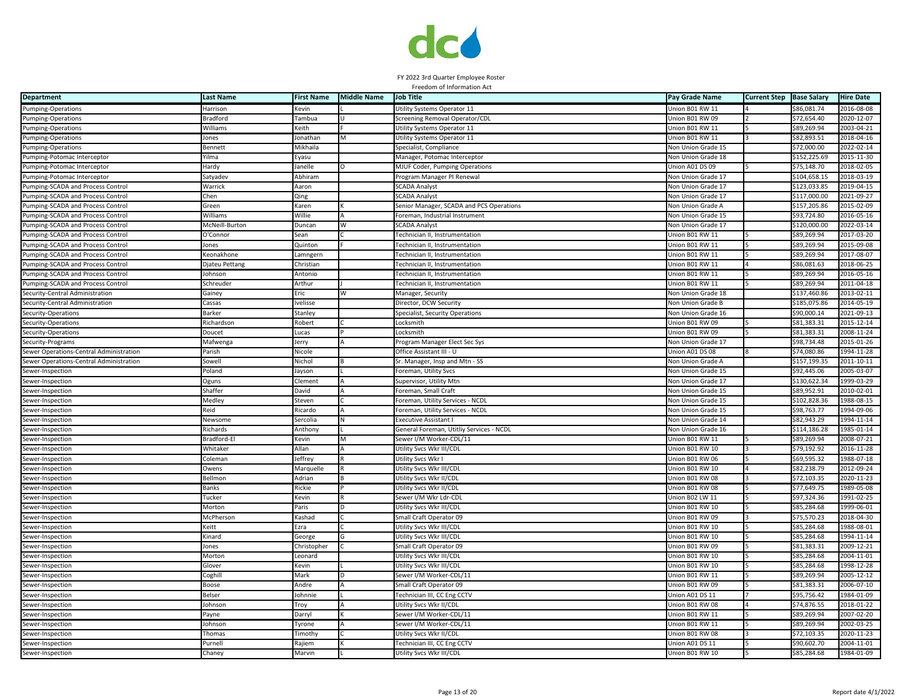FY 2022 3rd Quarter Employee Roster
Freedom of Information Act

| Department | Last Name | First Name | Middle Name | Job Title | Pay Grade Name | Current Step | Base Salary | Hire Date |
|---|---|---|---|---|---|---|---|---|
| Pumping-Operations | Harrison | Kevin | L | Utility Systems Operator 11 | Union B01 RW 11 | 4 | $86,081.74 | 2016-08-08 |
| Pumping-Operations | Bradford | Tambua | U | Screening Removal Operator/CDL | Union B01 RW 09 | 2 | $72,654.40 | 2020-12-07 |
| Pumping-Operations | Williams | Keith | F | Utility Systems Operator 11 | Union B01 RW 11 | 5 | $89,269.94 | 2003-04-21 |
| Pumping-Operations | Jones | Jonathan | M | Utility Systems Operator 11 | Union B01 RW 11 | 3 | $82,893.51 | 2018-04-16 |
| Pumping-Operations | Bennett | Mikhaila | | Specialist, Compliance | Non Union Grade 15 | | $72,000.00 | 2022-02-14 |
| Pumping-Potomac Interceptor | Yilma | Eyasu | | Manager, Potomac Interceptor | Non Union Grade 18 | | $152,225.69 | 2015-11-30 |
| Pumping-Potomac Interceptor | Hardy | Janelle | O | MJUF Coder, Pumping Operations | Union A01 DS 09 | 5 | $75,148.70 | 2018-02-05 |
| Pumping-Potomac Interceptor | Satyadev | Abhiram | | Program Manager PI Renewal | Non Union Grade 17 | | $104,658.15 | 2018-03-19 |
| Pumping-SCADA and Process Control | Warrick | Aaron | | SCADA Analyst | Non Union Grade 17 | | $123,033.85 | 2019-04-15 |
| Pumping-SCADA and Process Control | Chen | Qing | | SCADA Analyst | Non Union Grade 17 | | $117,000.00 | 2021-09-27 |
| Pumping-SCADA and Process Control | Green | Karen | K | Senior Manager, SCADA and PCS Operations | Non Union Grade A | | $157,205.86 | 2015-02-09 |
| Pumping-SCADA and Process Control | Williams | Willie | A | Foreman, Industrial Instrument | Non Union Grade 15 | | $93,724.80 | 2016-05-16 |
| Pumping-SCADA and Process Control | McNeill-Burton | Duncan | W | SCADA Analyst | Non Union Grade 17 | | $120,000.00 | 2022-03-14 |
| Pumping-SCADA and Process Control | O'Connor | Sean | C | Technician II, Instrumentation | Union B01 RW 11 | 5 | $89,269.94 | 2017-03-20 |
| Pumping-SCADA and Process Control | Jones | Quinton | F | Technician II, Instrumentation | Union B01 RW 11 | 5 | $89,269.94 | 2015-09-08 |
| Pumping-SCADA and Process Control | Keonakhone | Lamngern | | Technician II, Instrumentation | Union B01 RW 11 | 5 | $89,269.94 | 2017-08-07 |
| Pumping-SCADA and Process Control | Djateu Pettang | Christian | | Technician II, Instrumentation | Union B01 RW 11 | 4 | $86,081.63 | 2018-06-25 |
| Pumping-SCADA and Process Control | Johnson | Antonio | | Technician II, Instrumentation | Union B01 RW 11 | 5 | $89,269.94 | 2016-05-16 |
| Pumping-SCADA and Process Control | Schreuder | Arthur | J | Technician II, Instrumentation | Union B01 RW 11 | 5 | $89,269.94 | 2011-04-18 |
| Security-Central Administration | Gainey | Eric | W | Manager, Security | Non Union Grade 18 | | $137,460.86 | 2013-02-11 |
| Security-Central Administration | Cassas | Ivelisse | | Director, DCW Security | Non Union Grade B | | $185,075.86 | 2014-05-19 |
| Security-Operations | Barker | Stanley | | Specialist, Security Operations | Non Union Grade 16 | | $90,000.14 | 2021-09-13 |
| Security-Operations | Richardson | Robert | C | Locksmith | Union B01 RW 09 | 5 | $81,383.31 | 2015-12-14 |
| Security-Operations | Doucet | Lucas | P | Locksmith | Union B01 RW 09 | 5 | $81,383.31 | 2008-11-24 |
| Security-Programs | Mafwenga | Jerry | A | Program Manager Elect Sec Sys | Non Union Grade 17 | | $98,734.48 | 2015-01-26 |
| Sewer Operations-Central Administration | Parish | Nicole | | Office Assistant III - U | Union A01 DS 08 | 8 | $74,080.86 | 1994-11-28 |
| Sewer Operations-Central Administration | Sowell | Nichol | B | Sr. Manager, Insp and Mtn - SS | Non Union Grade A | | $157,199.35 | 2011-10-11 |
| Sewer-Inspection | Poland | Jayson | L | Foreman, Utility Svcs | Non Union Grade 15 | | $92,445.06 | 2005-03-07 |
| Sewer-Inspection | Oguns | Clement | A | Supervisor, Utility Mtn | Non Union Grade 17 | | $130,622.34 | 1999-03-29 |
| Sewer-Inspection | Shaffer | David | A | Foreman, Small Craft | Non Union Grade 15 | | $89,952.91 | 2010-02-01 |
| Sewer-Inspection | Medley | Steven | C | Foreman, Utility Services - NCDL | Non Union Grade 15 | | $102,828.36 | 1988-08-15 |
| Sewer-Inspection | Reid | Ricardo | A | Foreman, Utility Services - NCDL | Non Union Grade 15 | | $98,763.77 | 1994-09-06 |
| Sewer-Inspection | Newsome | Sercolia | N | Executive Assistant I | Non Union Grade 14 | | $82,943.29 | 1994-11-14 |
| Sewer-Inspection | Richards | Anthony | L | General Foreman, Utitliy Services - NCDL | Non Union Grade 16 | | $114,186.28 | 1985-01-14 |
| Sewer-Inspection | Bradford-El | Kevin | M | Sewer I/M Worker-CDL/11 | Union B01 RW 11 | 5 | $89,269.94 | 2008-07-21 |
| Sewer-Inspection | Whitaker | Allan | A | Utility Svcs Wkr III/CDL | Union B01 RW 10 | 3 | $79,192.92 | 2016-11-28 |
| Sewer-Inspection | Coleman | Jeffrey | R | Utility Svcs Wkr I | Union B01 RW 06 | 5 | $69,595.32 | 1988-07-18 |
| Sewer-Inspection | Owens | Marquelle | R | Utility Svcs Wkr III/CDL | Union B01 RW 10 | 4 | $82,238.79 | 2012-09-24 |
| Sewer-Inspection | Bellmon | Adrian | B | Utility Svcs Wkr II/CDL | Union B01 RW 08 | 3 | $72,103.35 | 2020-11-23 |
| Sewer-Inspection | Banks | Rickie | P | Utility Svcs Wkr II/CDL | Union B01 RW 08 | 5 | $77,649.75 | 1989-05-08 |
| Sewer-Inspection | Tucker | Kevin | R | Sewer I/M Wkr Ldr-CDL | Union B02 LW 11 | 5 | $97,324.36 | 1991-02-25 |
| Sewer-Inspection | Morton | Paris | D | Utility Svcs Wkr III/CDL | Union B01 RW 10 | 5 | $85,284.68 | 1999-06-01 |
| Sewer-Inspection | McPherson | Kashad | C | Small Craft Operator 09 | Union B01 RW 09 | 3 | $75,570.23 | 2018-04-30 |
| Sewer-Inspection | Keitt | Ezra | C | Utility Svcs Wkr III/CDL | Union B01 RW 10 | 5 | $85,284.68 | 1988-08-01 |
| Sewer-Inspection | Kinard | George | G | Utility Svcs Wkr III/CDL | Union B01 RW 10 | 5 | $85,284.68 | 1994-11-14 |
| Sewer-Inspection | Jones | Christopher | C | Small Craft Operator 09 | Union B01 RW 09 | 5 | $81,383.31 | 2009-12-21 |
| Sewer-Inspection | Morton | Leonard | | Utility Svcs Wkr III/CDL | Union B01 RW 10 | 5 | $85,284.68 | 2004-11-01 |
| Sewer-Inspection | Glover | Kevin | L | Utility Svcs Wkr III/CDL | Union B01 RW 10 | 5 | $85,284.68 | 1998-12-28 |
| Sewer-Inspection | Coghill | Mark | D | Sewer I/M Worker-CDL/11 | Union B01 RW 11 | 5 | $89,269.94 | 2005-12-12 |
| Sewer-Inspection | Boose | Andre | A | Small Craft Operator 09 | Union B01 RW 09 | 5 | $81,383.31 | 2006-07-10 |
| Sewer-Inspection | Belser | Johnnie | L | Technician III, CC Eng CCTV | Union A01 DS 11 | 7 | $95,756.42 | 1984-01-09 |
| Sewer-Inspection | Johnson | Troy | A | Utility Svcs Wkr II/CDL | Union B01 RW 08 | 4 | $74,876.55 | 2018-01-22 |
| Sewer-Inspection | Payne | Darryl | K | Sewer I/M Worker-CDL/11 | Union B01 RW 11 | 5 | $89,269.94 | 2007-02-20 |
| Sewer-Inspection | Johnson | Tyrone | A | Sewer I/M Worker-CDL/11 | Union B01 RW 11 | 5 | $89,269.94 | 2002-03-25 |
| Sewer-Inspection | Thomas | Timothy | C | Utility Svcs Wkr II/CDL | Union B01 RW 08 | 3 | $72,103.35 | 2020-11-23 |
| Sewer-Inspection | Purnell | Rajiem | K | Technician III, CC Eng CCTV | Union A01 DS 11 | 5 | $90,602.70 | 2004-11-01 |
| Sewer-Inspection | Chaney | Marvin | L | Utility Svcs Wkr III/CDL | Union B01 RW 10 | 5 | $85,284.68 | 1984-01-09 |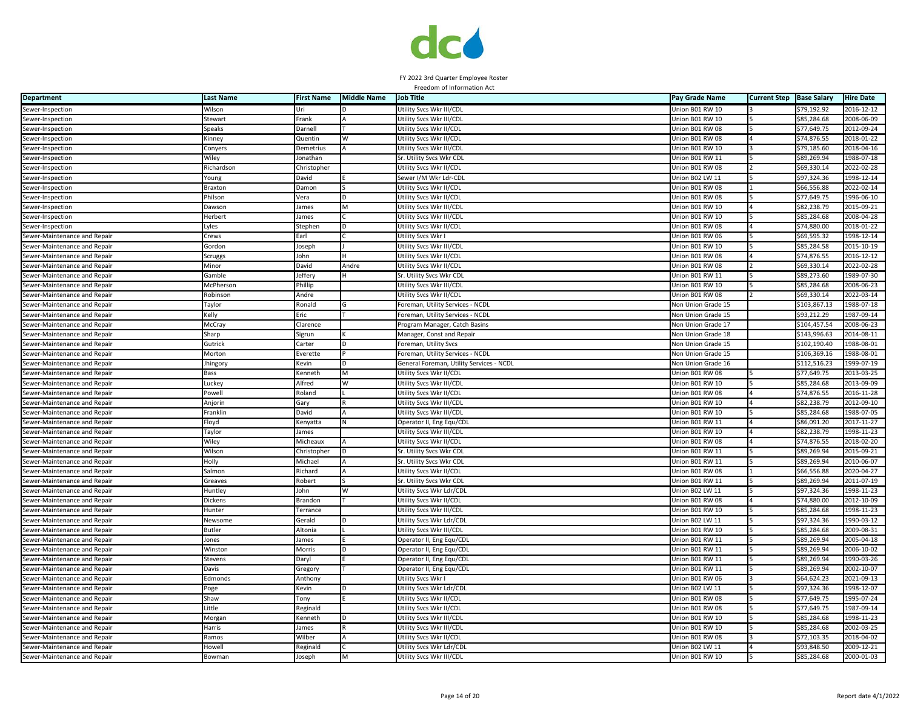FY 2022 3rd Quarter Employee Roster
Freedom of Information Act

| Department | Last Name | First Name | Middle Name | Job Title | Pay Grade Name | Current Step | Base Salary | Hire Date |
|---|---|---|---|---|---|---|---|---|
| Sewer-Inspection | Wilson | Uri | D | Utility Svcs Wkr III/CDL | Union B01 RW 10 | 3 | $79,192.92 | 2016-12-12 |
| Sewer-Inspection | Stewart | Frank | A | Utility Svcs Wkr III/CDL | Union B01 RW 10 | 5 | $85,284.68 | 2008-06-09 |
| Sewer-Inspection | Speaks | Darnell | T | Utility Svcs Wkr II/CDL | Union B01 RW 08 | 5 | $77,649.75 | 2012-09-24 |
| Sewer-Inspection | Kinney | Quentin | W | Utility Svcs Wkr II/CDL | Union B01 RW 08 | 4 | $74,876.55 | 2018-01-22 |
| Sewer-Inspection | Conyers | Demetrius | A | Utility Svcs Wkr III/CDL | Union B01 RW 10 | 3 | $79,185.60 | 2018-04-16 |
| Sewer-Inspection | Wiley | Jonathan | | Sr. Utility Svcs Wkr CDL | Union B01 RW 11 | 5 | $89,269.94 | 1988-07-18 |
| Sewer-Inspection | Richardson | Christopher | | Utility Svcs Wkr II/CDL | Union B01 RW 08 | 2 | $69,330.14 | 2022-02-28 |
| Sewer-Inspection | Young | David | E | Sewer I/M Wkr Ldr-CDL | Union B02 LW 11 | 5 | $97,324.36 | 1998-12-14 |
| Sewer-Inspection | Braxton | Damon | S | Utility Svcs Wkr II/CDL | Union B01 RW 08 | 1 | $66,556.88 | 2022-02-14 |
| Sewer-Inspection | Philson | Vera | D | Utility Svcs Wkr II/CDL | Union B01 RW 08 | 5 | $77,649.75 | 1996-06-10 |
| Sewer-Inspection | Dawson | James | M | Utility Svcs Wkr III/CDL | Union B01 RW 10 | 4 | $82,238.79 | 2015-09-21 |
| Sewer-Inspection | Herbert | James | C | Utility Svcs Wkr III/CDL | Union B01 RW 10 | 5 | $85,284.68 | 2008-04-28 |
| Sewer-Inspection | Lyles | Stephen | D | Utility Svcs Wkr II/CDL | Union B01 RW 08 | 4 | $74,880.00 | 2018-01-22 |
| Sewer-Maintenance and Repair | Crews | Earl | C | Utility Svcs Wkr I | Union B01 RW 06 | 5 | $69,595.32 | 1998-12-14 |
| Sewer-Maintenance and Repair | Gordon | Joseph | J | Utility Svcs Wkr III/CDL | Union B01 RW 10 | 5 | $85,284.58 | 2015-10-19 |
| Sewer-Maintenance and Repair | Scruggs | John | H | Utility Svcs Wkr II/CDL | Union B01 RW 08 | 4 | $74,876.55 | 2016-12-12 |
| Sewer-Maintenance and Repair | Minor | David | Andre | Utility Svcs Wkr II/CDL | Union B01 RW 08 | 2 | $69,330.14 | 2022-02-28 |
| Sewer-Maintenance and Repair | Gamble | Jeffery | H | Sr. Utility Svcs Wkr CDL | Union B01 RW 11 | 5 | $89,273.60 | 1989-07-30 |
| Sewer-Maintenance and Repair | McPherson | Phillip | | Utility Svcs Wkr III/CDL | Union B01 RW 10 | 5 | $85,284.68 | 2008-06-23 |
| Sewer-Maintenance and Repair | Robinson | Andre | | Utility Svcs Wkr II/CDL | Union B01 RW 08 | 2 | $69,330.14 | 2022-03-14 |
| Sewer-Maintenance and Repair | Taylor | Ronald | G | Foreman, Utility Services - NCDL | Non Union Grade 15 | | $103,867.13 | 1988-07-18 |
| Sewer-Maintenance and Repair | Kelly | Eric | T | Foreman, Utility Services - NCDL | Non Union Grade 15 | | $93,212.29 | 1987-09-14 |
| Sewer-Maintenance and Repair | McCray | Clarence | | Program Manager, Catch Basins | Non Union Grade 17 | | $104,457.54 | 2008-06-23 |
| Sewer-Maintenance and Repair | Sharp | Sigrun | K | Manager, Const and Repair | Non Union Grade 18 | | $143,996.63 | 2014-08-11 |
| Sewer-Maintenance and Repair | Gutrick | Carter | D | Foreman, Utility Svcs | Non Union Grade 15 | | $102,190.40 | 1988-08-01 |
| Sewer-Maintenance and Repair | Morton | Everette | P | Foreman, Utility Services - NCDL | Non Union Grade 15 | | $106,369.16 | 1988-08-01 |
| Sewer-Maintenance and Repair | Jhingory | Kevin | D | General Foreman, Utility Services - NCDL | Non Union Grade 16 | | $112,516.23 | 1999-07-19 |
| Sewer-Maintenance and Repair | Bass | Kenneth | M | Utility Svcs Wkr II/CDL | Union B01 RW 08 | 5 | $77,649.75 | 2013-03-25 |
| Sewer-Maintenance and Repair | Luckey | Alfred | W | Utility Svcs Wkr III/CDL | Union B01 RW 10 | 5 | $85,284.68 | 2013-09-09 |
| Sewer-Maintenance and Repair | Powell | Roland | L | Utility Svcs Wkr II/CDL | Union B01 RW 08 | 4 | $74,876.55 | 2016-11-28 |
| Sewer-Maintenance and Repair | Anjorin | Gary | R | Utility Svcs Wkr III/CDL | Union B01 RW 10 | 4 | $82,238.79 | 2012-09-10 |
| Sewer-Maintenance and Repair | Franklin | David | A | Utility Svcs Wkr III/CDL | Union B01 RW 10 | 5 | $85,284.68 | 1988-07-05 |
| Sewer-Maintenance and Repair | Floyd | Kenyatta | N | Operator II, Eng Equ/CDL | Union B01 RW 11 | 4 | $86,091.20 | 2017-11-27 |
| Sewer-Maintenance and Repair | Taylor | James | | Utility Svcs Wkr III/CDL | Union B01 RW 10 | 4 | $82,238.79 | 1998-11-23 |
| Sewer-Maintenance and Repair | Wiley | Micheaux | A | Utility Svcs Wkr II/CDL | Union B01 RW 08 | 4 | $74,876.55 | 2018-02-20 |
| Sewer-Maintenance and Repair | Wilson | Christopher | D | Sr. Utility Svcs Wkr CDL | Union B01 RW 11 | 5 | $89,269.94 | 2015-09-21 |
| Sewer-Maintenance and Repair | Holly | Michael | A | Sr. Utility Svcs Wkr CDL | Union B01 RW 11 | 5 | $89,269.94 | 2010-06-07 |
| Sewer-Maintenance and Repair | Salmon | Richard | A | Utility Svcs Wkr II/CDL | Union B01 RW 08 | 1 | $66,556.88 | 2020-04-27 |
| Sewer-Maintenance and Repair | Greaves | Robert | S | Sr. Utility Svcs Wkr CDL | Union B01 RW 11 | 5 | $89,269.94 | 2011-07-19 |
| Sewer-Maintenance and Repair | Huntley | John | W | Utility Svcs Wkr Ldr/CDL | Union B02 LW 11 | 5 | $97,324.36 | 1998-11-23 |
| Sewer-Maintenance and Repair | Dickens | Brandon | T | Utility Svcs Wkr II/CDL | Union B01 RW 08 | 4 | $74,880.00 | 2012-10-09 |
| Sewer-Maintenance and Repair | Hunter | Terrance | | Utility Svcs Wkr III/CDL | Union B01 RW 10 | 5 | $85,284.68 | 1998-11-23 |
| Sewer-Maintenance and Repair | Newsome | Gerald | D | Utility Svcs Wkr Ldr/CDL | Union B02 LW 11 | 5 | $97,324.36 | 1990-03-12 |
| Sewer-Maintenance and Repair | Butler | Altonia | L | Utility Svcs Wkr III/CDL | Union B01 RW 10 | 5 | $85,284.68 | 2009-08-31 |
| Sewer-Maintenance and Repair | Jones | James | E | Operator II, Eng Equ/CDL | Union B01 RW 11 | 5 | $89,269.94 | 2005-04-18 |
| Sewer-Maintenance and Repair | Winston | Morris | D | Operator II, Eng Equ/CDL | Union B01 RW 11 | 5 | $89,269.94 | 2006-10-02 |
| Sewer-Maintenance and Repair | Stevens | Daryl | E | Operator II, Eng Equ/CDL | Union B01 RW 11 | 5 | $89,269.94 | 1990-03-26 |
| Sewer-Maintenance and Repair | Davis | Gregory | T | Operator II, Eng Equ/CDL | Union B01 RW 11 | 5 | $89,269.94 | 2002-10-07 |
| Sewer-Maintenance and Repair | Edmonds | Anthony | | Utility Svcs Wkr I | Union B01 RW 06 | 3 | $64,624.23 | 2021-09-13 |
| Sewer-Maintenance and Repair | Poge | Kevin | D | Utility Svcs Wkr Ldr/CDL | Union B02 LW 11 | 5 | $97,324.36 | 1998-12-07 |
| Sewer-Maintenance and Repair | Shaw | Tony | E | Utility Svcs Wkr II/CDL | Union B01 RW 08 | 5 | $77,649.75 | 1995-07-24 |
| Sewer-Maintenance and Repair | Little | Reginald | | Utility Svcs Wkr II/CDL | Union B01 RW 08 | 5 | $77,649.75 | 1987-09-14 |
| Sewer-Maintenance and Repair | Morgan | Kenneth | D | Utility Svcs Wkr III/CDL | Union B01 RW 10 | 5 | $85,284.68 | 1998-11-23 |
| Sewer-Maintenance and Repair | Harris | James | R | Utility Svcs Wkr III/CDL | Union B01 RW 10 | 5 | $85,284.68 | 2002-03-25 |
| Sewer-Maintenance and Repair | Ramos | Wilber | A | Utility Svcs Wkr II/CDL | Union B01 RW 08 | 3 | $72,103.35 | 2018-04-02 |
| Sewer-Maintenance and Repair | Howell | Reginald | C | Utility Svcs Wkr Ldr/CDL | Union B02 LW 11 | 4 | $93,848.50 | 2009-12-21 |
| Sewer-Maintenance and Repair | Bowman | Joseph | M | Utility Svcs Wkr III/CDL | Union B01 RW 10 | 5 | $85,284.68 | 2000-01-03 |

Report date 4/1/2022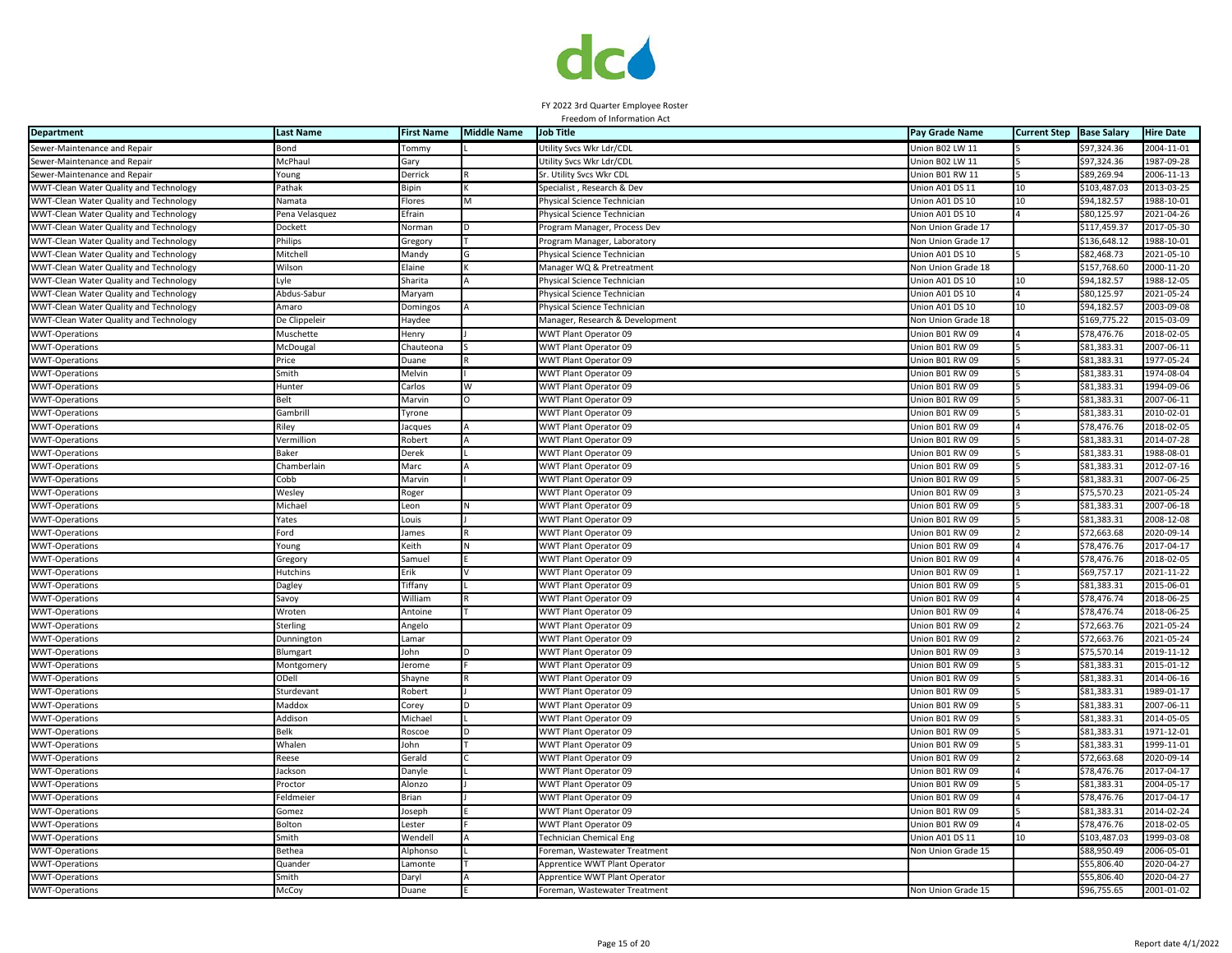FY 2022 3rd Quarter Employee Roster
Freedom of Information Act

| Department | Last Name | First Name | Middle Name | Job Title | Pay Grade Name | Current Step | Base Salary | Hire Date |
|---|---|---|---|---|---|---|---|---|
| Sewer-Maintenance and Repair | Bond | Tommy | L | Utility Svcs Wkr Ldr/CDL | Union B02 LW 11 | 5 | $97,324.36 | 2004-11-01 |
| Sewer-Maintenance and Repair | McPhaul | Gary | | Utility Svcs Wkr Ldr/CDL | Union B02 LW 11 | 5 | $97,324.36 | 1987-09-28 |
| Sewer-Maintenance and Repair | Young | Derrick | R | Sr. Utility Svcs Wkr CDL | Union B01 RW 11 | 5 | $89,269.94 | 2006-11-13 |
| WWT-Clean Water Quality and Technology | Pathak | Bipin | K | Specialist , Research & Dev | Union A01 DS 11 | 10 | $103,487.03 | 2013-03-25 |
| WWT-Clean Water Quality and Technology | Namata | Flores | M | Physical Science Technician | Union A01 DS 10 | 10 | $94,182.57 | 1988-10-01 |
| WWT-Clean Water Quality and Technology | Pena Velasquez | Efrain | | Physical Science Technician | Union A01 DS 10 | 4 | $80,125.97 | 2021-04-26 |
| WWT-Clean Water Quality and Technology | Dockett | Norman | D | Program Manager, Process Dev | Non Union Grade 17 | | $117,459.37 | 2017-05-30 |
| WWT-Clean Water Quality and Technology | Philips | Gregory | T | Program Manager, Laboratory | Non Union Grade 17 | | $136,648.12 | 1988-10-01 |
| WWT-Clean Water Quality and Technology | Mitchell | Mandy | G | Physical Science Technician | Union A01 DS 10 | 5 | $82,468.73 | 2021-05-10 |
| WWT-Clean Water Quality and Technology | Wilson | Elaine | K | Manager WQ & Pretreatment | Non Union Grade 18 | | $157,768.60 | 2000-11-20 |
| WWT-Clean Water Quality and Technology | Lyle | Sharita | A | Physical Science Technician | Union A01 DS 10 | 10 | $94,182.57 | 1988-12-05 |
| WWT-Clean Water Quality and Technology | Abdus-Sabur | Maryam | | Physical Science Technician | Union A01 DS 10 | 4 | $80,125.97 | 2021-05-24 |
| WWT-Clean Water Quality and Technology | Amaro | Domingos | A | Physical Science Technician | Union A01 DS 10 | 10 | $94,182.57 | 2003-09-08 |
| WWT-Clean Water Quality and Technology | De Clippeleir | Haydee | | Manager, Research & Development | Non Union Grade 18 | | $169,775.22 | 2015-03-09 |
| WWT-Operations | Muschette | Henry | J | WWT Plant Operator 09 | Union B01 RW 09 | 4 | $78,476.76 | 2018-02-05 |
| WWT-Operations | McDougal | Chauteona | S | WWT Plant Operator 09 | Union B01 RW 09 | 5 | $81,383.31 | 2007-06-11 |
| WWT-Operations | Price | Duane | R | WWT Plant Operator 09 | Union B01 RW 09 | 5 | $81,383.31 | 1977-05-24 |
| WWT-Operations | Smith | Melvin | I | WWT Plant Operator 09 | Union B01 RW 09 | 5 | $81,383.31 | 1974-08-04 |
| WWT-Operations | Hunter | Carlos | W | WWT Plant Operator 09 | Union B01 RW 09 | 5 | $81,383.31 | 1994-09-06 |
| WWT-Operations | Belt | Marvin | O | WWT Plant Operator 09 | Union B01 RW 09 | 5 | $81,383.31 | 2007-06-11 |
| WWT-Operations | Gambrill | Tyrone | | WWT Plant Operator 09 | Union B01 RW 09 | 5 | $81,383.31 | 2010-02-01 |
| WWT-Operations | Riley | Jacques | A | WWT Plant Operator 09 | Union B01 RW 09 | 4 | $78,476.76 | 2018-02-05 |
| WWT-Operations | Vermillion | Robert | A | WWT Plant Operator 09 | Union B01 RW 09 | 5 | $81,383.31 | 2014-07-28 |
| WWT-Operations | Baker | Derek | L | WWT Plant Operator 09 | Union B01 RW 09 | 5 | $81,383.31 | 1988-08-01 |
| WWT-Operations | Chamberlain | Marc | A | WWT Plant Operator 09 | Union B01 RW 09 | 5 | $81,383.31 | 2012-07-16 |
| WWT-Operations | Cobb | Marvin | I | WWT Plant Operator 09 | Union B01 RW 09 | 5 | $81,383.31 | 2007-06-25 |
| WWT-Operations | Wesley | Roger | | WWT Plant Operator 09 | Union B01 RW 09 | 3 | $75,570.23 | 2021-05-24 |
| WWT-Operations | Michael | Leon | N | WWT Plant Operator 09 | Union B01 RW 09 | 5 | $81,383.31 | 2007-06-18 |
| WWT-Operations | Yates | Louis | J | WWT Plant Operator 09 | Union B01 RW 09 | 5 | $81,383.31 | 2008-12-08 |
| WWT-Operations | Ford | James | R | WWT Plant Operator 09 | Union B01 RW 09 | 2 | $72,663.68 | 2020-09-14 |
| WWT-Operations | Young | Keith | N | WWT Plant Operator 09 | Union B01 RW 09 | 4 | $78,476.76 | 2017-04-17 |
| WWT-Operations | Gregory | Samuel | E | WWT Plant Operator 09 | Union B01 RW 09 | 4 | $78,476.76 | 2018-02-05 |
| WWT-Operations | Hutchins | Erik | V | WWT Plant Operator 09 | Union B01 RW 09 | 1 | $69,757.17 | 2021-11-22 |
| WWT-Operations | Dagley | Tiffany | L | WWT Plant Operator 09 | Union B01 RW 09 | 5 | $81,383.31 | 2015-06-01 |
| WWT-Operations | Savoy | William | R | WWT Plant Operator 09 | Union B01 RW 09 | 4 | $78,476.74 | 2018-06-25 |
| WWT-Operations | Wroten | Antoine | T | WWT Plant Operator 09 | Union B01 RW 09 | 4 | $78,476.74 | 2018-06-25 |
| WWT-Operations | Sterling | Angelo | | WWT Plant Operator 09 | Union B01 RW 09 | 2 | $72,663.76 | 2021-05-24 |
| WWT-Operations | Dunnington | Lamar | | WWT Plant Operator 09 | Union B01 RW 09 | 2 | $72,663.76 | 2021-05-24 |
| WWT-Operations | Blumgart | John | D | WWT Plant Operator 09 | Union B01 RW 09 | 3 | $75,570.14 | 2019-11-12 |
| WWT-Operations | Montgomery | Jerome | F | WWT Plant Operator 09 | Union B01 RW 09 | 5 | $81,383.31 | 2015-01-12 |
| WWT-Operations | ODell | Shayne | R | WWT Plant Operator 09 | Union B01 RW 09 | 5 | $81,383.31 | 2014-06-16 |
| WWT-Operations | Sturdevant | Robert | J | WWT Plant Operator 09 | Union B01 RW 09 | 5 | $81,383.31 | 1989-01-17 |
| WWT-Operations | Maddox | Corey | D | WWT Plant Operator 09 | Union B01 RW 09 | 5 | $81,383.31 | 2007-06-11 |
| WWT-Operations | Addison | Michael | L | WWT Plant Operator 09 | Union B01 RW 09 | 5 | $81,383.31 | 2014-05-05 |
| WWT-Operations | Belk | Roscoe | D | WWT Plant Operator 09 | Union B01 RW 09 | 5 | $81,383.31 | 1971-12-01 |
| WWT-Operations | Whalen | John | T | WWT Plant Operator 09 | Union B01 RW 09 | 5 | $81,383.31 | 1999-11-01 |
| WWT-Operations | Reese | Gerald | C | WWT Plant Operator 09 | Union B01 RW 09 | 2 | $72,663.68 | 2020-09-14 |
| WWT-Operations | Jackson | Danyle | L | WWT Plant Operator 09 | Union B01 RW 09 | 4 | $78,476.76 | 2017-04-17 |
| WWT-Operations | Proctor | Alonzo | J | WWT Plant Operator 09 | Union B01 RW 09 | 5 | $81,383.31 | 2004-05-17 |
| WWT-Operations | Feldmeier | Brian | J | WWT Plant Operator 09 | Union B01 RW 09 | 4 | $78,476.76 | 2017-04-17 |
| WWT-Operations | Gomez | Joseph | E | WWT Plant Operator 09 | Union B01 RW 09 | 5 | $81,383.31 | 2014-02-24 |
| WWT-Operations | Bolton | Lester | F | WWT Plant Operator 09 | Union B01 RW 09 | 4 | $78,476.76 | 2018-02-05 |
| WWT-Operations | Smith | Wendell | A | Technician Chemical Eng | Union A01 DS 11 | 10 | $103,487.03 | 1999-03-08 |
| WWT-Operations | Bethea | Alphonso | L | Foreman, Wastewater Treatment | Non Union Grade 15 | | $88,950.49 | 2006-05-01 |
| WWT-Operations | Quander | Lamonte | T | Apprentice WWT Plant Operator | | | $55,806.40 | 2020-04-27 |
| WWT-Operations | Smith | Daryl | A | Apprentice WWT Plant Operator | | | $55,806.40 | 2020-04-27 |
| WWT-Operations | McCoy | Duane | E | Foreman, Wastewater Treatment | Non Union Grade 15 | | $96,755.65 | 2001-01-02 |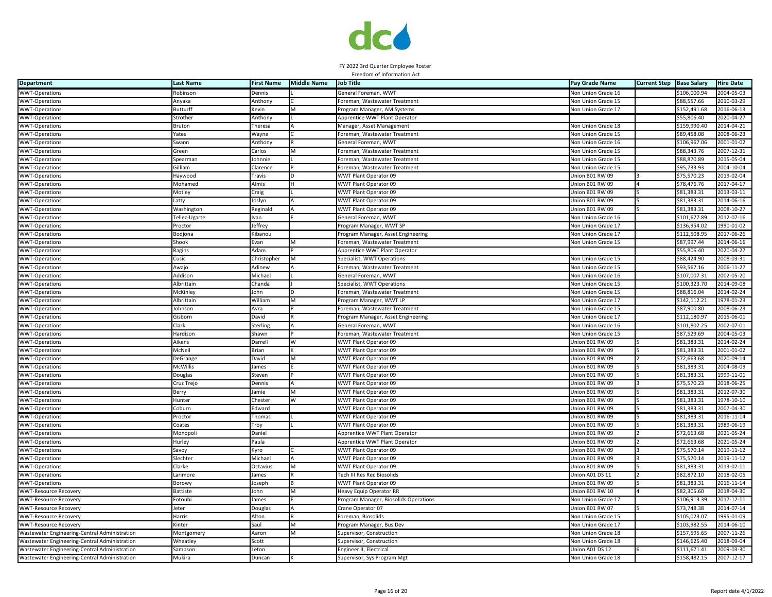FY 2022 3rd Quarter Employee Roster

Freedom of Information Act

| Department | Last Name | First Name | Middle Name | Job Title | Pay Grade Name | Current Step | Base Salary | Hire Date |
|---|---|---|---|---|---|---|---|---|
| WWT-Operations | Robinson | Dennis | L | General Foreman, WWT | Non Union Grade 16 | | $106,000.94 | 2004-05-03 |
| WWT-Operations | Anyaka | Anthony | C | Foreman, Wastewater Treatment | Non Union Grade 15 | | $88,557.66 | 2010-03-29 |
| WWT-Operations | Butturff | Kevin | M | Program Manager, AM Systems | Non Union Grade 17 | | $152,491.68 | 2016-06-13 |
| WWT-Operations | Strother | Anthony | L | Apprentice WWT Plant Operator | | | $55,806.40 | 2020-04-27 |
| WWT-Operations | Bruton | Theresa | A | Manager, Asset Management | Non Union Grade 18 | | $159,990.40 | 2014-04-21 |
| WWT-Operations | Yates | Wayne | C | Foreman, Wastewater Treatment | Non Union Grade 15 | | $89,458.08 | 2008-06-23 |
| WWT-Operations | Swann | Anthony | R | General Foreman, WWT | Non Union Grade 16 | | $106,967.06 | 2001-01-02 |
| WWT-Operations | Green | Carlos | M | Foreman, Wastewater Treatment | Non Union Grade 15 | | $88,343.76 | 2007-12-31 |
| WWT-Operations | Spearman | Johnnie | L | Foreman, Wastewater Treatment | Non Union Grade 15 | | $88,870.89 | 2015-05-04 |
| WWT-Operations | Gilliam | Clarence | P | Foreman, Wastewater Treatment | Non Union Grade 15 | | $95,733.93 | 2004-10-04 |
| WWT-Operations | Haywood | Travis | D | WWT Plant Operator 09 | Union B01 RW 09 | 3 | $75,570.23 | 2019-02-04 |
| WWT-Operations | Mohamed | Almis | H | WWT Plant Operator 09 | Union B01 RW 09 | 4 | $78,476.76 | 2017-04-17 |
| WWT-Operations | Motley | Craig | L | WWT Plant Operator 09 | Union B01 RW 09 | 5 | $81,383.31 | 2013-03-11 |
| WWT-Operations | Latty | Joslyn | A | WWT Plant Operator 09 | Union B01 RW 09 | 5 | $81,383.31 | 2014-06-16 |
| WWT-Operations | Washington | Reginald | A | WWT Plant Operator 09 | Union B01 RW 09 | 5 | $81,383.31 | 2008-10-27 |
| WWT-Operations | Tellez-Ugarte | Ivan | F | General Foreman, WWT | Non Union Grade 16 | | $101,677.89 | 2012-07-16 |
| WWT-Operations | Proctor | Jeffrey | | Program Manager, WWT SP | Non Union Grade 17 | | $136,954.02 | 1990-01-02 |
| WWT-Operations | Bodjona | Kibanou | | Program Manager, Asset Engineering | Non Union Grade 17 | | $112,508.95 | 2017-06-26 |
| WWT-Operations | Shook | Evan | M | Foreman, Wastewater Treatment | Non Union Grade 15 | | $87,997.44 | 2014-06-16 |
| WWT-Operations | Ragins | Adam | P | Apprentice WWT Plant Operator | | | $55,806.40 | 2020-04-27 |
| WWT-Operations | Cusic | Christopher | M | Specialist, WWT Operations | Non Union Grade 15 | | $88,424.90 | 2008-03-31 |
| WWT-Operations | Awajo | Adinew | A | Foreman, Wastewater Treatment | Non Union Grade 15 | | $93,567.16 | 2006-11-27 |
| WWT-Operations | Addison | Michael | L | General Foreman, WWT | Non Union Grade 16 | | $107,007.31 | 2002-05-20 |
| WWT-Operations | Albrittain | Chanda | J | Specialist, WWT Operations | Non Union Grade 15 | | $100,323.70 | 2014-09-08 |
| WWT-Operations | McKinley | John | D | Foreman, Wastewater Treatment | Non Union Grade 15 | | $88,816.04 | 2014-02-24 |
| WWT-Operations | Albrittain | William | M | Program Manager, WWT LP | Non Union Grade 17 | | $142,112.21 | 1978-01-23 |
| WWT-Operations | Johnson | Avra | P | Foreman, Wastewater Treatment | Non Union Grade 15 | | $87,900.80 | 2008-06-23 |
| WWT-Operations | Gisborn | David | R | Program Manager, Asset Engineering | Non Union Grade 17 | | $112,180.97 | 2015-06-01 |
| WWT-Operations | Clark | Sterling | A | General Foreman, WWT | Non Union Grade 16 | | $101,802.25 | 2002-07-01 |
| WWT-Operations | Hardison | Shawn | P | Foreman, Wastewater Treatment | Non Union Grade 15 | | $87,529.69 | 2004-05-03 |
| WWT-Operations | Aikens | Darrell | W | WWT Plant Operator 09 | Union B01 RW 09 | 5 | $81,383.31 | 2014-02-24 |
| WWT-Operations | McNeil | Brian | K | WWT Plant Operator 09 | Union B01 RW 09 | 5 | $81,383.31 | 2001-01-02 |
| WWT-Operations | DeGrange | David | M | WWT Plant Operator 09 | Union B01 RW 09 | 2 | $72,663.68 | 2020-09-14 |
| WWT-Operations | McWillis | James | E | WWT Plant Operator 09 | Union B01 RW 09 | 5 | $81,383.31 | 2004-08-09 |
| WWT-Operations | Douglas | Steven | P | WWT Plant Operator 09 | Union B01 RW 09 | 5 | $81,383.31 | 1999-11-01 |
| WWT-Operations | Cruz Trejo | Dennis | A | WWT Plant Operator 09 | Union B01 RW 09 | 3 | $75,570.23 | 2018-06-25 |
| WWT-Operations | Berry | Jamie | M | WWT Plant Operator 09 | Union B01 RW 09 | 5 | $81,383.31 | 2012-07-30 |
| WWT-Operations | Hunter | Chester | W | WWT Plant Operator 09 | Union B01 RW 09 | 5 | $81,383.31 | 1978-10-10 |
| WWT-Operations | Coburn | Edward | | WWT Plant Operator 09 | Union B01 RW 09 | 5 | $81,383.31 | 2007-04-30 |
| WWT-Operations | Proctor | Thomas | L | WWT Plant Operator 09 | Union B01 RW 09 | 5 | $81,383.31 | 2016-11-14 |
| WWT-Operations | Coates | Troy | L | WWT Plant Operator 09 | Union B01 RW 09 | 5 | $81,383.31 | 1989-06-19 |
| WWT-Operations | Monopoli | Daniel | | Apprentice WWT Plant Operator | Union B01 RW 09 | 2 | $72,663.68 | 2021-05-24 |
| WWT-Operations | Hurley | Paula | | Apprentice WWT Plant Operator | Union B01 RW 09 | 2 | $72,663.68 | 2021-05-24 |
| WWT-Operations | Savoy | Kyro | C | WWT Plant Operator 09 | Union B01 RW 09 | 3 | $75,570.14 | 2019-11-12 |
| WWT-Operations | Slechter | Michael | A | WWT Plant Operator 09 | Union B01 RW 09 | 3 | $75,570.14 | 2019-11-12 |
| WWT-Operations | Clarke | Octavius | M | WWT Plant Operator 09 | Union B01 RW 09 | 5 | $81,383.31 | 2013-02-11 |
| WWT-Operations | Larimore | James | R | Tech III Res Rec Biosolids | Union A01 DS 11 | 2 | $82,872.10 | 2018-02-05 |
| WWT-Operations | Borowy | Joseph | B | WWT Plant Operator 09 | Union B01 RW 09 | 5 | $81,383.31 | 2016-11-14 |
| WWT-Resource Recovery | Battiste | John | M | Heavy Equip Operator RR | Union B01 RW 10 | 4 | $82,305.60 | 2018-04-30 |
| WWT-Resource Recovery | Fotouhi | James | E | Program Manager, Biosolids Operations | Non Union Grade 17 | | $106,913.39 | 2017-12-11 |
| WWT-Resource Recovery | Jeter | Douglas | A | Crane Operator 07 | Union B01 RW 07 | 5 | $73,748.38 | 2014-07-14 |
| WWT-Resource Recovery | Harris | Alton | R | Foreman, Biosolids | Non Union Grade 15 | | $105,023.07 | 1995-01-09 |
| WWT-Resource Recovery | Kinter | Saul | M | Program Manager, Bus Dev | Non Union Grade 17 | | $103,982.55 | 2014-06-10 |
| Wastewater Engineering-Central Administration | Montgomery | Aaron | M | Supervisor, Construction | Non Union Grade 18 | | $157,595.65 | 2007-11-26 |
| Wastewater Engineering-Central Administration | Wheatley | Scott | | Supervisor, Construction | Non Union Grade 18 | | $146,625.40 | 2018-09-04 |
| Wastewater Engineering-Central Administration | Sampson | Leton | | Engineer II, Electrical | Union A01 DS 12 | 6 | $111,671.41 | 2009-03-30 |
| Wastewater Engineering-Central Administration | Mukira | Duncan | K | Supervisor, Sys Program Mgt | Non Union Grade 18 | | $158,482.15 | 2007-12-17 |

Report date 4/1/2022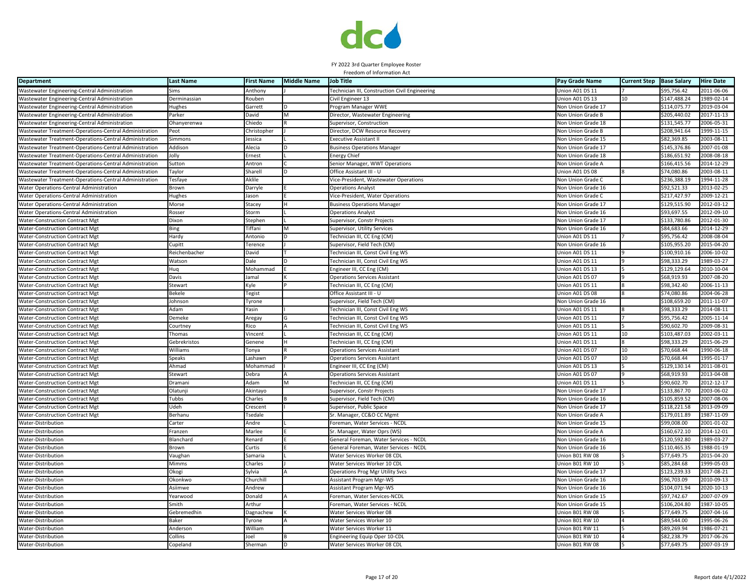FY 2022 3rd Quarter Employee Roster

Freedom of Information Act

| Department | Last Name | First Name | Middle Name | Job Title | Pay Grade Name | Current Step | Base Salary | Hire Date |
|---|---|---|---|---|---|---|---|---|
| Wastewater Engineering-Central Administration | Sims | Anthony | J | Technician III, Construction Civil Engineering | Union A01 DS 11 | 7 | $95,756.42 | 2011-06-06 |
| Wastewater Engineering-Central Administration | Derminassian | Rouben | | Civil Engineer 13 | Union A01 DS 13 | 10 | $147,488.24 | 1989-02-14 |
| Wastewater Engineering-Central Administration | Hughes | Garrett | D | Program Manager WWE | Non Union Grade 17 | | $114,075.77 | 2019-03-04 |
| Wastewater Engineering-Central Administration | Parker | David | M | Director, Wastewater Engineering | Non Union Grade B | | $205,440.02 | 2017-11-13 |
| Wastewater Engineering-Central Administration | Ohanyerenwa | Chiedo | R | Supervisor, Construction | Non Union Grade 18 | | $131,545.77 | 2006-05-31 |
| Wastewater Treatment-Operations-Central Administration | Peot | Christopher | J | Director, DCW Resource Recovery | Non Union Grade B | | $208,941.64 | 1999-11-15 |
| Wastewater Treatment-Operations-Central Administration | Simmons | Jessica | L | Executive Assistant II | Non Union Grade 15 | | $82,369.85 | 2003-08-11 |
| Wastewater Treatment-Operations-Central Administration | Addison | Alecia | D | Business Operations Manager | Non Union Grade 17 | | $145,376.86 | 2007-01-08 |
| Wastewater Treatment-Operations-Central Administration | Jolly | Ernest | L | Energy Chief | Non Union Grade 18 | | $186,651.92 | 2008-08-18 |
| Wastewater Treatment-Operations-Central Administration | Sutton | Antron | C | Senior Manager, WWT Operations | Non Union Grade A | | $166,415.56 | 2014-12-29 |
| Wastewater Treatment-Operations-Central Administration | Taylor | Sharell | D | Office Assistant III - U | Union A01 DS 08 | 8 | $74,080.86 | 2003-08-11 |
| Wastewater Treatment-Operations-Central Administration | Tesfaye | Aklile | | Vice-President, Wastewater Operations | Non Union Grade C | | $236,388.19 | 1994-11-28 |
| Water Operations-Central Administration | Brown | Darryle | E | Operations Analyst | Non Union Grade 16 | | $92,521.33 | 2013-02-25 |
| Water Operations-Central Administration | Hughes | Jason | E | Vice-President, Water Operations | Non Union Grade C | | $217,427.97 | 2009-12-21 |
| Water Operations-Central Administration | Morse | Stacey | H | Business Operations Manager | Non Union Grade 17 | | $129,515.90 | 2012-03-12 |
| Water Operations-Central Administration | Rosser | Storm | L | Operations Analyst | Non Union Grade 16 | | $93,697.55 | 2012-09-10 |
| Water-Construction Contract Mgt | Dixon | Stephen | L | Supervisor, Constr Projects | Non Union Grade 17 | | $133,780.86 | 2012-01-30 |
| Water-Construction Contract Mgt | Bing | Tiffani | M | Supervisor, Utility Services | Non Union Grade 16 | | $84,683.66 | 2014-12-29 |
| Water-Construction Contract Mgt | Hardy | Antonio | D | Technician III, CC Eng (CM) | Union A01 DS 11 | 7 | $95,756.42 | 2008-08-04 |
| Water-Construction Contract Mgt | Cupitt | Terence | J | Supervisor, Field Tech (CM) | Non Union Grade 16 | | $105,955.20 | 2015-04-20 |
| Water-Construction Contract Mgt | Reichenbacher | David | T | Technician III, Const Civil Eng WS | Union A01 DS 11 | 9 | $100,910.16 | 2006-10-02 |
| Water-Construction Contract Mgt | Watson | Dale | D | Technician III, Const Civil Eng WS | Union A01 DS 11 | 9 | $98,333.29 | 1989-03-27 |
| Water-Construction Contract Mgt | Huq | Mohammad | E | Engineer III, CC Eng (CM) | Union A01 DS 13 | 5 | $129,129.64 | 2010-10-04 |
| Water-Construction Contract Mgt | Davis | Jamal | K | Operations Services Assistant | Union A01 DS 07 | 9 | $68,919.93 | 2007-08-20 |
| Water-Construction Contract Mgt | Stewart | Kyle | P | Technician III, CC Eng (CM) | Union A01 DS 11 | 8 | $98,342.40 | 2006-11-13 |
| Water-Construction Contract Mgt | Bekele | Tegist | | Office Assistant III - U | Union A01 DS 08 | 8 | $74,080.86 | 2004-06-28 |
| Water-Construction Contract Mgt | Johnson | Tyrone | | Supervisor, Field Tech (CM) | Non Union Grade 16 | | $108,659.20 | 2011-11-07 |
| Water-Construction Contract Mgt | Adam | Yasin | I | Technician III, Const Civil Eng WS | Union A01 DS 11 | 8 | $98,333.29 | 2014-08-11 |
| Water-Construction Contract Mgt | Demeke | Aregay | G | Technician III, Const Civil Eng WS | Union A01 DS 11 | 7 | $95,756.42 | 2005-11-14 |
| Water-Construction Contract Mgt | Courtney | Rico | A | Technician III, Const Civil Eng WS | Union A01 DS 11 | 5 | $90,602.70 | 2009-08-31 |
| Water-Construction Contract Mgt | Thomas | Vincent | L | Technician III, CC Eng (CM) | Union A01 DS 11 | 10 | $103,487.03 | 2002-03-11 |
| Water-Construction Contract Mgt | Gebrekristos | Genene | H | Technician III, CC Eng (CM) | Union A01 DS 11 | 8 | $98,333.29 | 2015-06-29 |
| Water-Construction Contract Mgt | Williams | Tonya | R | Operations Services Assistant | Union A01 DS 07 | 10 | $70,668.44 | 1990-06-18 |
| Water-Construction Contract Mgt | Speaks | Lashawn | P | Operations Services Assistant | Union A01 DS 07 | 10 | $70,668.44 | 1995-01-17 |
| Water-Construction Contract Mgt | Ahmad | Mohammad | I | Engineer III, CC Eng (CM) | Union A01 DS 13 | 5 | $129,130.14 | 2011-08-01 |
| Water-Construction Contract Mgt | Stewart | Debra | A | Operations Services Assistant | Union A01 DS 07 | 9 | $68,919.93 | 2013-04-08 |
| Water-Construction Contract Mgt | Dramani | Adam | M | Technician III, CC Eng (CM) | Union A01 DS 11 | 5 | $90,602.70 | 2012-12-17 |
| Water-Construction Contract Mgt | Olatunji | Akintayo | | Supervisor, Constr Projects | Non Union Grade 17 | | $133,867.70 | 2003-06-02 |
| Water-Construction Contract Mgt | Tubbs | Charles | B | Supervisor, Field Tech (CM) | Non Union Grade 16 | | $105,859.52 | 2007-08-06 |
| Water-Construction Contract Mgt | Udeh | Crescent | I | Supervisor, Public Space | Non Union Grade 17 | | $118,221.58 | 2013-09-09 |
| Water-Construction Contract Mgt | Berhanu | Tsedale | | Sr. Manager, CC&O CC Mgmt | Non Union Grade A | | $179,011.89 | 1987-11-09 |
| Water-Distribution | Carter | Andre | L | Foreman, Water Services - NCDL | Non Union Grade 15 | | $99,008.00 | 2001-01-02 |
| Water-Distribution | Franzen | Marlee | E | Sr. Manager, Water Oprs (WS) | Non Union Grade A | | $160,672.10 | 2014-12-01 |
| Water-Distribution | Blanchard | Renard | E | General Foreman, Water Services - NCDL | Non Union Grade 16 | | $120,592.80 | 1989-03-27 |
| Water-Distribution | Brown | Curtis | E | General Foreman, Water Services - NCDL | Non Union Grade 16 | | $110,465.35 | 1988-01-19 |
| Water-Distribution | Vaughan | Samaria | L | Water Services Worker 08 CDL | Union B01 RW 08 | 5 | $77,649.75 | 2015-04-20 |
| Water-Distribution | Mimms | Charles | J | Water Services Worker 10 CDL | Union B01 RW 10 | 5 | $85,284.68 | 1999-05-03 |
| Water-Distribution | Okogi | Sylvia | A | Operations Prog Mgr Utility Svcs | Non Union Grade 17 | | $123,239.33 | 2017-08-21 |
| Water-Distribution | Okonkwo | Churchill | | Assistant Program Mgr-WS | Non Union Grade 16 | | $96,703.09 | 2010-09-13 |
| Water-Distribution | Asiimwe | Andrew | | Assistant Program Mgr-WS | Non Union Grade 16 | | $104,071.94 | 2020-10-13 |
| Water-Distribution | Yearwood | Donald | A | Foreman, Water Services-NCDL | Non Union Grade 15 | | $97,742.67 | 2007-07-09 |
| Water-Distribution | Smith | Arthur | | Foreman, Water Services - NCDL | Non Union Grade 15 | | $106,204.80 | 1987-10-05 |
| Water-Distribution | Gebremedhin | Dagnachew | K | Water Services Worker 08 | Union B01 RW 08 | 5 | $77,649.75 | 2007-04-16 |
| Water-Distribution | Baker | Tyrone | A | Water Services Worker 10 | Union B01 RW 10 | 4 | $89,544.00 | 1995-06-26 |
| Water-Distribution | Anderson | William | | Water Services Worker 11 | Union B01 RW 11 | 5 | $89,269.94 | 1986-07-21 |
| Water-Distribution | Collins | Joel | B | Engineering Equip Oper 10-CDL | Union B01 RW 10 | 4 | $82,238.79 | 2017-06-26 |
| Water-Distribution | Copeland | Sherman | D | Water Services Worker 08 CDL | Union B01 RW 08 | 5 | $77,649.75 | 2007-03-19 |

Report date 4/1/2022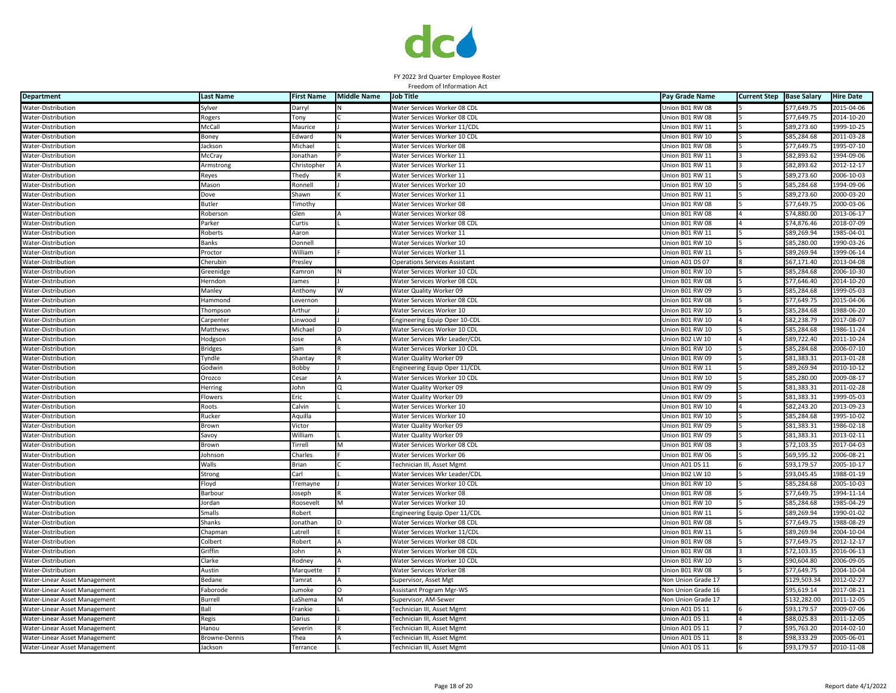FY 2022 3rd Quarter Employee Roster

Freedom of Information Act

| Department | Last Name | First Name | Middle Name | Job Title | Pay Grade Name | Current Step | Base Salary | Hire Date |
|---|---|---|---|---|---|---|---|---|
| Water-Distribution | Sylver | Darryl | N | Water Services Worker 08 CDL | Union B01 RW 08 | 5 | $77,649.75 | 2015-04-06 |
| Water-Distribution | Rogers | Tony | C | Water Services Worker 08 CDL | Union B01 RW 08 | 5 | $77,649.75 | 2014-10-20 |
| Water-Distribution | McCall | Maurice | J | Water Services Worker 11/CDL | Union B01 RW 11 | 5 | $89,273.60 | 1999-10-25 |
| Water-Distribution | Boney | Edward | N | Water Services Worker 10 CDL | Union B01 RW 10 | 5 | $85,284.68 | 2011-03-28 |
| Water-Distribution | Jackson | Michael | L | Water Services Worker 08 | Union B01 RW 08 | 5 | $77,649.75 | 1995-07-10 |
| Water-Distribution | McCray | Jonathan | P | Water Services Worker 11 | Union B01 RW 11 | 3 | $82,893.62 | 1994-09-06 |
| Water-Distribution | Armstrong | Christopher | A | Water Services Worker 11 | Union B01 RW 11 | 3 | $82,893.62 | 2012-12-17 |
| Water-Distribution | Reyes | Thedy | R | Water Services Worker 11 | Union B01 RW 11 | 5 | $89,273.60 | 2006-10-03 |
| Water-Distribution | Mason | Ronnell | J | Water Services Worker 10 | Union B01 RW 10 | 5 | $85,284.68 | 1994-09-06 |
| Water-Distribution | Dove | Shawn | K | Water Services Worker 11 | Union B01 RW 11 | 5 | $89,273.60 | 2000-03-20 |
| Water-Distribution | Butler | Timothy | | Water Services Worker 08 | Union B01 RW 08 | 5 | $77,649.75 | 2000-03-06 |
| Water-Distribution | Roberson | Glen | A | Water Services Worker 08 | Union B01 RW 08 | 4 | $74,880.00 | 2013-06-17 |
| Water-Distribution | Parker | Curtis | L | Water Services Worker 08 CDL | Union B01 RW 08 | 4 | $74,876.46 | 2018-07-09 |
| Water-Distribution | Roberts | Aaron | | Water Services Worker 11 | Union B01 RW 11 | 5 | $89,269.94 | 1985-04-01 |
| Water-Distribution | Banks | Donnell | | Water Services Worker 10 | Union B01 RW 10 | 5 | $85,280.00 | 1990-03-26 |
| Water-Distribution | Proctor | William | F | Water Services Worker 11 | Union B01 RW 11 | 5 | $89,269.94 | 1999-06-14 |
| Water-Distribution | Cherubin | Presley | | Operations Services Assistant | Union A01 DS 07 | 8 | $67,171.40 | 2013-04-08 |
| Water-Distribution | Greenidge | Kamron | N | Water Services Worker 10 CDL | Union B01 RW 10 | 5 | $85,284.68 | 2006-10-30 |
| Water-Distribution | Herndon | James | J | Water Services Worker 08 CDL | Union B01 RW 08 | 5 | $77,646.40 | 2014-10-20 |
| Water-Distribution | Manley | Anthony | W | Water Quality Worker 09 | Union B01 RW 09 | 5 | $85,284.68 | 1999-05-03 |
| Water-Distribution | Hammond | Levernon | | Water Services Worker 08 CDL | Union B01 RW 08 | 5 | $77,649.75 | 2015-04-06 |
| Water-Distribution | Thompson | Arthur | J | Water Services Worker 10 | Union B01 RW 10 | 5 | $85,284.68 | 1988-06-20 |
| Water-Distribution | Carpenter | Linwood | J | Engineering Equip Oper 10-CDL | Union B01 RW 10 | 4 | $82,238.79 | 2017-08-07 |
| Water-Distribution | Matthews | Michael | D | Water Services Worker 10 CDL | Union B01 RW 10 | 5 | $85,284.68 | 1986-11-24 |
| Water-Distribution | Hodgson | Jose | A | Water Services Wkr Leader/CDL | Union B02 LW 10 | 4 | $89,722.40 | 2011-10-24 |
| Water-Distribution | Bridges | Sam | R | Water Services Worker 10 CDL | Union B01 RW 10 | 5 | $85,284.68 | 2006-07-10 |
| Water-Distribution | Tyndle | Shantay | R | Water Quality Worker 09 | Union B01 RW 09 | 5 | $81,383.31 | 2013-01-28 |
| Water-Distribution | Godwin | Bobby | J | Engineering Equip Oper 11/CDL | Union B01 RW 11 | 5 | $89,269.94 | 2010-10-12 |
| Water-Distribution | Orozco | Cesar | A | Water Services Worker 10 CDL | Union B01 RW 10 | 5 | $85,280.00 | 2009-08-17 |
| Water-Distribution | Herring | John | Q | Water Quality Worker 09 | Union B01 RW 09 | 5 | $81,383.31 | 2011-02-28 |
| Water-Distribution | Flowers | Eric | L | Water Quality Worker 09 | Union B01 RW 09 | 5 | $81,383.31 | 1999-05-03 |
| Water-Distribution | Roots | Calvin | L | Water Services Worker 10 | Union B01 RW 10 | 4 | $82,243.20 | 2013-09-23 |
| Water-Distribution | Rucker | Aquilla | | Water Services Worker 10 | Union B01 RW 10 | 5 | $85,284.68 | 1995-10-02 |
| Water-Distribution | Brown | Victor | | Water Quality Worker 09 | Union B01 RW 09 | 5 | $81,383.31 | 1986-02-18 |
| Water-Distribution | Savoy | William | L | Water Quality Worker 09 | Union B01 RW 09 | 5 | $81,383.31 | 2013-02-11 |
| Water-Distribution | Brown | Tirrell | M | Water Services Worker 08 CDL | Union B01 RW 08 | 3 | $72,103.35 | 2017-04-03 |
| Water-Distribution | Johnson | Charles | F | Water Services Worker 06 | Union B01 RW 06 | 5 | $69,595.32 | 2006-08-21 |
| Water-Distribution | Walls | Brian | C | Technician III, Asset Mgmt | Union A01 DS 11 | 6 | $93,179.57 | 2005-10-17 |
| Water-Distribution | Strong | Carl | L | Water Services Wkr Leader/CDL | Union B02 LW 10 | 5 | $93,045.45 | 1988-01-19 |
| Water-Distribution | Floyd | Tremayne | J | Water Services Worker 10 CDL | Union B01 RW 10 | 5 | $85,284.68 | 2005-10-03 |
| Water-Distribution | Barbour | Joseph | R | Water Services Worker 08 | Union B01 RW 08 | 5 | $77,649.75 | 1994-11-14 |
| Water-Distribution | Jordan | Roosevelt | M | Water Services Worker 10 | Union B01 RW 10 | 5 | $85,284.68 | 1985-04-29 |
| Water-Distribution | Smalls | Robert | | Engineering Equip Oper 11/CDL | Union B01 RW 11 | 5 | $89,269.94 | 1990-01-02 |
| Water-Distribution | Shanks | Jonathan | D | Water Services Worker 08 CDL | Union B01 RW 08 | 5 | $77,649.75 | 1988-08-29 |
| Water-Distribution | Chapman | Latrell | E | Water Services Worker 11/CDL | Union B01 RW 11 | 5 | $89,269.94 | 2004-10-04 |
| Water-Distribution | Colbert | Robert | A | Water Services Worker 08 CDL | Union B01 RW 08 | 5 | $77,649.75 | 2012-12-17 |
| Water-Distribution | Griffin | John | A | Water Services Worker 08 CDL | Union B01 RW 08 | 3 | $72,103.35 | 2016-06-13 |
| Water-Distribution | Clarke | Rodney | A | Water Services Worker 10 CDL | Union B01 RW 10 | 5 | $90,604.80 | 2006-09-05 |
| Water-Distribution | Austin | Marquette | T | Water Services Worker 08 | Union B01 RW 08 | 5 | $77,649.75 | 2004-10-04 |
| Water-Linear Asset Management | Bedane | Tamrat | A | Supervisor, Asset Mgt | Non Union Grade 17 | | $129,503.34 | 2012-02-27 |
| Water-Linear Asset Management | Faborode | Jumoke | O | Assistant Program Mgr-WS | Non Union Grade 16 | | $95,619.14 | 2017-08-21 |
| Water-Linear Asset Management | Burrell | LaShema | M | Supervisor, AM-Sewer | Non Union Grade 17 | | $132,282.00 | 2011-12-05 |
| Water-Linear Asset Management | Ball | Frankie | L | Technician III, Asset Mgmt | Union A01 DS 11 | 6 | $93,179.57 | 2009-07-06 |
| Water-Linear Asset Management | Regis | Darius | J | Technician III, Asset Mgmt | Union A01 DS 11 | 4 | $88,025.83 | 2011-12-05 |
| Water-Linear Asset Management | Hanou | Severin | R | Technician III, Asset Mgmt | Union A01 DS 11 | 7 | $95,763.20 | 2014-02-10 |
| Water-Linear Asset Management | Browne-Dennis | Thea | A | Technician III, Asset Mgmt | Union A01 DS 11 | 8 | $98,333.29 | 2005-06-01 |
| Water-Linear Asset Management | Jackson | Terrance | L | Technician III, Asset Mgmt | Union A01 DS 11 | 6 | $93,179.57 | 2010-11-08 |

Report date 4/1/2022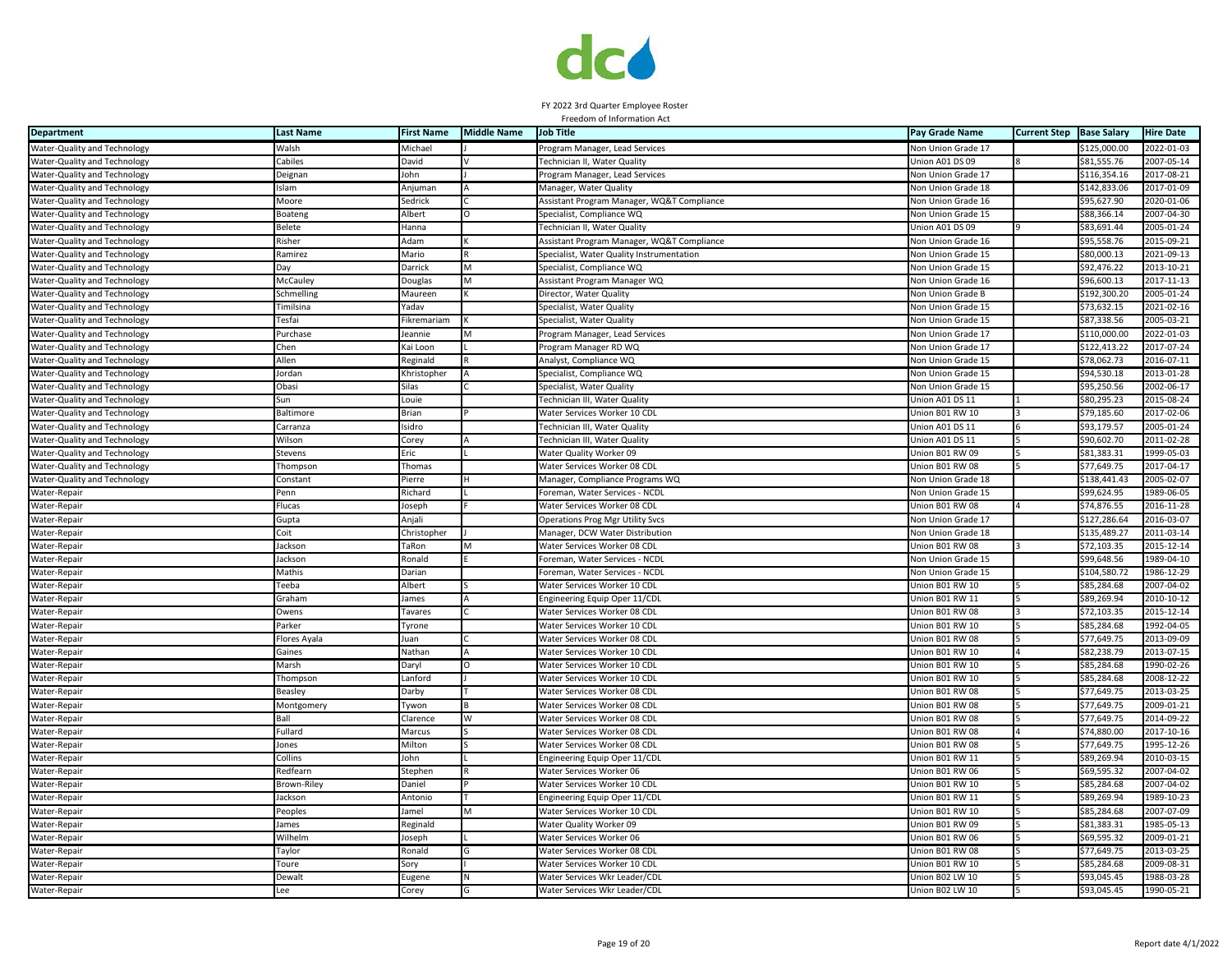FY 2022 3rd Quarter Employee Roster

Freedom of Information Act

| Department | Last Name | First Name | Middle Name | Job Title | Pay Grade Name | Current Step | Base Salary | Hire Date |
|---|---|---|---|---|---|---|---|---|
| Water-Quality and Technology | Walsh | Michael | J | Program Manager, Lead Services | Non Union Grade 17 | | $125,000.00 | 2022-01-03 |
| Water-Quality and Technology | Cabiles | David | V | Technician II, Water Quality | Union A01 DS 09 | 8 | $81,555.76 | 2007-05-14 |
| Water-Quality and Technology | Deignan | John | J | Program Manager, Lead Services | Non Union Grade 17 | | $116,354.16 | 2017-08-21 |
| Water-Quality and Technology | Islam | Anjuman | A | Manager, Water Quality | Non Union Grade 18 | | $142,833.06 | 2017-01-09 |
| Water-Quality and Technology | Moore | Sedrick | C | Assistant Program Manager, WQ&T Compliance | Non Union Grade 16 | | $95,627.90 | 2020-01-06 |
| Water-Quality and Technology | Boateng | Albert | O | Specialist, Compliance WQ | Non Union Grade 15 | | $88,366.14 | 2007-04-30 |
| Water-Quality and Technology | Belete | Hanna | | Technician II, Water Quality | Union A01 DS 09 | 9 | $83,691.44 | 2005-01-24 |
| Water-Quality and Technology | Risher | Adam | K | Assistant Program Manager, WQ&T Compliance | Non Union Grade 16 | | $95,558.76 | 2015-09-21 |
| Water-Quality and Technology | Ramirez | Mario | R | Specialist, Water Quality Instrumentation | Non Union Grade 15 | | $80,000.13 | 2021-09-13 |
| Water-Quality and Technology | Day | Darrick | M | Specialist, Compliance WQ | Non Union Grade 15 | | $92,476.22 | 2013-10-21 |
| Water-Quality and Technology | McCauley | Douglas | M | Assistant Program Manager WQ | Non Union Grade 16 | | $96,600.13 | 2017-11-13 |
| Water-Quality and Technology | Schmelling | Maureen | K | Director, Water Quality | Non Union Grade B | | $192,300.20 | 2005-01-24 |
| Water-Quality and Technology | Timilsina | Yadav | | Specialist, Water Quality | Non Union Grade 15 | | $73,632.15 | 2021-02-16 |
| Water-Quality and Technology | Tesfai | Fikremariam | K | Specialist, Water Quality | Non Union Grade 15 | | $87,338.56 | 2005-03-21 |
| Water-Quality and Technology | Purchase | Jeannie | M | Program Manager, Lead Services | Non Union Grade 17 | | $110,000.00 | 2022-01-03 |
| Water-Quality and Technology | Chen | Kai Loon | L | Program Manager RD WQ | Non Union Grade 17 | | $122,413.22 | 2017-07-24 |
| Water-Quality and Technology | Allen | Reginald | R | Analyst, Compliance WQ | Non Union Grade 15 | | $78,062.73 | 2016-07-11 |
| Water-Quality and Technology | Jordan | Khristopher | A | Specialist, Compliance WQ | Non Union Grade 15 | | $94,530.18 | 2013-01-28 |
| Water-Quality and Technology | Obasi | Silas | C | Specialist, Water Quality | Non Union Grade 15 | | $95,250.56 | 2002-06-17 |
| Water-Quality and Technology | Sun | Louie | | Technician III, Water Quality | Union A01 DS 11 | 1 | $80,295.23 | 2015-08-24 |
| Water-Quality and Technology | Baltimore | Brian | P | Water Services Worker 10 CDL | Union B01 RW 10 | 3 | $79,185.60 | 2017-02-06 |
| Water-Quality and Technology | Carranza | Isidro | | Technician III, Water Quality | Union A01 DS 11 | 6 | $93,179.57 | 2005-01-24 |
| Water-Quality and Technology | Wilson | Corey | A | Technician III, Water Quality | Union A01 DS 11 | 5 | $90,602.70 | 2011-02-28 |
| Water-Quality and Technology | Stevens | Eric | L | Water Quality Worker 09 | Union B01 RW 09 | 5 | $81,383.31 | 1999-05-03 |
| Water-Quality and Technology | Thompson | Thomas | | Water Services Worker 08 CDL | Union B01 RW 08 | 5 | $77,649.75 | 2017-04-17 |
| Water-Quality and Technology | Constant | Pierre | H | Manager, Compliance Programs WQ | Non Union Grade 18 | | $138,441.43 | 2005-02-07 |
| Water-Repair | Penn | Richard | L | Foreman, Water Services - NCDL | Non Union Grade 15 | | $99,624.95 | 1989-06-05 |
| Water-Repair | Flucas | Joseph | F | Water Services Worker 08 CDL | Union B01 RW 08 | 4 | $74,876.55 | 2016-11-28 |
| Water-Repair | Gupta | Anjali | | Operations Prog Mgr Utility Svcs | Non Union Grade 17 | | $127,286.64 | 2016-03-07 |
| Water-Repair | Coit | Christopher | J | Manager, DCW Water Distribution | Non Union Grade 18 | | $135,489.27 | 2011-03-14 |
| Water-Repair | Jackson | TaRon | M | Water Services Worker 08 CDL | Union B01 RW 08 | 3 | $72,103.35 | 2015-12-14 |
| Water-Repair | Jackson | Ronald | E | Foreman, Water Services - NCDL | Non Union Grade 15 | | $99,648.56 | 1989-04-10 |
| Water-Repair | Mathis | Darian | | Foreman, Water Services - NCDL | Non Union Grade 15 | | $104,580.72 | 1986-12-29 |
| Water-Repair | Teeba | Albert | S | Water Services Worker 10 CDL | Union B01 RW 10 | 5 | $85,284.68 | 2007-04-02 |
| Water-Repair | Graham | James | A | Engineering Equip Oper 11/CDL | Union B01 RW 11 | 5 | $89,269.94 | 2010-10-12 |
| Water-Repair | Owens | Tavares | C | Water Services Worker 08 CDL | Union B01 RW 08 | 3 | $72,103.35 | 2015-12-14 |
| Water-Repair | Parker | Tyrone | | Water Services Worker 10 CDL | Union B01 RW 10 | 5 | $85,284.68 | 1992-04-05 |
| Water-Repair | Flores Ayala | Juan | C | Water Services Worker 08 CDL | Union B01 RW 08 | 5 | $77,649.75 | 2013-09-09 |
| Water-Repair | Gaines | Nathan | A | Water Services Worker 10 CDL | Union B01 RW 10 | 4 | $82,238.79 | 2013-07-15 |
| Water-Repair | Marsh | Daryl | O | Water Services Worker 10 CDL | Union B01 RW 10 | 5 | $85,284.68 | 1990-02-26 |
| Water-Repair | Thompson | Lanford | J | Water Services Worker 10 CDL | Union B01 RW 10 | 5 | $85,284.68 | 2008-12-22 |
| Water-Repair | Beasley | Darby | T | Water Services Worker 08 CDL | Union B01 RW 08 | 5 | $77,649.75 | 2013-03-25 |
| Water-Repair | Montgomery | Tywon | B | Water Services Worker 08 CDL | Union B01 RW 08 | 5 | $77,649.75 | 2009-01-21 |
| Water-Repair | Ball | Clarence | W | Water Services Worker 08 CDL | Union B01 RW 08 | 5 | $77,649.75 | 2014-09-22 |
| Water-Repair | Fullard | Marcus | S | Water Services Worker 08 CDL | Union B01 RW 08 | 4 | $74,880.00 | 2017-10-16 |
| Water-Repair | Jones | Milton | S | Water Services Worker 08 CDL | Union B01 RW 08 | 5 | $77,649.75 | 1995-12-26 |
| Water-Repair | Collins | John | L | Engineering Equip Oper 11/CDL | Union B01 RW 11 | 5 | $89,269.94 | 2010-03-15 |
| Water-Repair | Redfearn | Stephen | R | Water Services Worker 06 | Union B01 RW 06 | 5 | $69,595.32 | 2007-04-02 |
| Water-Repair | Brown-Riley | Daniel | P | Water Services Worker 10 CDL | Union B01 RW 10 | 5 | $85,284.68 | 2007-04-02 |
| Water-Repair | Jackson | Antonio | T | Engineering Equip Oper 11/CDL | Union B01 RW 11 | 5 | $89,269.94 | 1989-10-23 |
| Water-Repair | Peoples | Jamel | M | Water Services Worker 10 CDL | Union B01 RW 10 | 5 | $85,284.68 | 2007-07-09 |
| Water-Repair | James | Reginald | | Water Quality Worker 09 | Union B01 RW 09 | 5 | $81,383.31 | 1985-05-13 |
| Water-Repair | Wilhelm | Joseph | L | Water Services Worker 06 | Union B01 RW 06 | 5 | $69,595.32 | 2009-01-21 |
| Water-Repair | Taylor | Ronald | G | Water Services Worker 08 CDL | Union B01 RW 08 | 5 | $77,649.75 | 2013-03-25 |
| Water-Repair | Toure | Sory | I | Water Services Worker 10 CDL | Union B01 RW 10 | 5 | $85,284.68 | 2009-08-31 |
| Water-Repair | Dewalt | Eugene | N | Water Services Wkr Leader/CDL | Union B02 LW 10 | 5 | $93,045.45 | 1988-03-28 |
| Water-Repair | Lee | Corey | G | Water Services Wkr Leader/CDL | Union B02 LW 10 | 5 | $93,045.45 | 1990-05-21 |

Report date 4/1/2022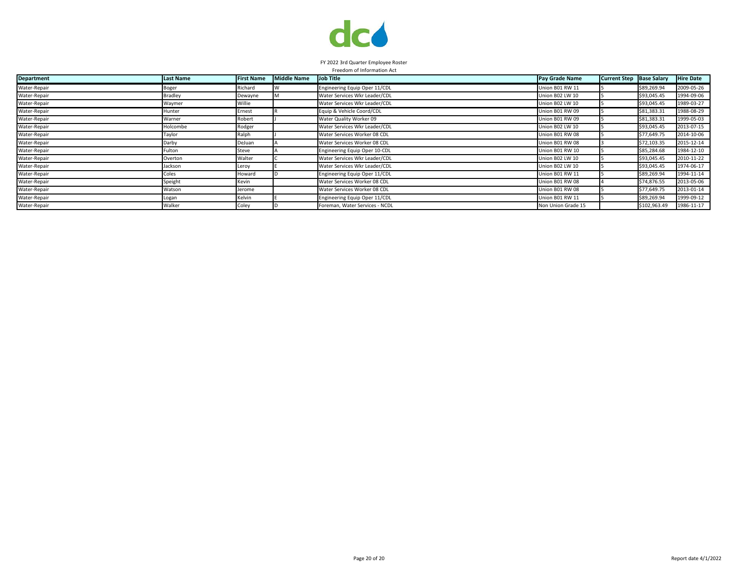FY 2022 3rd Quarter Employee Roster

Freedom of Information Act

| Department | Last Name | First Name | Middle Name | Job Title | Pay Grade Name | Current Step | Base Salary | Hire Date |
|---|---|---|---|---|---|---|---|---|
| Water-Repair | Boger | Richard | W | Engineering Equip Oper 11/CDL | Union B01 RW 11 | 5 | $89,269.94 | 2009-05-26 |
| Water-Repair | Bradley | Dewayne | M | Water Services Wkr Leader/CDL | Union B02 LW 10 | 5 | $93,045.45 | 1994-09-06 |
| Water-Repair | Waymer | Willie | | Water Services Wkr Leader/CDL | Union B02 LW 10 | 5 | $93,045.45 | 1989-03-27 |
| Water-Repair | Hunter | Ernest | R | Equip & Vehicle Coord/CDL | Union B01 RW 09 | 5 | $81,383.31 | 1988-08-29 |
| Water-Repair | Warner | Robert | J | Water Quality Worker 09 | Union B01 RW 09 | 5 | $81,383.31 | 1999-05-03 |
| Water-Repair | Holcombe | Rodger | | Water Services Wkr Leader/CDL | Union B02 LW 10 | 5 | $93,045.45 | 2013-07-15 |
| Water-Repair | Taylor | Ralph | J | Water Services Worker 08 CDL | Union B01 RW 08 | 5 | $77,649.75 | 2014-10-06 |
| Water-Repair | Darby | DeJuan | A | Water Services Worker 08 CDL | Union B01 RW 08 | 3 | $72,103.35 | 2015-12-14 |
| Water-Repair | Fulton | Steve | A | Engineering Equip Oper 10-CDL | Union B01 RW 10 | 5 | $85,284.68 | 1984-12-10 |
| Water-Repair | Overton | Walter | C | Water Services Wkr Leader/CDL | Union B02 LW 10 | 5 | $93,045.45 | 2010-11-22 |
| Water-Repair | Jackson | Leroy | E | Water Services Wkr Leader/CDL | Union B02 LW 10 | 5 | $93,045.45 | 1974-06-17 |
| Water-Repair | Coles | Howard | D | Engineering Equip Oper 11/CDL | Union B01 RW 11 | 5 | $89,269.94 | 1994-11-14 |
| Water-Repair | Speight | Kevin | | Water Services Worker 08 CDL | Union B01 RW 08 | 4 | $74,876.55 | 2013-05-06 |
| Water-Repair | Watson | Jerome | | Water Services Worker 08 CDL | Union B01 RW 08 | 5 | $77,649.75 | 2013-01-14 |
| Water-Repair | Logan | Kelvin | E | Engineering Equip Oper 11/CDL | Union B01 RW 11 | 5 | $89,269.94 | 1999-09-12 |
| Water-Repair | Walker | Coley | D | Foreman, Water Services - NCDL | Non Union Grade 15 | | $102,963.49 | 1986-11-17 |

Report date 4/1/2022